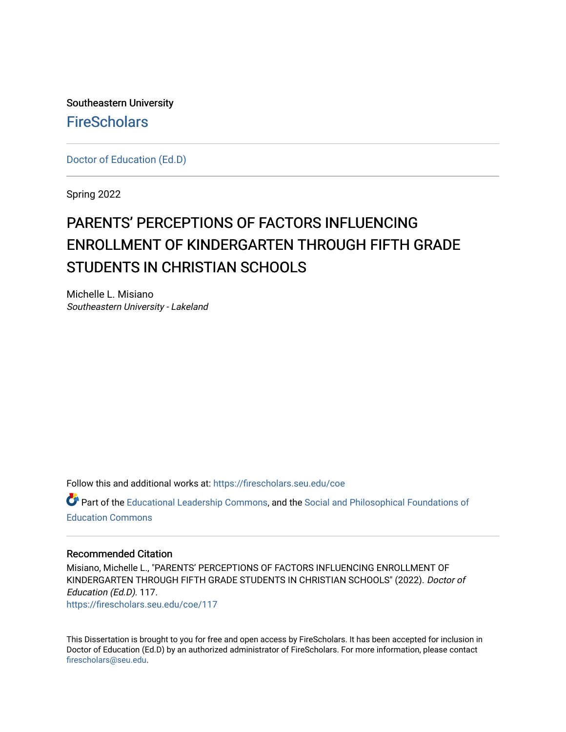Southeastern University

FireScholars

Doctor of Education (Ed.D)

Spring 2022

# PARENTS’ PERCEPTIONS OF FACTORS INFLUENCING ENROLLMENT OF KINDERGARTEN THROUGH FIFTH GRADE STUDENTS IN CHRISTIAN SCHOOLS

Michelle L. Misiano
*Southeastern University - Lakeland*

Follow this and additional works at: https://firescholars.seu.edu/coe

Part of the Educational Leadership Commons, and the Social and Philosophical Foundations of Education Commons

## Recommended Citation

Misiano, Michelle L., "PARENTS’ PERCEPTIONS OF FACTORS INFLUENCING ENROLLMENT OF KINDERGARTEN THROUGH FIFTH GRADE STUDENTS IN CHRISTIAN SCHOOLS" (2022). *Doctor of Education (Ed.D)*. 117.
https://firescholars.seu.edu/coe/117

This Dissertation is brought to you for free and open access by FireScholars. It has been accepted for inclusion in Doctor of Education (Ed.D) by an authorized administrator of FireScholars. For more information, please contact firescholars@seu.edu.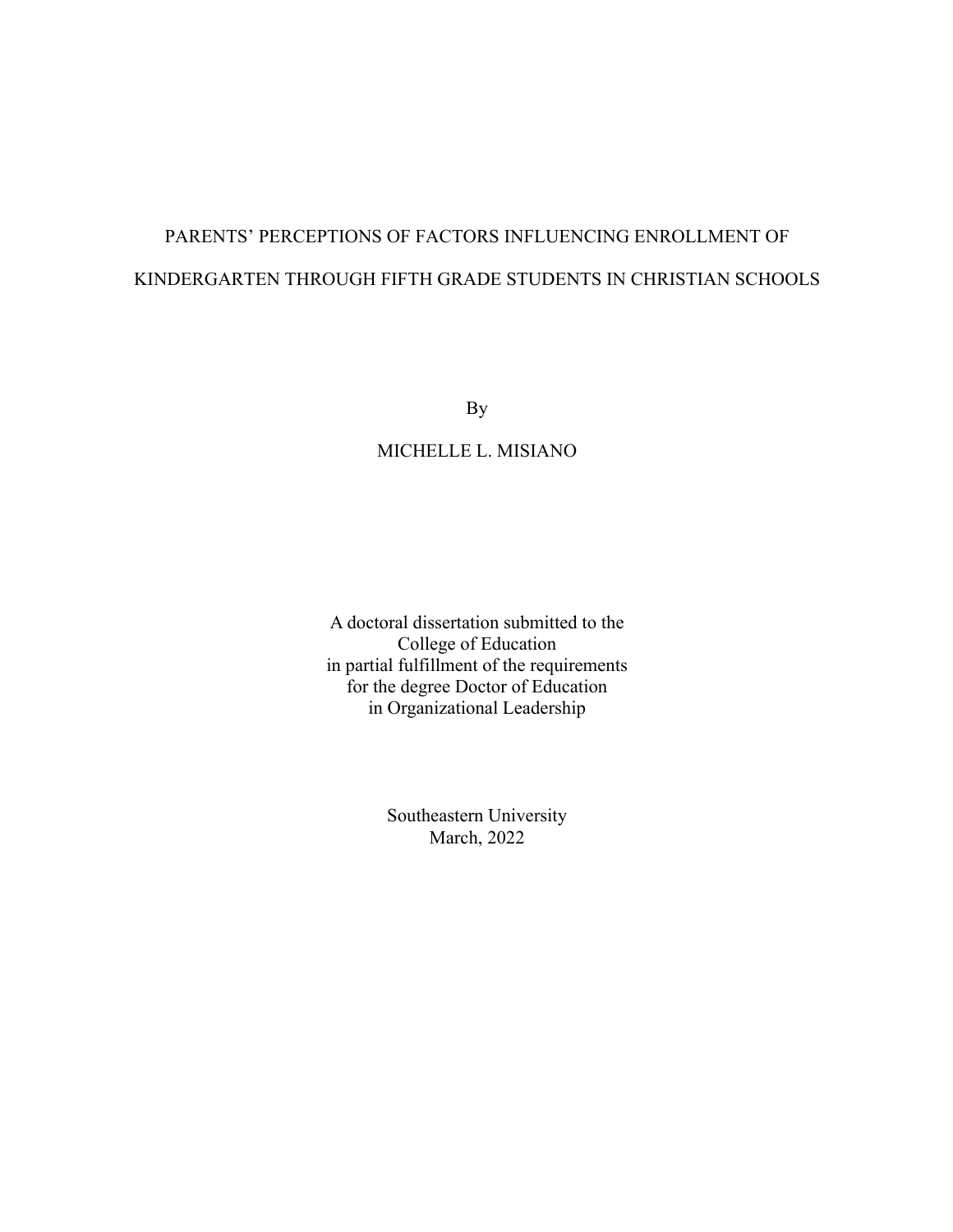# PARENTS' PERCEPTIONS OF FACTORS INFLUENCING ENROLLMENT OF KINDERGARTEN THROUGH FIFTH GRADE STUDENTS IN CHRISTIAN SCHOOLS

By

MICHELLE L. MISIANO

A doctoral dissertation submitted to the
College of Education
in partial fulfillment of the requirements
for the degree Doctor of Education
in Organizational Leadership

Southeastern University
March, 2022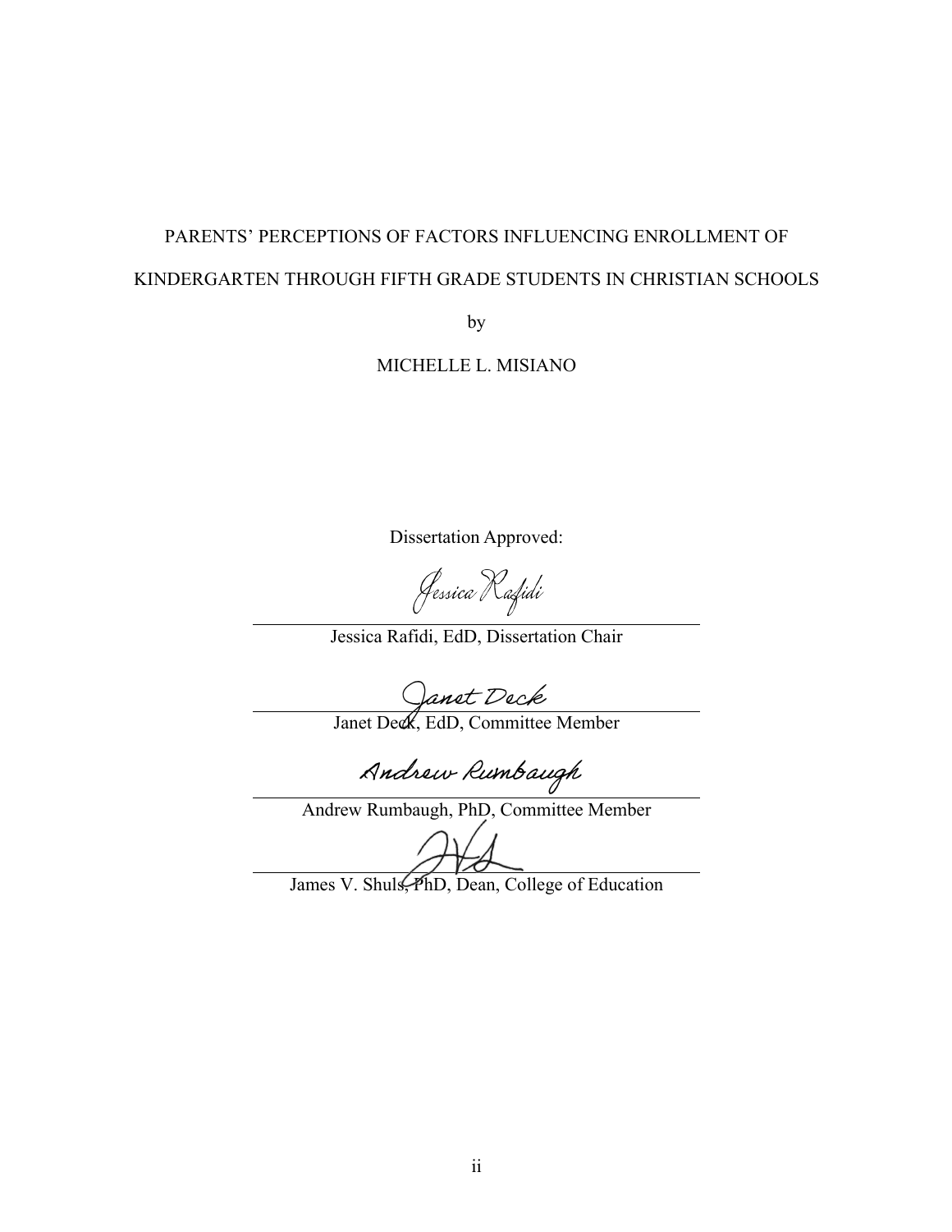PARENTS' PERCEPTIONS OF FACTORS INFLUENCING ENROLLMENT OF KINDERGARTEN THROUGH FIFTH GRADE STUDENTS IN CHRISTIAN SCHOOLS

by

MICHELLE L. MISIANO

Dissertation Approved:

Jessica Rafidi, EdD, Dissertation Chair

Janet Deck, EdD, Committee Member

Andrew Rumbaugh, PhD, Committee Member

James V. Shuls, PhD, Dean, College of Education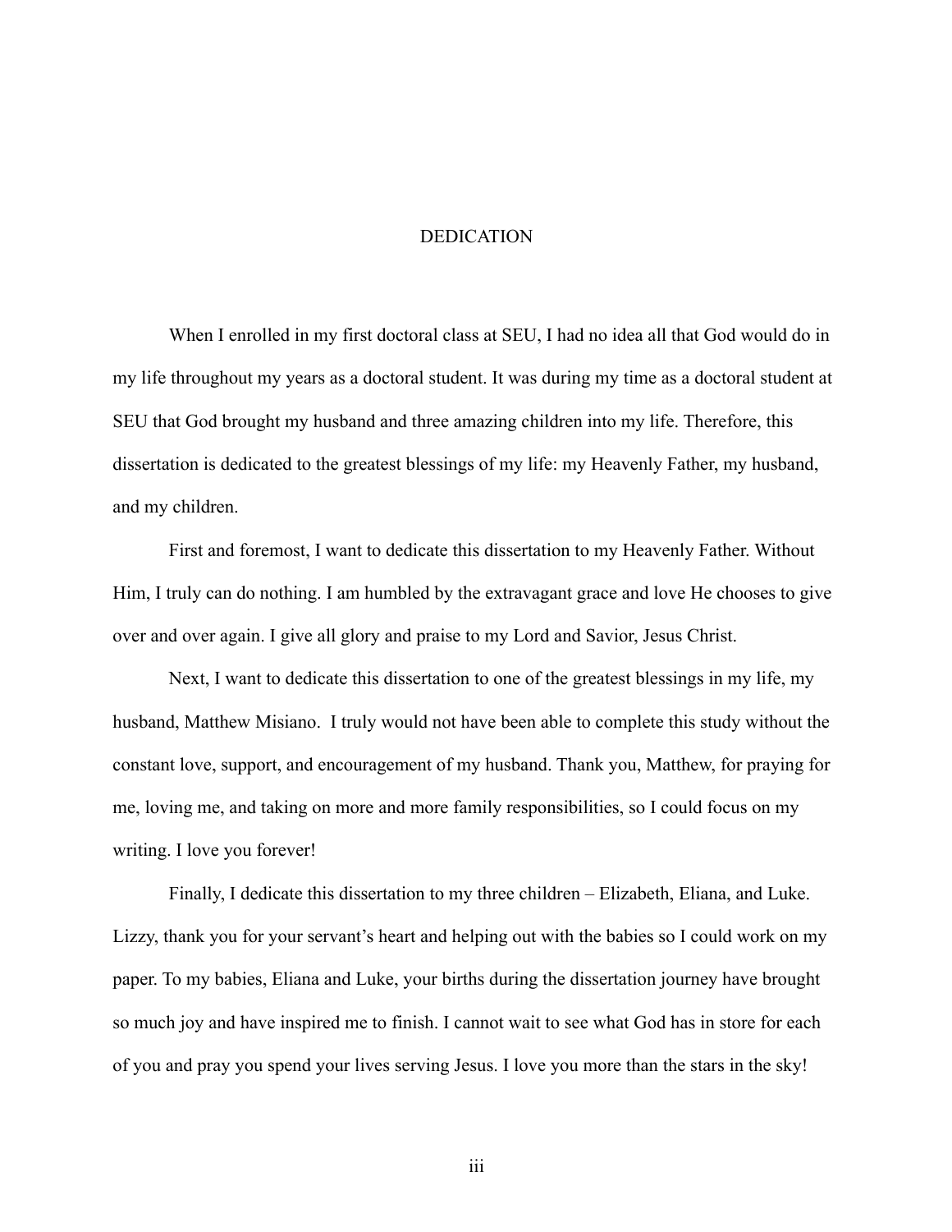# DEDICATION

When I enrolled in my first doctoral class at SEU, I had no idea all that God would do in my life throughout my years as a doctoral student. It was during my time as a doctoral student at SEU that God brought my husband and three amazing children into my life. Therefore, this dissertation is dedicated to the greatest blessings of my life: my Heavenly Father, my husband, and my children.

First and foremost, I want to dedicate this dissertation to my Heavenly Father. Without Him, I truly can do nothing. I am humbled by the extravagant grace and love He chooses to give over and over again. I give all glory and praise to my Lord and Savior, Jesus Christ.

Next, I want to dedicate this dissertation to one of the greatest blessings in my life, my husband, Matthew Misiano. I truly would not have been able to complete this study without the constant love, support, and encouragement of my husband. Thank you, Matthew, for praying for me, loving me, and taking on more and more family responsibilities, so I could focus on my writing. I love you forever!

Finally, I dedicate this dissertation to my three children – Elizabeth, Eliana, and Luke. Lizzy, thank you for your servant's heart and helping out with the babies so I could work on my paper. To my babies, Eliana and Luke, your births during the dissertation journey have brought so much joy and have inspired me to finish. I cannot wait to see what God has in store for each of you and pray you spend your lives serving Jesus. I love you more than the stars in the sky!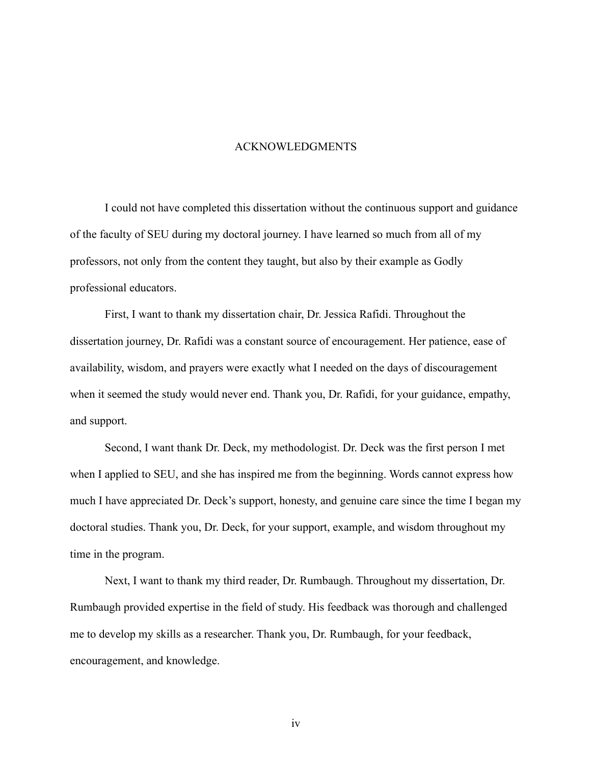# ACKNOWLEDGMENTS

I could not have completed this dissertation without the continuous support and guidance of the faculty of SEU during my doctoral journey. I have learned so much from all of my professors, not only from the content they taught, but also by their example as Godly professional educators.

First, I want to thank my dissertation chair, Dr. Jessica Rafidi. Throughout the dissertation journey, Dr. Rafidi was a constant source of encouragement. Her patience, ease of availability, wisdom, and prayers were exactly what I needed on the days of discouragement when it seemed the study would never end. Thank you, Dr. Rafidi, for your guidance, empathy, and support.

Second, I want thank Dr. Deck, my methodologist. Dr. Deck was the first person I met when I applied to SEU, and she has inspired me from the beginning. Words cannot express how much I have appreciated Dr. Deck's support, honesty, and genuine care since the time I began my doctoral studies. Thank you, Dr. Deck, for your support, example, and wisdom throughout my time in the program.

Next, I want to thank my third reader, Dr. Rumbaugh. Throughout my dissertation, Dr. Rumbaugh provided expertise in the field of study. His feedback was thorough and challenged me to develop my skills as a researcher. Thank you, Dr. Rumbaugh, for your feedback, encouragement, and knowledge.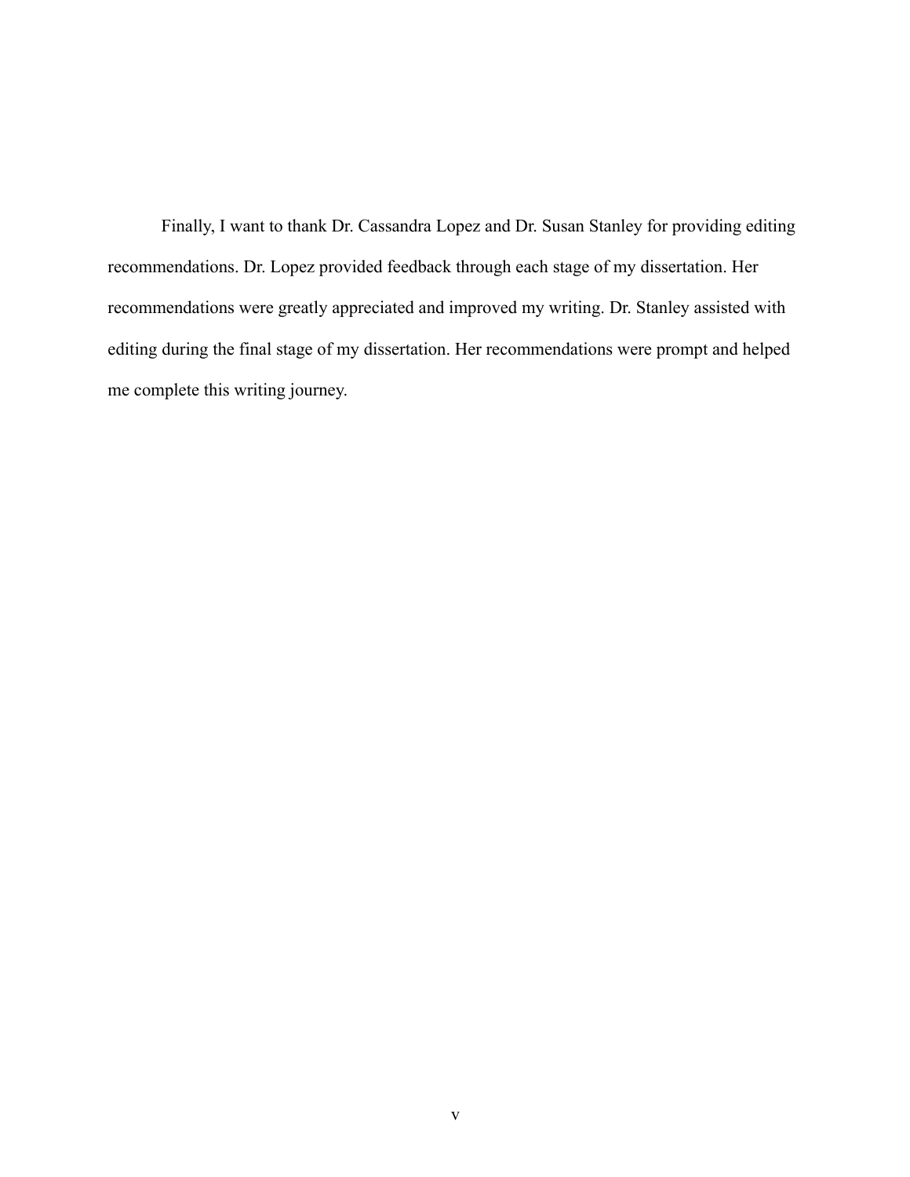Finally, I want to thank Dr. Cassandra Lopez and Dr. Susan Stanley for providing editing recommendations. Dr. Lopez provided feedback through each stage of my dissertation. Her recommendations were greatly appreciated and improved my writing. Dr. Stanley assisted with editing during the final stage of my dissertation. Her recommendations were prompt and helped me complete this writing journey.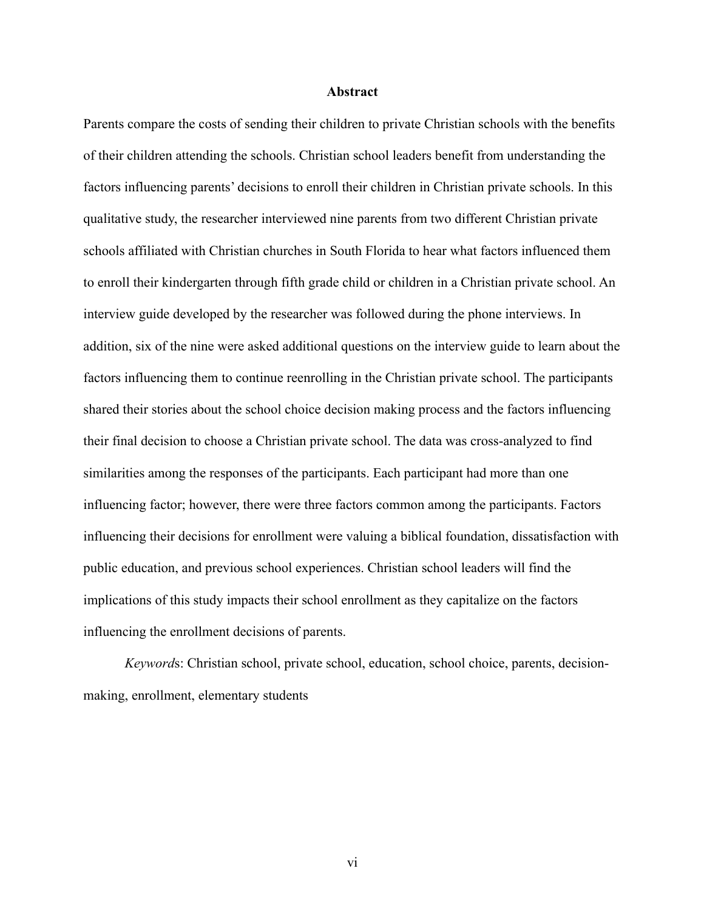# Abstract

Parents compare the costs of sending their children to private Christian schools with the benefits of their children attending the schools. Christian school leaders benefit from understanding the factors influencing parents' decisions to enroll their children in Christian private schools. In this qualitative study, the researcher interviewed nine parents from two different Christian private schools affiliated with Christian churches in South Florida to hear what factors influenced them to enroll their kindergarten through fifth grade child or children in a Christian private school. An interview guide developed by the researcher was followed during the phone interviews. In addition, six of the nine were asked additional questions on the interview guide to learn about the factors influencing them to continue reenrolling in the Christian private school. The participants shared their stories about the school choice decision making process and the factors influencing their final decision to choose a Christian private school. The data was cross-analyzed to find similarities among the responses of the participants. Each participant had more than one influencing factor; however, there were three factors common among the participants. Factors influencing their decisions for enrollment were valuing a biblical foundation, dissatisfaction with public education, and previous school experiences. Christian school leaders will find the implications of this study impacts their school enrollment as they capitalize on the factors influencing the enrollment decisions of parents.

*Keywords*: Christian school, private school, education, school choice, parents, decision-making, enrollment, elementary students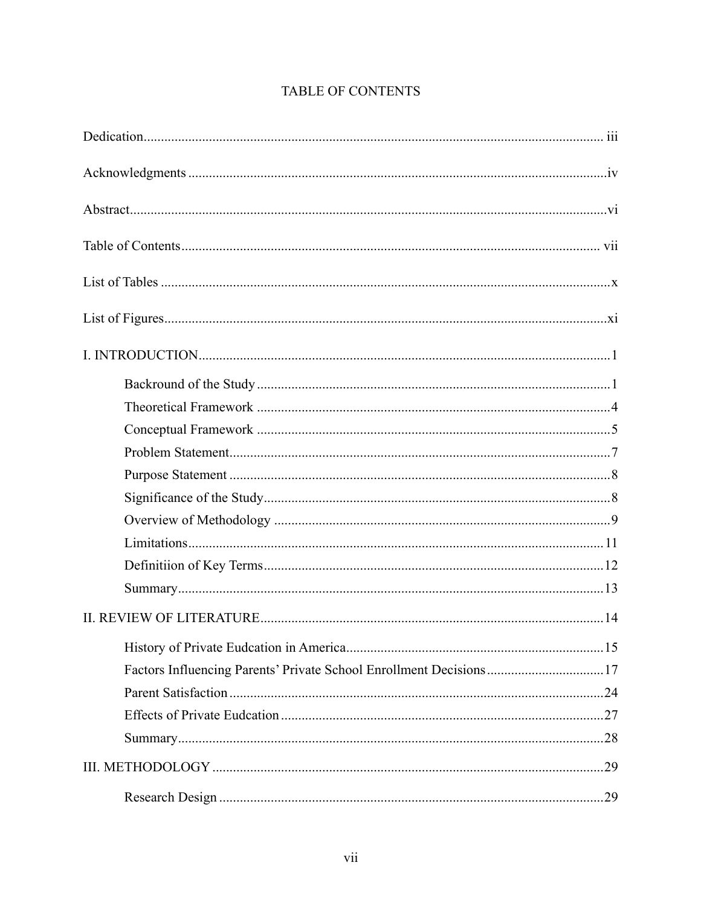# TABLE OF CONTENTS

Dedication .......................................................................................................................... iii

Acknowledgments ...............................................................................................................iv

Abstract ...............................................................................................................................vi

Table of Contents ............................................................................................................... vii

List of Tables ........................................................................................................................x

List of Figures .....................................................................................................................xi

I. INTRODUCTION ..............................................................................................................1

- Backround of the Study .......................................................................................................1
- Theoretical Framework .......................................................................................................4
- Conceptual Framework .......................................................................................................5
- Problem Statement ..............................................................................................................7
- Purpose Statement ..............................................................................................................8
- Significance of the Study .....................................................................................................8
- Overview of Methodology ..................................................................................................9
- Limitations ........................................................................................................................11
- Definitiion of Key Terms ...................................................................................................12
- Summary ...........................................................................................................................13

II. REVIEW OF LITERATURE ..........................................................................................14

- History of Private Eudcation in America ..........................................................................15
- Factors Influencing Parents' Private School Enrollment Decisions ...................................17
- Parent Satisfaction .............................................................................................................24
- Effects of Private Eudcation ..............................................................................................27
- Summary ............................................................................................................................28

III. METHODOLOGY .........................................................................................................29

- Research Design ................................................................................................................29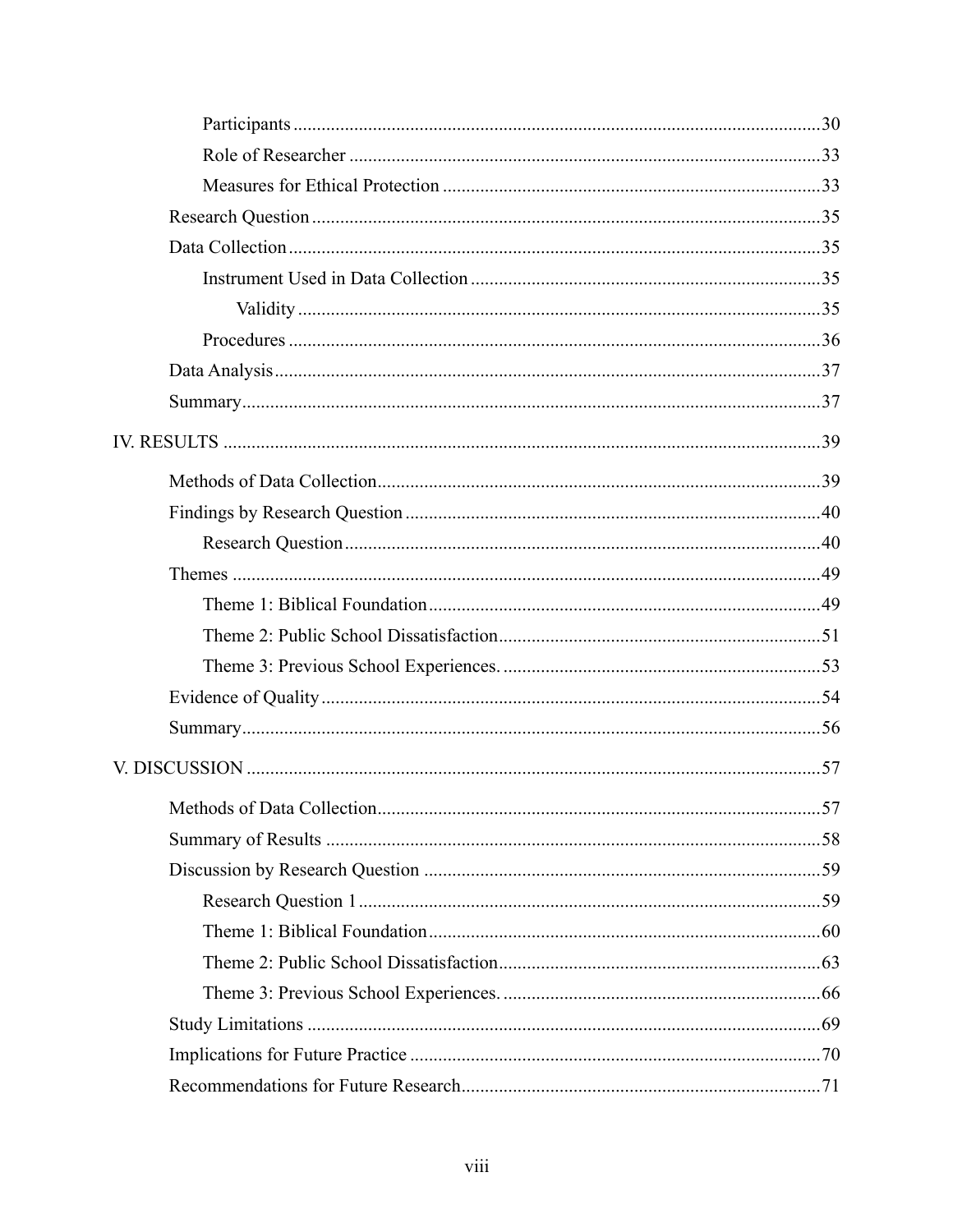Participants ................................................................................................30

Role of Researcher ....................................................................................33

Measures for Ethical Protection ................................................................33

Research Question ............................................................................................35

Data Collection .................................................................................................35

Instrument Used in Data Collection ..........................................................35

Validity ...............................................................................................35

Procedures .................................................................................................36

Data Analysis ....................................................................................................37

Summary ...........................................................................................................37

IV. RESULTS ...............................................................................................................39

Methods of Data Collection ..............................................................................39

Findings by Research Question ........................................................................40

Research Question .....................................................................................40

Themes .............................................................................................................49

Theme 1: Biblical Foundation ...................................................................49

Theme 2: Public School Dissatisfaction ....................................................51

Theme 3: Previous School Experiences. ...................................................53

Evidence of Quality ..........................................................................................54

Summary ...........................................................................................................56

V. DISCUSSION .........................................................................................................57

Methods of Data Collection ..............................................................................57

Summary of Results .........................................................................................58

Discussion by Research Question ....................................................................59

Research Question 1 ..................................................................................59

Theme 1: Biblical Foundation ...................................................................60

Theme 2: Public School Dissatisfaction ....................................................63

Theme 3: Previous School Experiences. ...................................................66

Study Limitations .............................................................................................69

Implications for Future Practice .......................................................................70

Recommendations for Future Research ............................................................71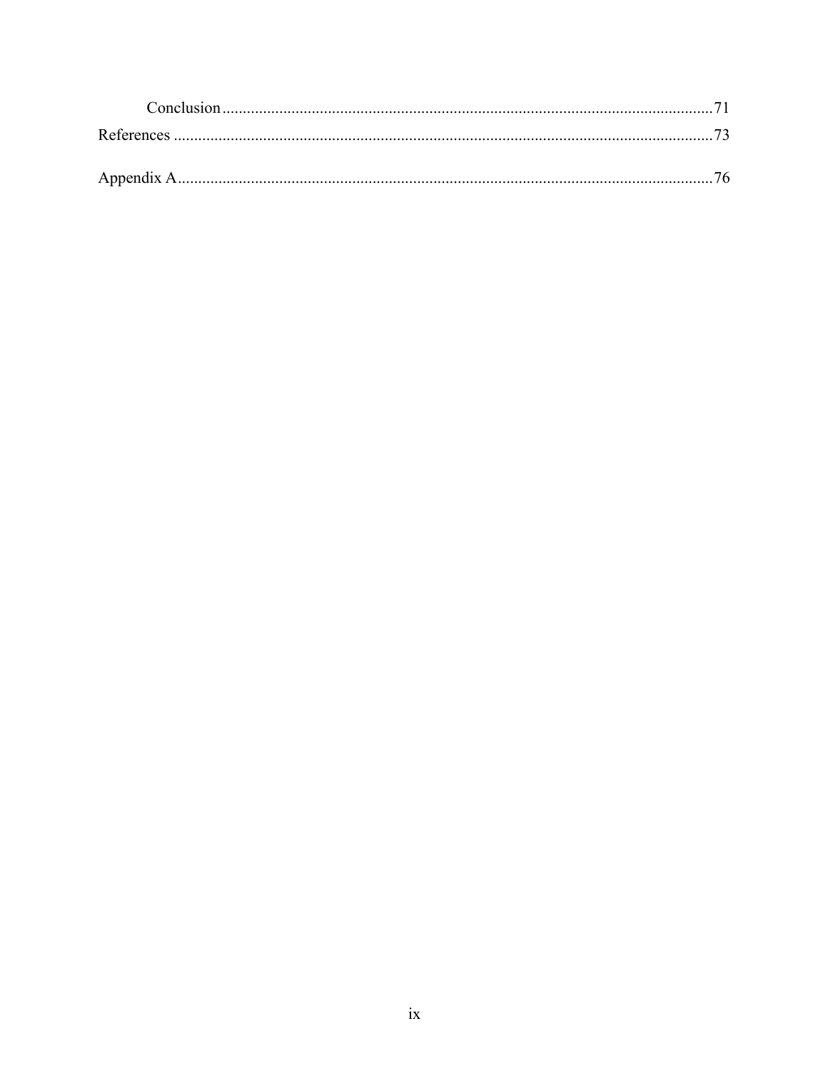Conclusion ........................................................................................................................ 71

References ........................................................................................................................ 73

Appendix A ........................................................................................................................ 76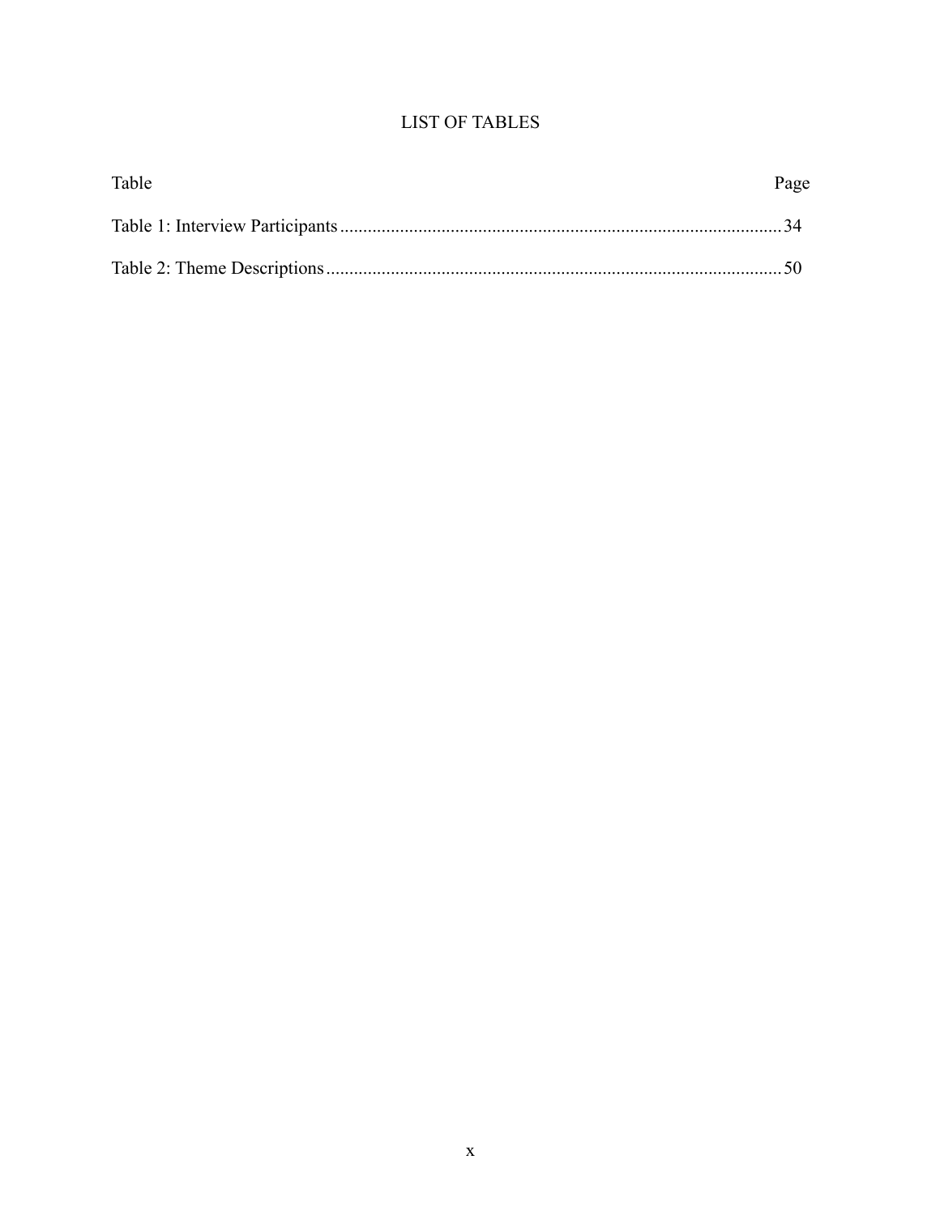# LIST OF TABLES

| Table | Page |
|---|---|
| Table 1: Interview Participants | 34 |
| Table 2: Theme Descriptions | 50 |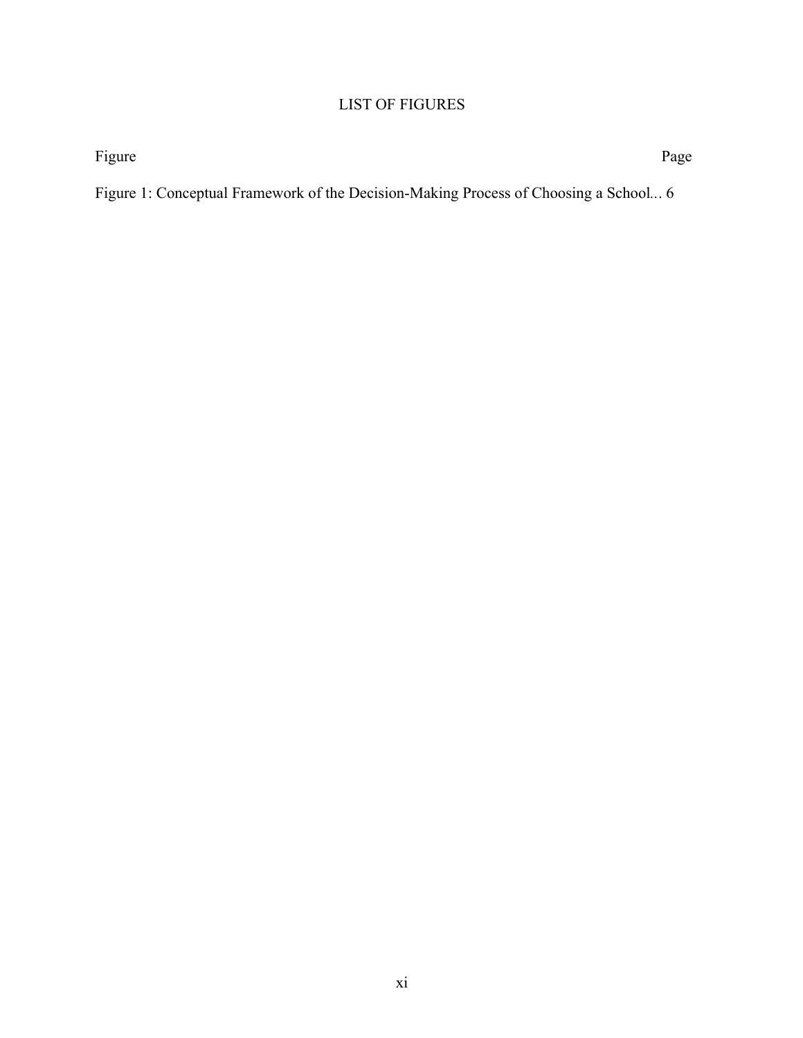# LIST OF FIGURES

| Figure | Page |
| --- | --- |
| Figure 1: Conceptual Framework of the Decision-Making Process of Choosing a School... | 6 |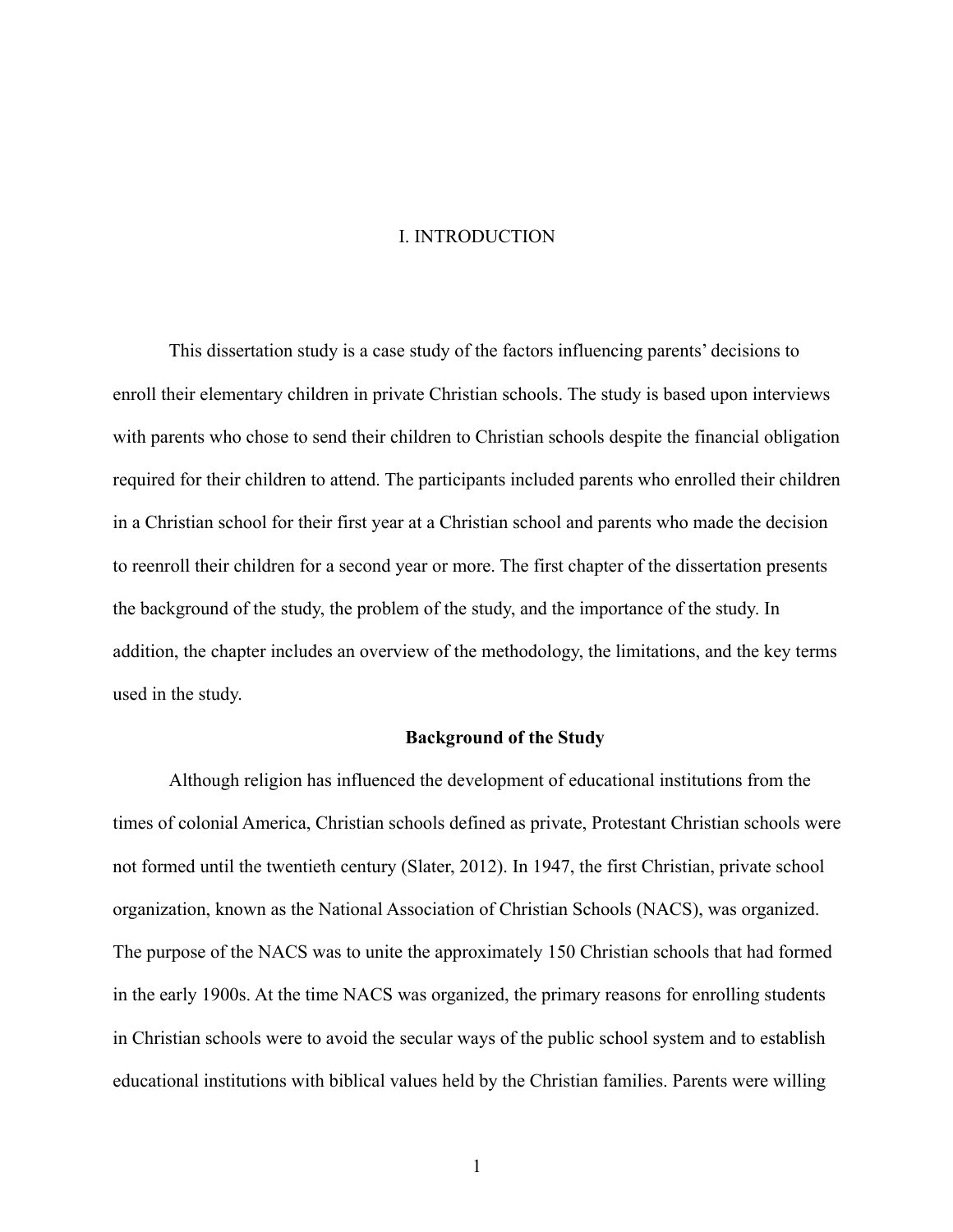# I. INTRODUCTION

This dissertation study is a case study of the factors influencing parents' decisions to enroll their elementary children in private Christian schools. The study is based upon interviews with parents who chose to send their children to Christian schools despite the financial obligation required for their children to attend. The participants included parents who enrolled their children in a Christian school for their first year at a Christian school and parents who made the decision to reenroll their children for a second year or more. The first chapter of the dissertation presents the background of the study, the problem of the study, and the importance of the study. In addition, the chapter includes an overview of the methodology, the limitations, and the key terms used in the study.

## Background of the Study

Although religion has influenced the development of educational institutions from the times of colonial America, Christian schools defined as private, Protestant Christian schools were not formed until the twentieth century (Slater, 2012). In 1947, the first Christian, private school organization, known as the National Association of Christian Schools (NACS), was organized. The purpose of the NACS was to unite the approximately 150 Christian schools that had formed in the early 1900s. At the time NACS was organized, the primary reasons for enrolling students in Christian schools were to avoid the secular ways of the public school system and to establish educational institutions with biblical values held by the Christian families. Parents were willing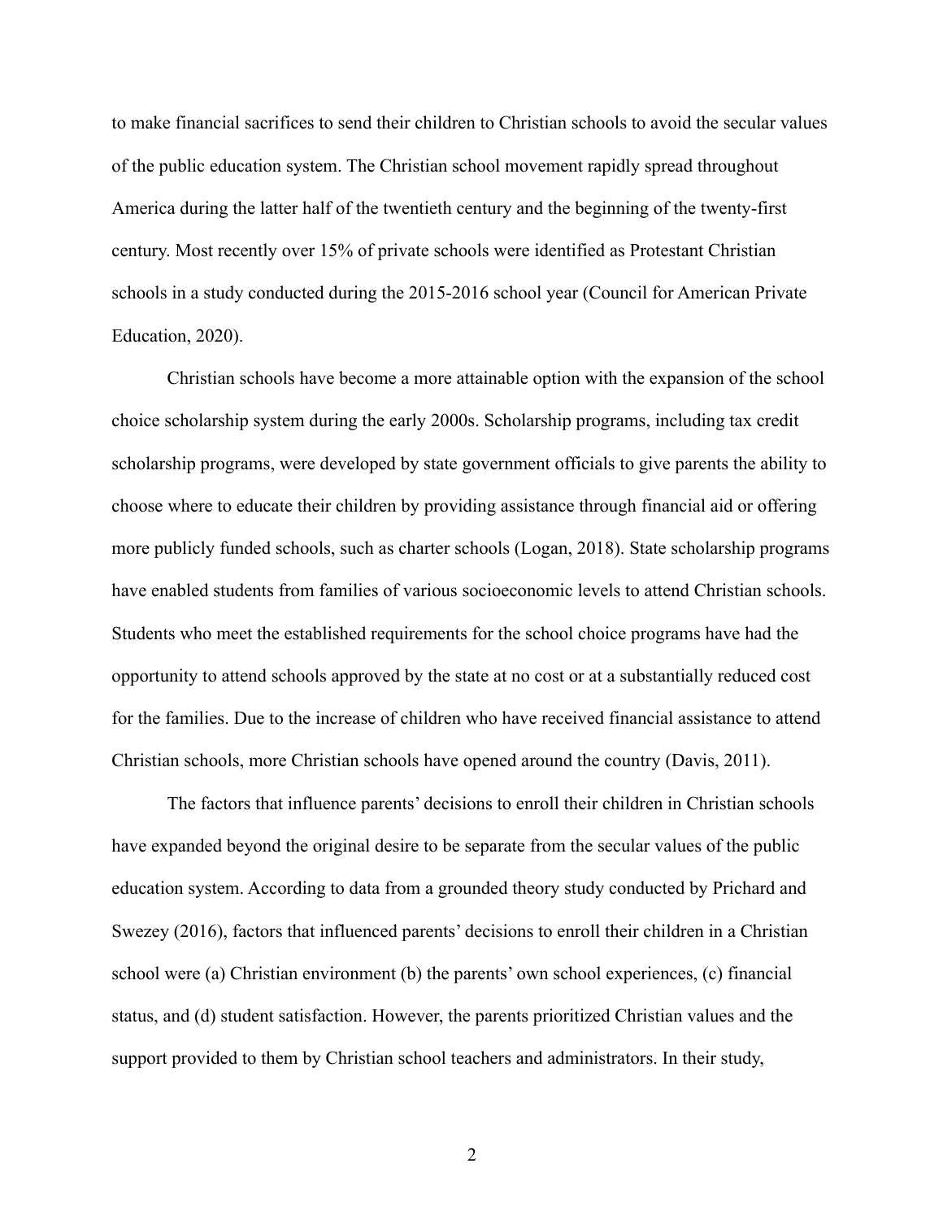to make financial sacrifices to send their children to Christian schools to avoid the secular values of the public education system. The Christian school movement rapidly spread throughout America during the latter half of the twentieth century and the beginning of the twenty-first century. Most recently over 15% of private schools were identified as Protestant Christian schools in a study conducted during the 2015-2016 school year (Council for American Private Education, 2020).

Christian schools have become a more attainable option with the expansion of the school choice scholarship system during the early 2000s. Scholarship programs, including tax credit scholarship programs, were developed by state government officials to give parents the ability to choose where to educate their children by providing assistance through financial aid or offering more publicly funded schools, such as charter schools (Logan, 2018). State scholarship programs have enabled students from families of various socioeconomic levels to attend Christian schools. Students who meet the established requirements for the school choice programs have had the opportunity to attend schools approved by the state at no cost or at a substantially reduced cost for the families. Due to the increase of children who have received financial assistance to attend Christian schools, more Christian schools have opened around the country (Davis, 2011).

The factors that influence parents' decisions to enroll their children in Christian schools have expanded beyond the original desire to be separate from the secular values of the public education system. According to data from a grounded theory study conducted by Prichard and Swezey (2016), factors that influenced parents' decisions to enroll their children in a Christian school were (a) Christian environment (b) the parents' own school experiences, (c) financial status, and (d) student satisfaction. However, the parents prioritized Christian values and the support provided to them by Christian school teachers and administrators. In their study,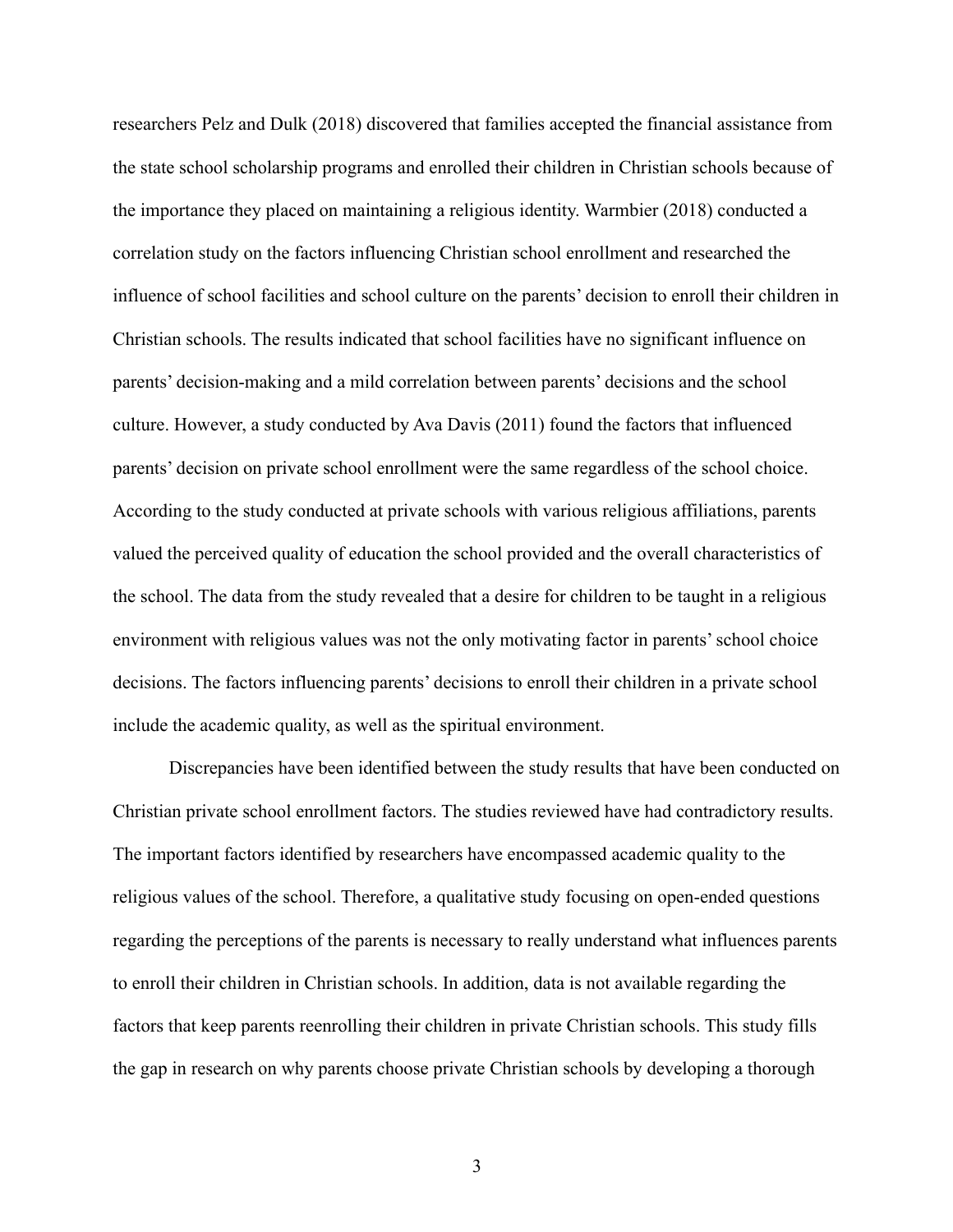researchers Pelz and Dulk (2018) discovered that families accepted the financial assistance from the state school scholarship programs and enrolled their children in Christian schools because of the importance they placed on maintaining a religious identity. Warmbier (2018) conducted a correlation study on the factors influencing Christian school enrollment and researched the influence of school facilities and school culture on the parents' decision to enroll their children in Christian schools. The results indicated that school facilities have no significant influence on parents' decision-making and a mild correlation between parents' decisions and the school culture. However, a study conducted by Ava Davis (2011) found the factors that influenced parents' decision on private school enrollment were the same regardless of the school choice. According to the study conducted at private schools with various religious affiliations, parents valued the perceived quality of education the school provided and the overall characteristics of the school. The data from the study revealed that a desire for children to be taught in a religious environment with religious values was not the only motivating factor in parents' school choice decisions. The factors influencing parents' decisions to enroll their children in a private school include the academic quality, as well as the spiritual environment.

Discrepancies have been identified between the study results that have been conducted on Christian private school enrollment factors. The studies reviewed have had contradictory results. The important factors identified by researchers have encompassed academic quality to the religious values of the school. Therefore, a qualitative study focusing on open-ended questions regarding the perceptions of the parents is necessary to really understand what influences parents to enroll their children in Christian schools. In addition, data is not available regarding the factors that keep parents reenrolling their children in private Christian schools. This study fills the gap in research on why parents choose private Christian schools by developing a thorough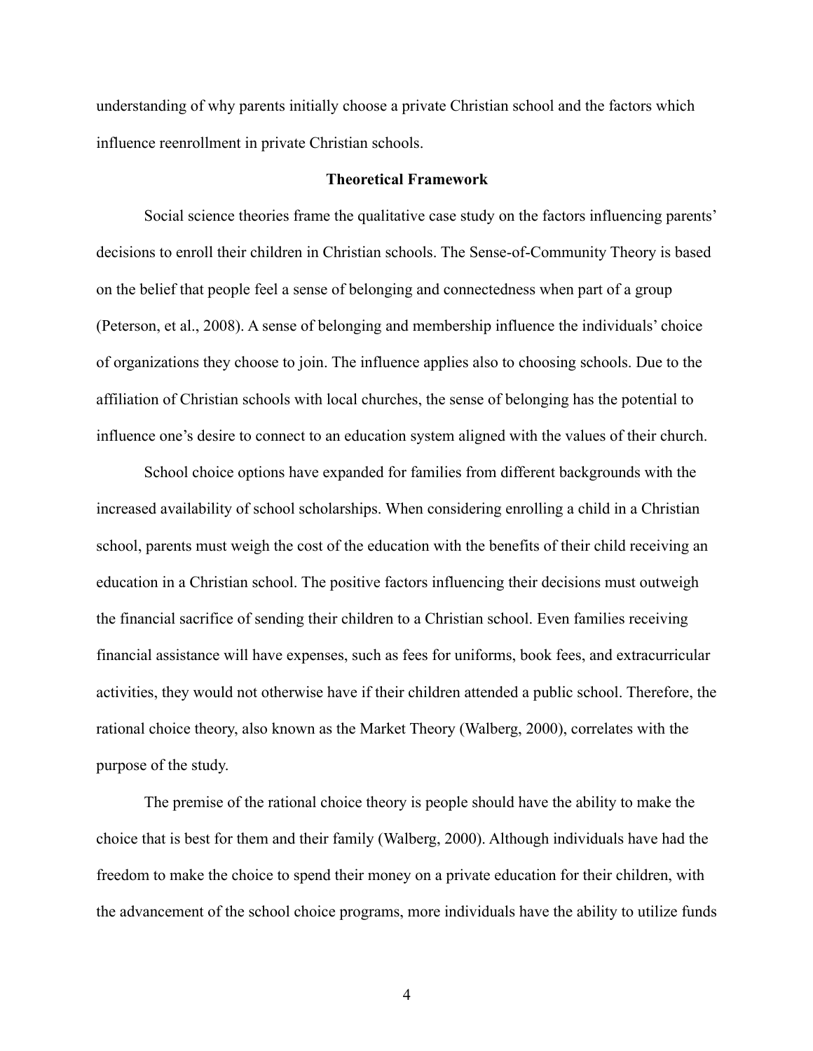understanding of why parents initially choose a private Christian school and the factors which influence reenrollment in private Christian schools.

## Theoretical Framework

Social science theories frame the qualitative case study on the factors influencing parents' decisions to enroll their children in Christian schools. The Sense-of-Community Theory is based on the belief that people feel a sense of belonging and connectedness when part of a group (Peterson, et al., 2008). A sense of belonging and membership influence the individuals' choice of organizations they choose to join. The influence applies also to choosing schools. Due to the affiliation of Christian schools with local churches, the sense of belonging has the potential to influence one's desire to connect to an education system aligned with the values of their church.

School choice options have expanded for families from different backgrounds with the increased availability of school scholarships. When considering enrolling a child in a Christian school, parents must weigh the cost of the education with the benefits of their child receiving an education in a Christian school. The positive factors influencing their decisions must outweigh the financial sacrifice of sending their children to a Christian school. Even families receiving financial assistance will have expenses, such as fees for uniforms, book fees, and extracurricular activities, they would not otherwise have if their children attended a public school. Therefore, the rational choice theory, also known as the Market Theory (Walberg, 2000), correlates with the purpose of the study.

The premise of the rational choice theory is people should have the ability to make the choice that is best for them and their family (Walberg, 2000). Although individuals have had the freedom to make the choice to spend their money on a private education for their children, with the advancement of the school choice programs, more individuals have the ability to utilize funds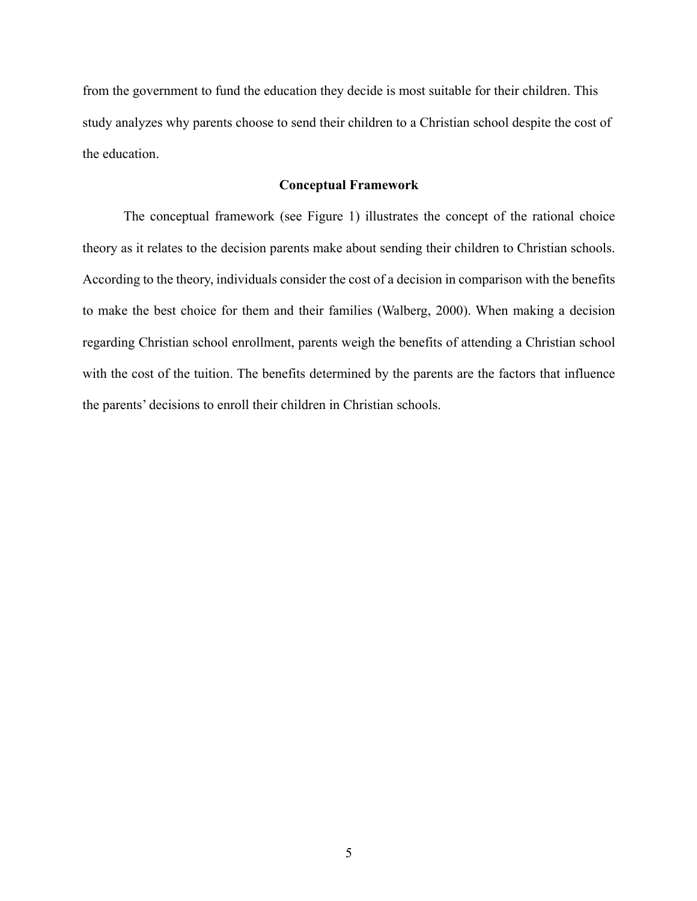from the government to fund the education they decide is most suitable for their children. This study analyzes why parents choose to send their children to a Christian school despite the cost of the education.

## Conceptual Framework

The conceptual framework (see Figure 1) illustrates the concept of the rational choice theory as it relates to the decision parents make about sending their children to Christian schools. According to the theory, individuals consider the cost of a decision in comparison with the benefits to make the best choice for them and their families (Walberg, 2000). When making a decision regarding Christian school enrollment, parents weigh the benefits of attending a Christian school with the cost of the tuition. The benefits determined by the parents are the factors that influence the parents' decisions to enroll their children in Christian schools.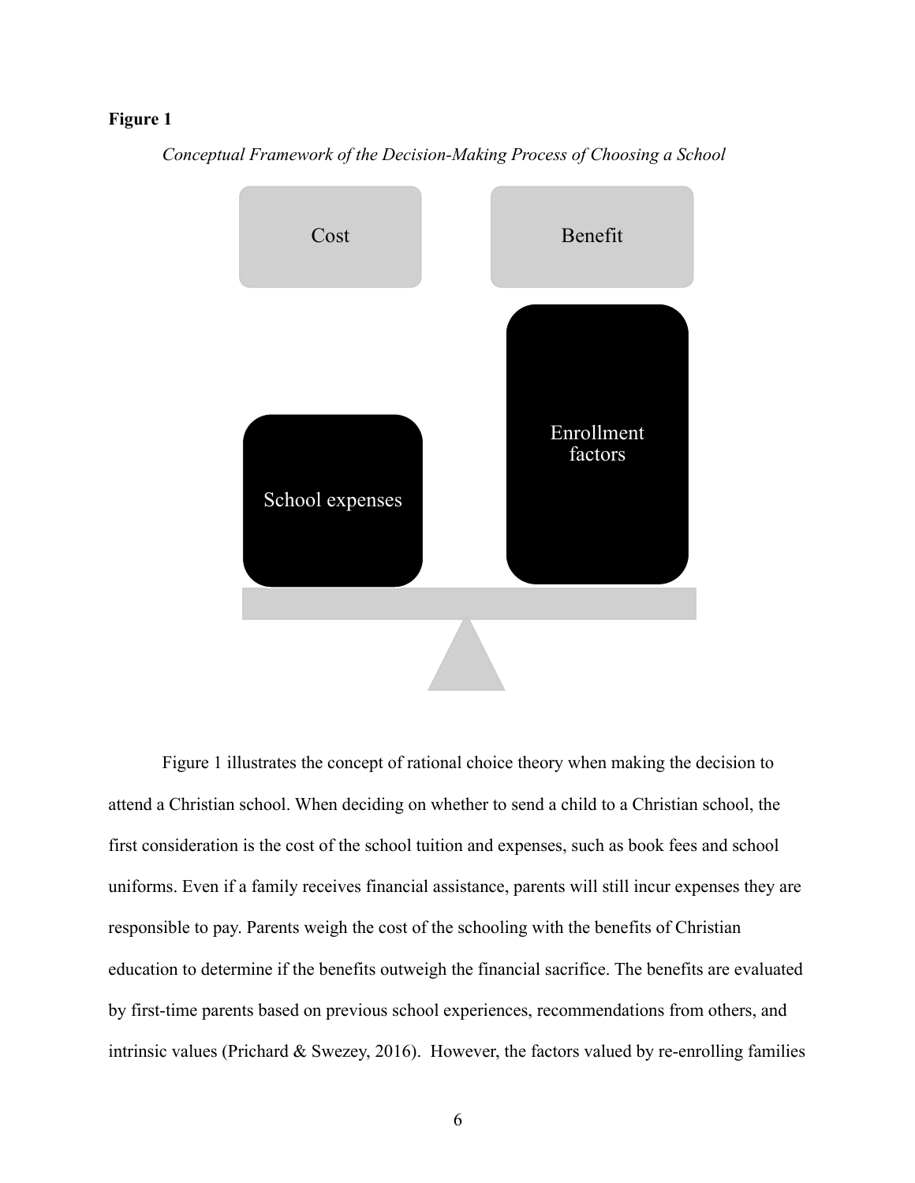**Figure 1**

*Conceptual Framework of the Decision-Making Process of Choosing a School*

Cost

Benefit

School expenses

Enrollment factors

Figure 1 illustrates the concept of rational choice theory when making the decision to attend a Christian school. When deciding on whether to send a child to a Christian school, the first consideration is the cost of the school tuition and expenses, such as book fees and school uniforms. Even if a family receives financial assistance, parents will still incur expenses they are responsible to pay. Parents weigh the cost of the schooling with the benefits of Christian education to determine if the benefits outweigh the financial sacrifice. The benefits are evaluated by first-time parents based on previous school experiences, recommendations from others, and intrinsic values (Prichard & Swezey, 2016). However, the factors valued by re-enrolling families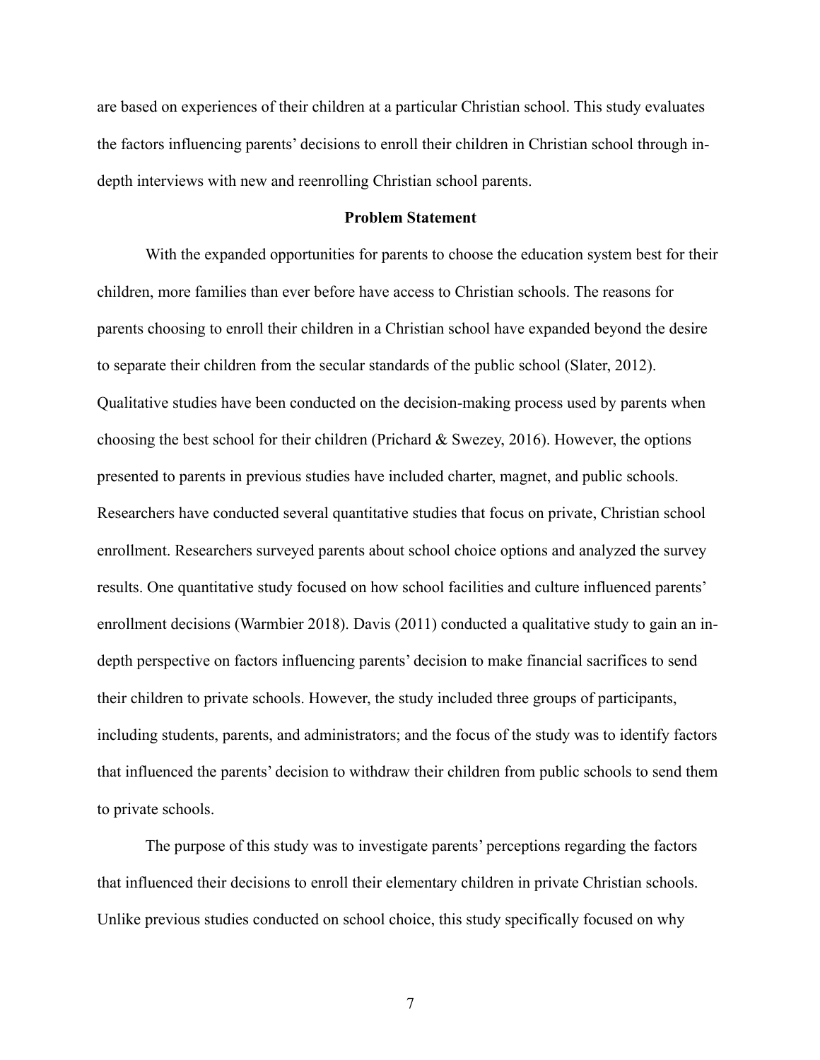are based on experiences of their children at a particular Christian school. This study evaluates the factors influencing parents' decisions to enroll their children in Christian school through in-depth interviews with new and reenrolling Christian school parents.

## Problem Statement

With the expanded opportunities for parents to choose the education system best for their children, more families than ever before have access to Christian schools. The reasons for parents choosing to enroll their children in a Christian school have expanded beyond the desire to separate their children from the secular standards of the public school (Slater, 2012). Qualitative studies have been conducted on the decision-making process used by parents when choosing the best school for their children (Prichard & Swezey, 2016). However, the options presented to parents in previous studies have included charter, magnet, and public schools. Researchers have conducted several quantitative studies that focus on private, Christian school enrollment. Researchers surveyed parents about school choice options and analyzed the survey results. One quantitative study focused on how school facilities and culture influenced parents' enrollment decisions (Warmbier 2018). Davis (2011) conducted a qualitative study to gain an in-depth perspective on factors influencing parents' decision to make financial sacrifices to send their children to private schools. However, the study included three groups of participants, including students, parents, and administrators; and the focus of the study was to identify factors that influenced the parents' decision to withdraw their children from public schools to send them to private schools.

The purpose of this study was to investigate parents' perceptions regarding the factors that influenced their decisions to enroll their elementary children in private Christian schools. Unlike previous studies conducted on school choice, this study specifically focused on why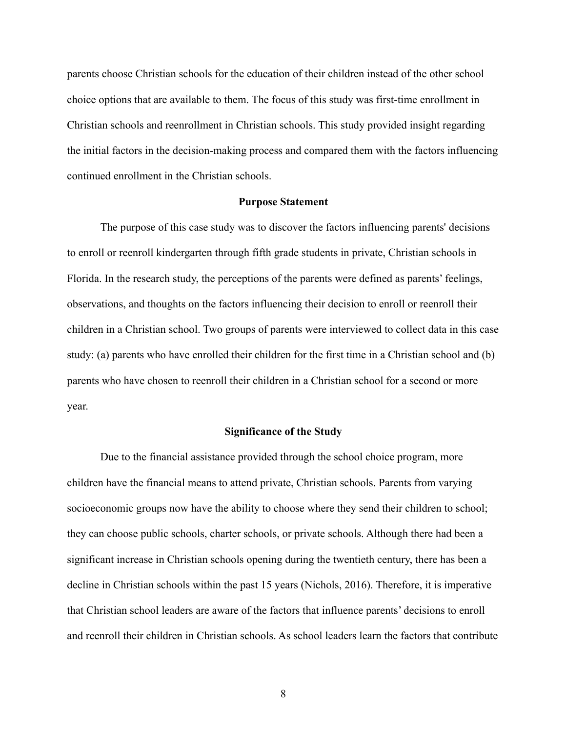parents choose Christian schools for the education of their children instead of the other school choice options that are available to them. The focus of this study was first-time enrollment in Christian schools and reenrollment in Christian schools. This study provided insight regarding the initial factors in the decision-making process and compared them with the factors influencing continued enrollment in the Christian schools.

## Purpose Statement

The purpose of this case study was to discover the factors influencing parents' decisions to enroll or reenroll kindergarten through fifth grade students in private, Christian schools in Florida. In the research study, the perceptions of the parents were defined as parents' feelings, observations, and thoughts on the factors influencing their decision to enroll or reenroll their children in a Christian school. Two groups of parents were interviewed to collect data in this case study: (a) parents who have enrolled their children for the first time in a Christian school and (b) parents who have chosen to reenroll their children in a Christian school for a second or more year.

## Significance of the Study

Due to the financial assistance provided through the school choice program, more children have the financial means to attend private, Christian schools. Parents from varying socioeconomic groups now have the ability to choose where they send their children to school; they can choose public schools, charter schools, or private schools. Although there had been a significant increase in Christian schools opening during the twentieth century, there has been a decline in Christian schools within the past 15 years (Nichols, 2016). Therefore, it is imperative that Christian school leaders are aware of the factors that influence parents' decisions to enroll and reenroll their children in Christian schools. As school leaders learn the factors that contribute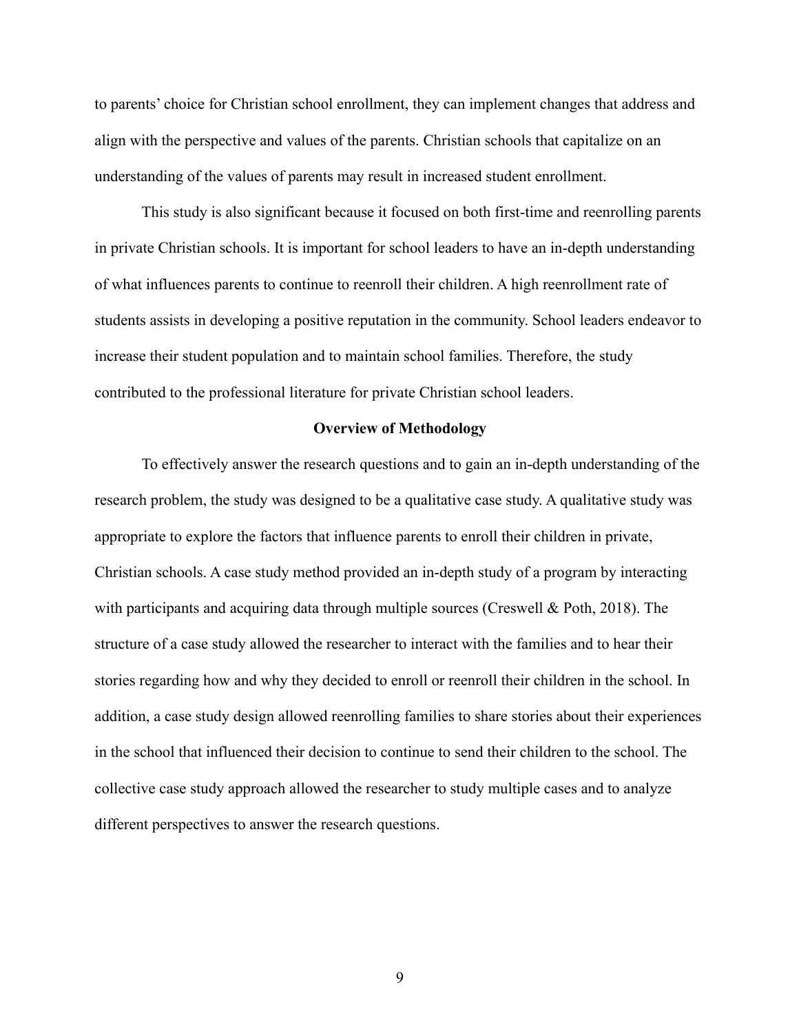to parents' choice for Christian school enrollment, they can implement changes that address and align with the perspective and values of the parents. Christian schools that capitalize on an understanding of the values of parents may result in increased student enrollment.

This study is also significant because it focused on both first-time and reenrolling parents in private Christian schools. It is important for school leaders to have an in-depth understanding of what influences parents to continue to reenroll their children. A high reenrollment rate of students assists in developing a positive reputation in the community. School leaders endeavor to increase their student population and to maintain school families. Therefore, the study contributed to the professional literature for private Christian school leaders.

## Overview of Methodology

To effectively answer the research questions and to gain an in-depth understanding of the research problem, the study was designed to be a qualitative case study. A qualitative study was appropriate to explore the factors that influence parents to enroll their children in private, Christian schools. A case study method provided an in-depth study of a program by interacting with participants and acquiring data through multiple sources (Creswell & Poth, 2018). The structure of a case study allowed the researcher to interact with the families and to hear their stories regarding how and why they decided to enroll or reenroll their children in the school. In addition, a case study design allowed reenrolling families to share stories about their experiences in the school that influenced their decision to continue to send their children to the school. The collective case study approach allowed the researcher to study multiple cases and to analyze different perspectives to answer the research questions.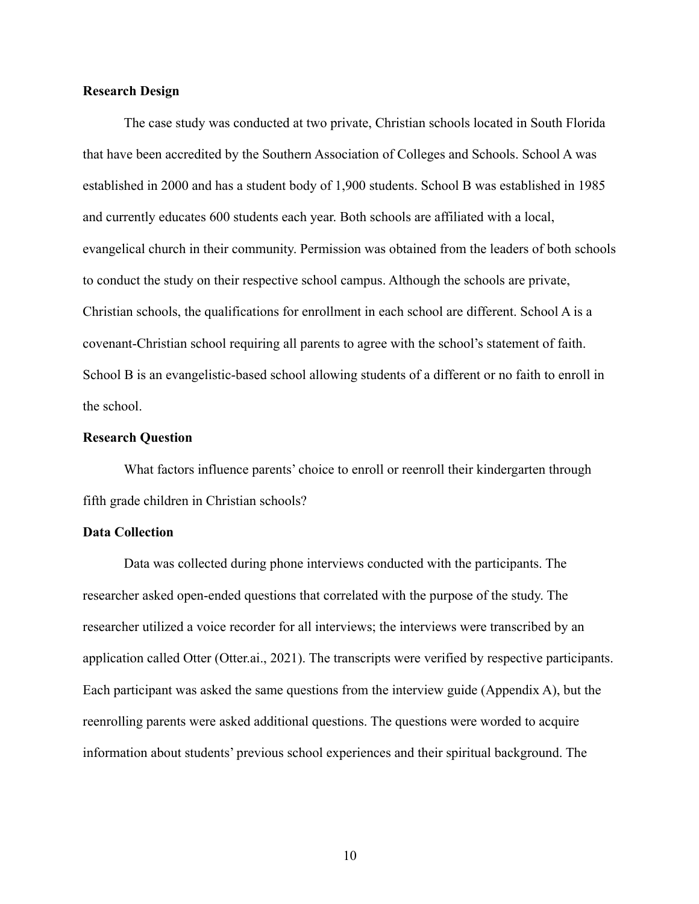## Research Design

The case study was conducted at two private, Christian schools located in South Florida that have been accredited by the Southern Association of Colleges and Schools. School A was established in 2000 and has a student body of 1,900 students. School B was established in 1985 and currently educates 600 students each year. Both schools are affiliated with a local, evangelical church in their community. Permission was obtained from the leaders of both schools to conduct the study on their respective school campus. Although the schools are private, Christian schools, the qualifications for enrollment in each school are different. School A is a covenant-Christian school requiring all parents to agree with the school's statement of faith. School B is an evangelistic-based school allowing students of a different or no faith to enroll in the school.

## Research Question

What factors influence parents' choice to enroll or reenroll their kindergarten through fifth grade children in Christian schools?

## Data Collection

Data was collected during phone interviews conducted with the participants. The researcher asked open-ended questions that correlated with the purpose of the study. The researcher utilized a voice recorder for all interviews; the interviews were transcribed by an application called Otter (Otter.ai., 2021). The transcripts were verified by respective participants. Each participant was asked the same questions from the interview guide (Appendix A), but the reenrolling parents were asked additional questions. The questions were worded to acquire information about students' previous school experiences and their spiritual background. The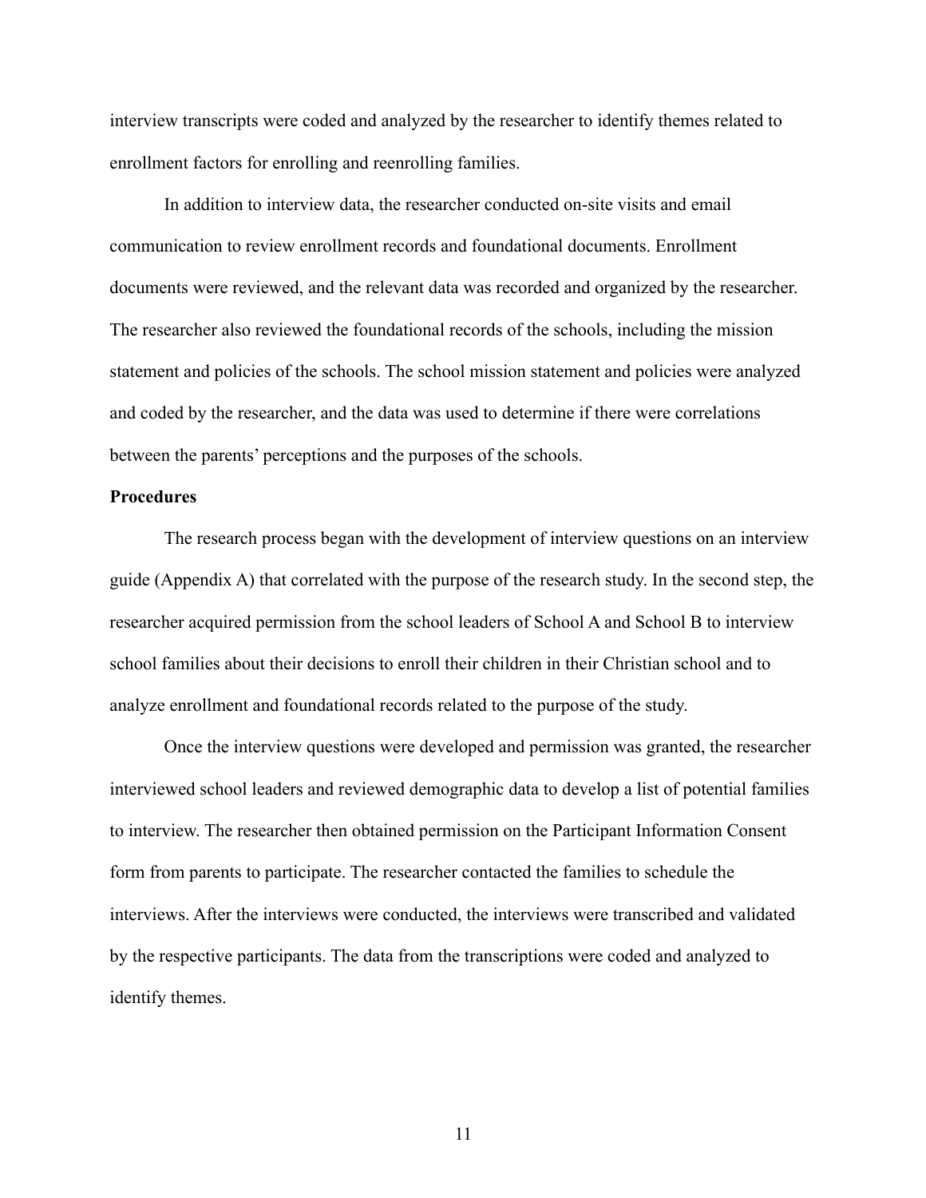interview transcripts were coded and analyzed by the researcher to identify themes related to enrollment factors for enrolling and reenrolling families.

In addition to interview data, the researcher conducted on-site visits and email communication to review enrollment records and foundational documents. Enrollment documents were reviewed, and the relevant data was recorded and organized by the researcher. The researcher also reviewed the foundational records of the schools, including the mission statement and policies of the schools. The school mission statement and policies were analyzed and coded by the researcher, and the data was used to determine if there were correlations between the parents' perceptions and the purposes of the schools.

**Procedures**

The research process began with the development of interview questions on an interview guide (Appendix A) that correlated with the purpose of the research study. In the second step, the researcher acquired permission from the school leaders of School A and School B to interview school families about their decisions to enroll their children in their Christian school and to analyze enrollment and foundational records related to the purpose of the study.

Once the interview questions were developed and permission was granted, the researcher interviewed school leaders and reviewed demographic data to develop a list of potential families to interview. The researcher then obtained permission on the Participant Information Consent form from parents to participate. The researcher contacted the families to schedule the interviews. After the interviews were conducted, the interviews were transcribed and validated by the respective participants. The data from the transcriptions were coded and analyzed to identify themes.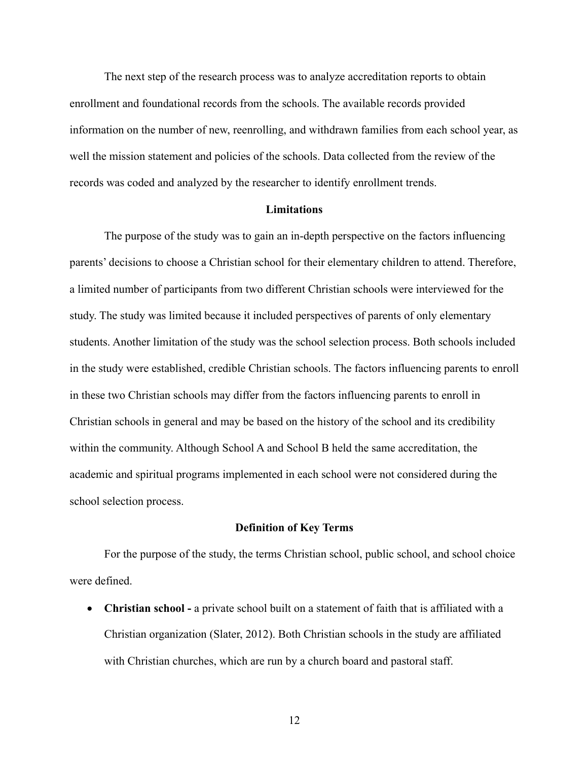The next step of the research process was to analyze accreditation reports to obtain enrollment and foundational records from the schools. The available records provided information on the number of new, reenrolling, and withdrawn families from each school year, as well the mission statement and policies of the schools. Data collected from the review of the records was coded and analyzed by the researcher to identify enrollment trends.

## Limitations

The purpose of the study was to gain an in-depth perspective on the factors influencing parents' decisions to choose a Christian school for their elementary children to attend. Therefore, a limited number of participants from two different Christian schools were interviewed for the study. The study was limited because it included perspectives of parents of only elementary students. Another limitation of the study was the school selection process. Both schools included in the study were established, credible Christian schools. The factors influencing parents to enroll in these two Christian schools may differ from the factors influencing parents to enroll in Christian schools in general and may be based on the history of the school and its credibility within the community. Although School A and School B held the same accreditation, the academic and spiritual programs implemented in each school were not considered during the school selection process.

## Definition of Key Terms

For the purpose of the study, the terms Christian school, public school, and school choice were defined.

- **Christian school -** a private school built on a statement of faith that is affiliated with a Christian organization (Slater, 2012). Both Christian schools in the study are affiliated with Christian churches, which are run by a church board and pastoral staff.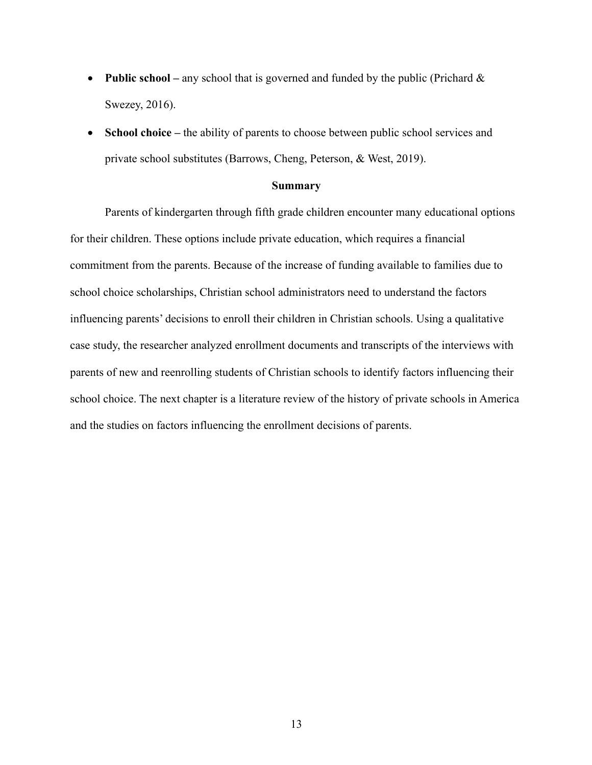- **Public school –** any school that is governed and funded by the public (Prichard & Swezey, 2016).
- **School choice –** the ability of parents to choose between public school services and private school substitutes (Barrows, Cheng, Peterson, & West, 2019).

## Summary

Parents of kindergarten through fifth grade children encounter many educational options for their children. These options include private education, which requires a financial commitment from the parents. Because of the increase of funding available to families due to school choice scholarships, Christian school administrators need to understand the factors influencing parents' decisions to enroll their children in Christian schools. Using a qualitative case study, the researcher analyzed enrollment documents and transcripts of the interviews with parents of new and reenrolling students of Christian schools to identify factors influencing their school choice. The next chapter is a literature review of the history of private schools in America and the studies on factors influencing the enrollment decisions of parents.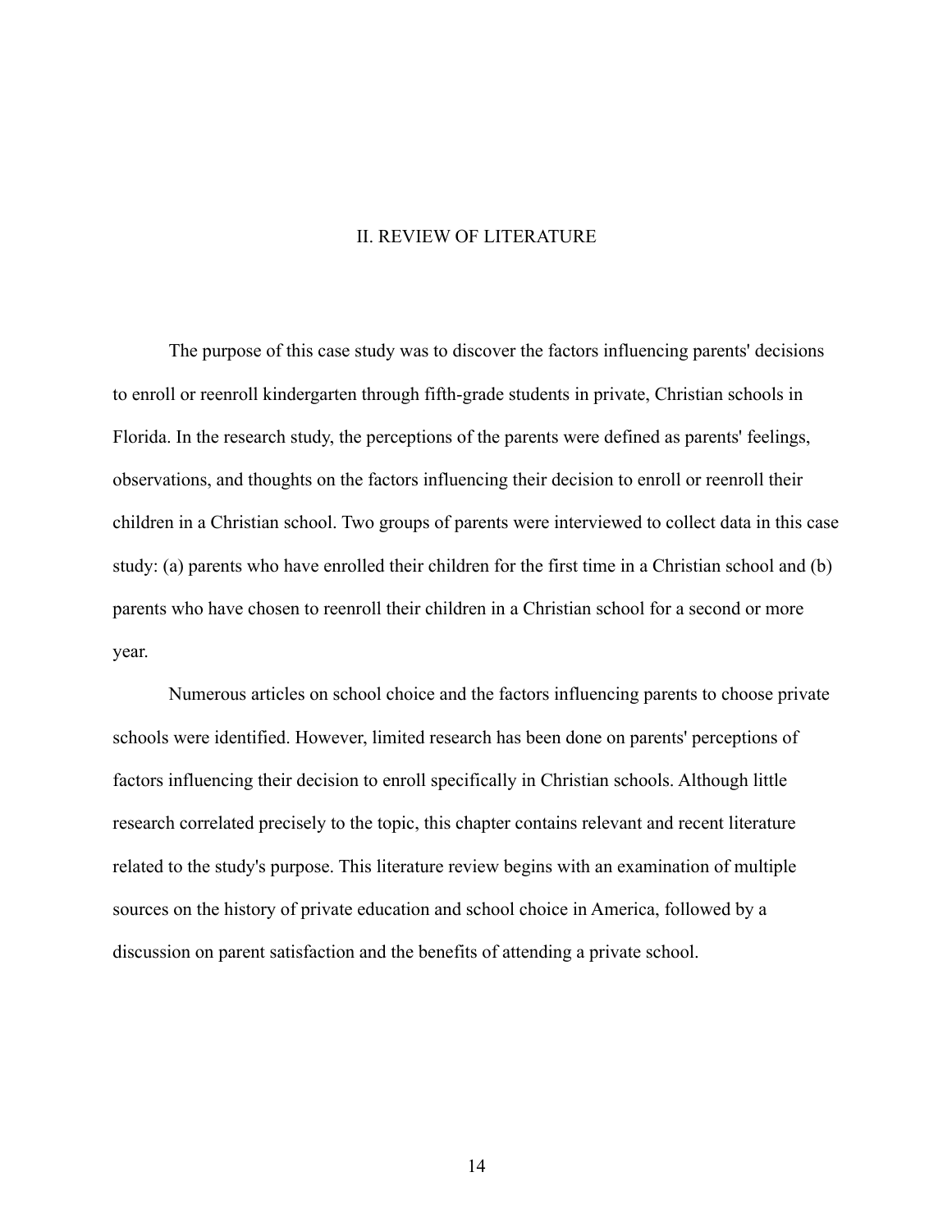# II. REVIEW OF LITERATURE

The purpose of this case study was to discover the factors influencing parents' decisions to enroll or reenroll kindergarten through fifth-grade students in private, Christian schools in Florida. In the research study, the perceptions of the parents were defined as parents' feelings, observations, and thoughts on the factors influencing their decision to enroll or reenroll their children in a Christian school. Two groups of parents were interviewed to collect data in this case study: (a) parents who have enrolled their children for the first time in a Christian school and (b) parents who have chosen to reenroll their children in a Christian school for a second or more year.

Numerous articles on school choice and the factors influencing parents to choose private schools were identified. However, limited research has been done on parents' perceptions of factors influencing their decision to enroll specifically in Christian schools. Although little research correlated precisely to the topic, this chapter contains relevant and recent literature related to the study's purpose. This literature review begins with an examination of multiple sources on the history of private education and school choice in America, followed by a discussion on parent satisfaction and the benefits of attending a private school.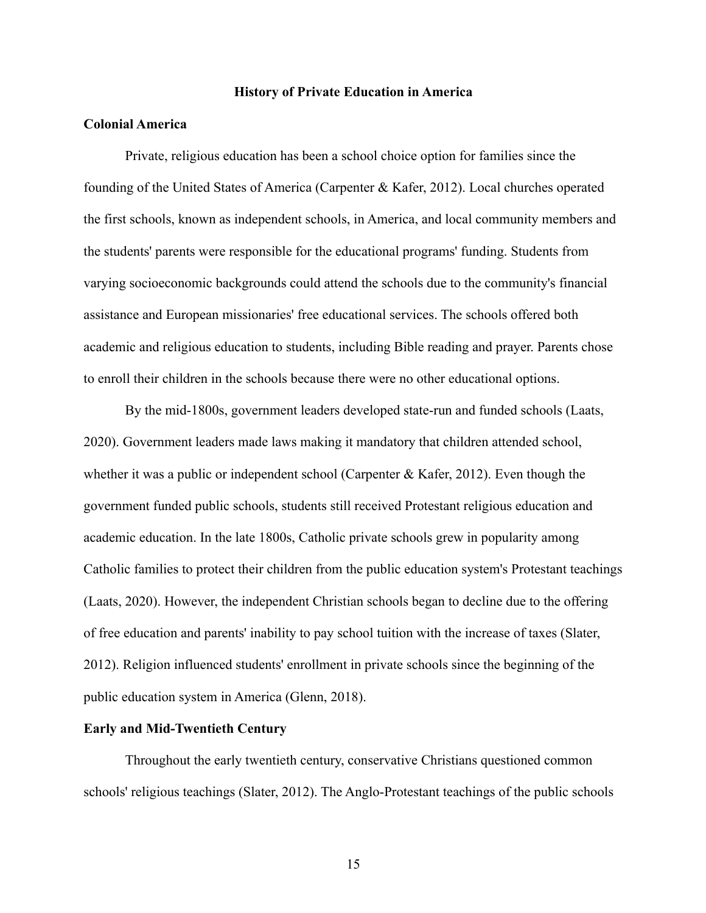## History of Private Education in America

### Colonial America

Private, religious education has been a school choice option for families since the founding of the United States of America (Carpenter & Kafer, 2012). Local churches operated the first schools, known as independent schools, in America, and local community members and the students' parents were responsible for the educational programs' funding. Students from varying socioeconomic backgrounds could attend the schools due to the community's financial assistance and European missionaries' free educational services. The schools offered both academic and religious education to students, including Bible reading and prayer. Parents chose to enroll their children in the schools because there were no other educational options.

By the mid-1800s, government leaders developed state-run and funded schools (Laats, 2020). Government leaders made laws making it mandatory that children attended school, whether it was a public or independent school (Carpenter & Kafer, 2012). Even though the government funded public schools, students still received Protestant religious education and academic education. In the late 1800s, Catholic private schools grew in popularity among Catholic families to protect their children from the public education system's Protestant teachings (Laats, 2020). However, the independent Christian schools began to decline due to the offering of free education and parents' inability to pay school tuition with the increase of taxes (Slater, 2012). Religion influenced students' enrollment in private schools since the beginning of the public education system in America (Glenn, 2018).

### Early and Mid-Twentieth Century

Throughout the early twentieth century, conservative Christians questioned common schools' religious teachings (Slater, 2012). The Anglo-Protestant teachings of the public schools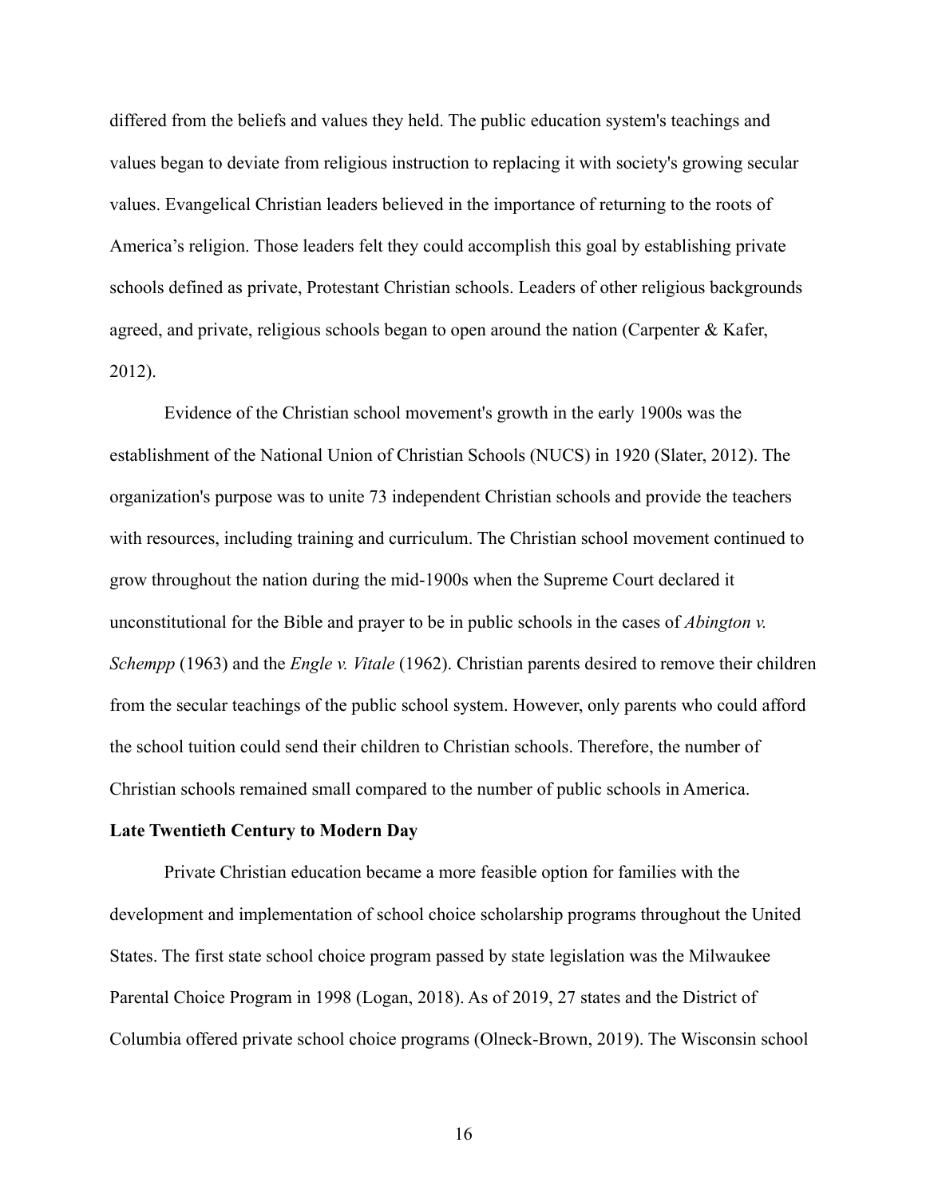differed from the beliefs and values they held. The public education system's teachings and values began to deviate from religious instruction to replacing it with society's growing secular values. Evangelical Christian leaders believed in the importance of returning to the roots of America's religion. Those leaders felt they could accomplish this goal by establishing private schools defined as private, Protestant Christian schools. Leaders of other religious backgrounds agreed, and private, religious schools began to open around the nation (Carpenter & Kafer, 2012).

Evidence of the Christian school movement's growth in the early 1900s was the establishment of the National Union of Christian Schools (NUCS) in 1920 (Slater, 2012). The organization's purpose was to unite 73 independent Christian schools and provide the teachers with resources, including training and curriculum. The Christian school movement continued to grow throughout the nation during the mid-1900s when the Supreme Court declared it unconstitutional for the Bible and prayer to be in public schools in the cases of *Abington v. Schempp* (1963) and the *Engle v. Vitale* (1962). Christian parents desired to remove their children from the secular teachings of the public school system. However, only parents who could afford the school tuition could send their children to Christian schools. Therefore, the number of Christian schools remained small compared to the number of public schools in America.

**Late Twentieth Century to Modern Day**

Private Christian education became a more feasible option for families with the development and implementation of school choice scholarship programs throughout the United States. The first state school choice program passed by state legislation was the Milwaukee Parental Choice Program in 1998 (Logan, 2018). As of 2019, 27 states and the District of Columbia offered private school choice programs (Olneck-Brown, 2019). The Wisconsin school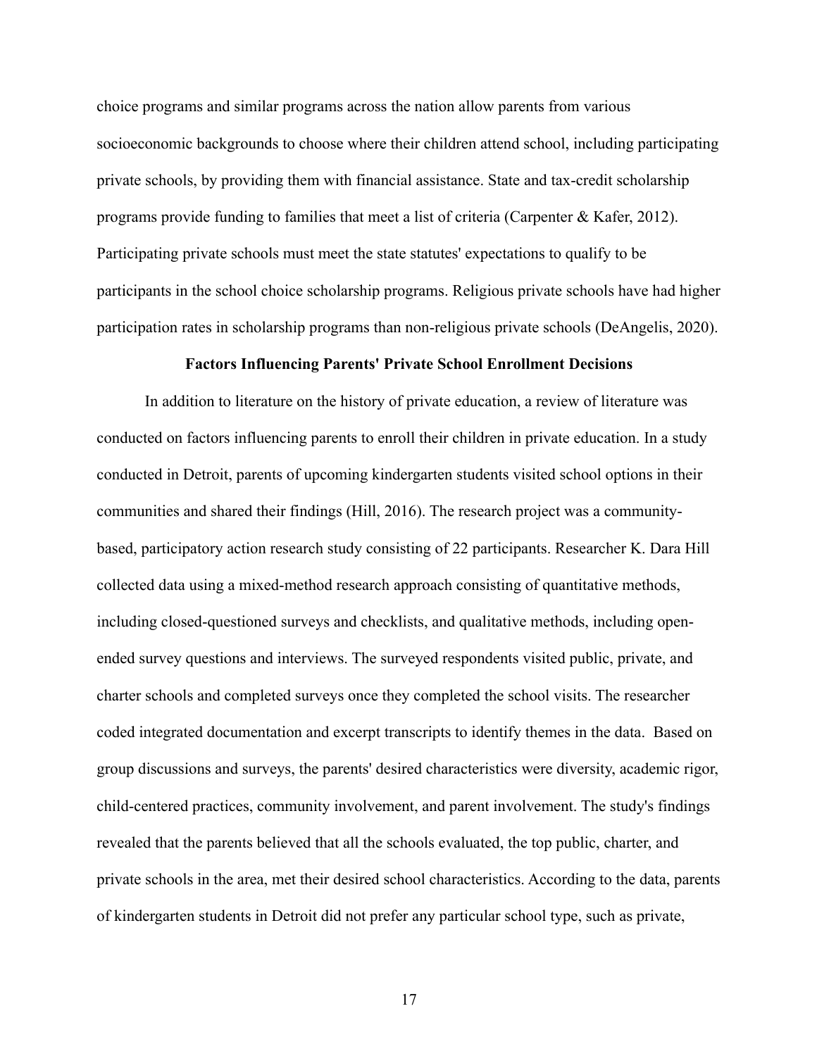choice programs and similar programs across the nation allow parents from various socioeconomic backgrounds to choose where their children attend school, including participating private schools, by providing them with financial assistance. State and tax-credit scholarship programs provide funding to families that meet a list of criteria (Carpenter & Kafer, 2012). Participating private schools must meet the state statutes' expectations to qualify to be participants in the school choice scholarship programs. Religious private schools have had higher participation rates in scholarship programs than non-religious private schools (DeAngelis, 2020).

## Factors Influencing Parents' Private School Enrollment Decisions

In addition to literature on the history of private education, a review of literature was conducted on factors influencing parents to enroll their children in private education. In a study conducted in Detroit, parents of upcoming kindergarten students visited school options in their communities and shared their findings (Hill, 2016). The research project was a community-based, participatory action research study consisting of 22 participants. Researcher K. Dara Hill collected data using a mixed-method research approach consisting of quantitative methods, including closed-questioned surveys and checklists, and qualitative methods, including open-ended survey questions and interviews. The surveyed respondents visited public, private, and charter schools and completed surveys once they completed the school visits. The researcher coded integrated documentation and excerpt transcripts to identify themes in the data. Based on group discussions and surveys, the parents' desired characteristics were diversity, academic rigor, child-centered practices, community involvement, and parent involvement. The study's findings revealed that the parents believed that all the schools evaluated, the top public, charter, and private schools in the area, met their desired school characteristics. According to the data, parents of kindergarten students in Detroit did not prefer any particular school type, such as private,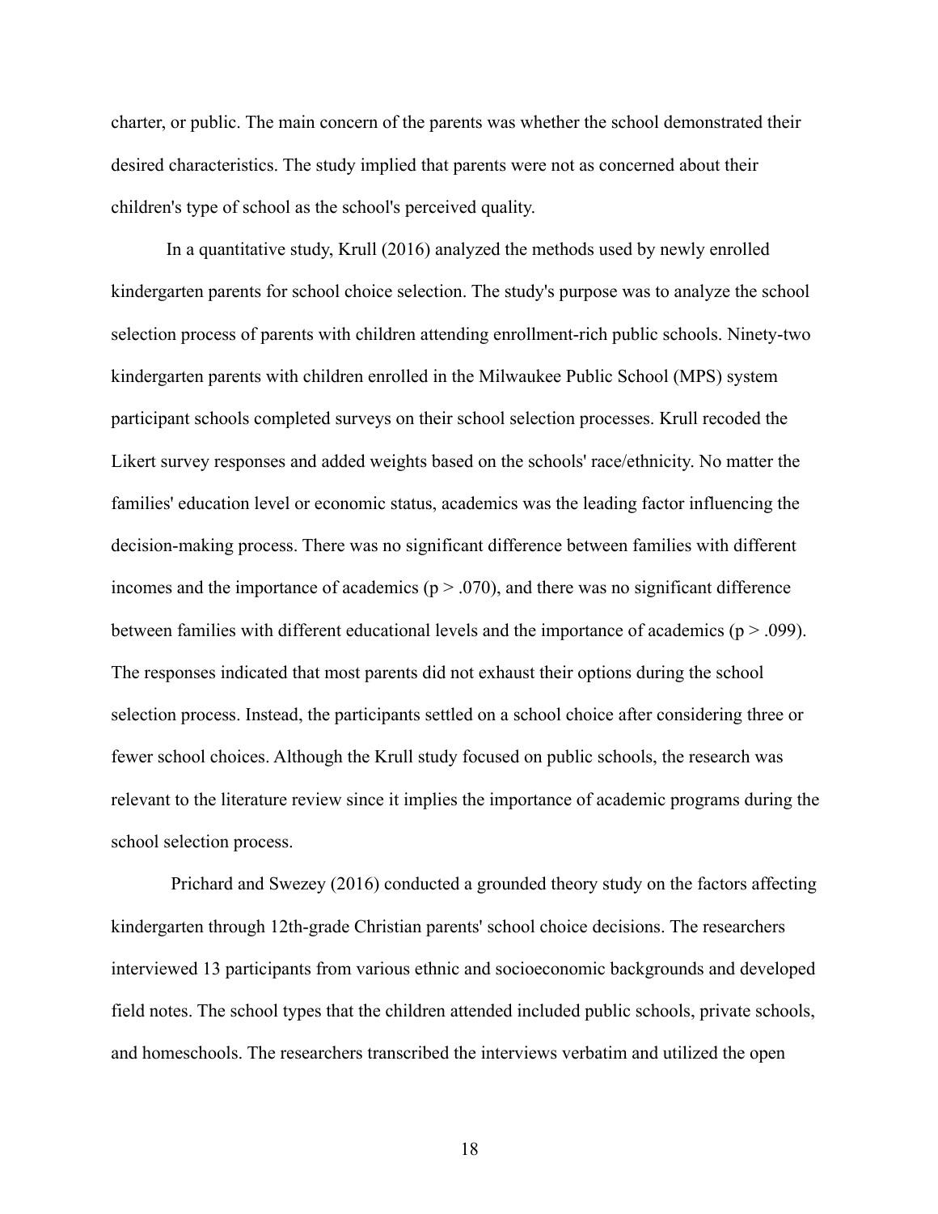charter, or public. The main concern of the parents was whether the school demonstrated their desired characteristics. The study implied that parents were not as concerned about their children's type of school as the school's perceived quality.

In a quantitative study, Krull (2016) analyzed the methods used by newly enrolled kindergarten parents for school choice selection. The study's purpose was to analyze the school selection process of parents with children attending enrollment-rich public schools. Ninety-two kindergarten parents with children enrolled in the Milwaukee Public School (MPS) system participant schools completed surveys on their school selection processes. Krull recoded the Likert survey responses and added weights based on the schools' race/ethnicity. No matter the families' education level or economic status, academics was the leading factor influencing the decision-making process. There was no significant difference between families with different incomes and the importance of academics ($p > .070$), and there was no significant difference between families with different educational levels and the importance of academics ($p > .099$). The responses indicated that most parents did not exhaust their options during the school selection process. Instead, the participants settled on a school choice after considering three or fewer school choices. Although the Krull study focused on public schools, the research was relevant to the literature review since it implies the importance of academic programs during the school selection process.

Prichard and Swezey (2016) conducted a grounded theory study on the factors affecting kindergarten through 12th-grade Christian parents' school choice decisions. The researchers interviewed 13 participants from various ethnic and socioeconomic backgrounds and developed field notes. The school types that the children attended included public schools, private schools, and homeschools. The researchers transcribed the interviews verbatim and utilized the open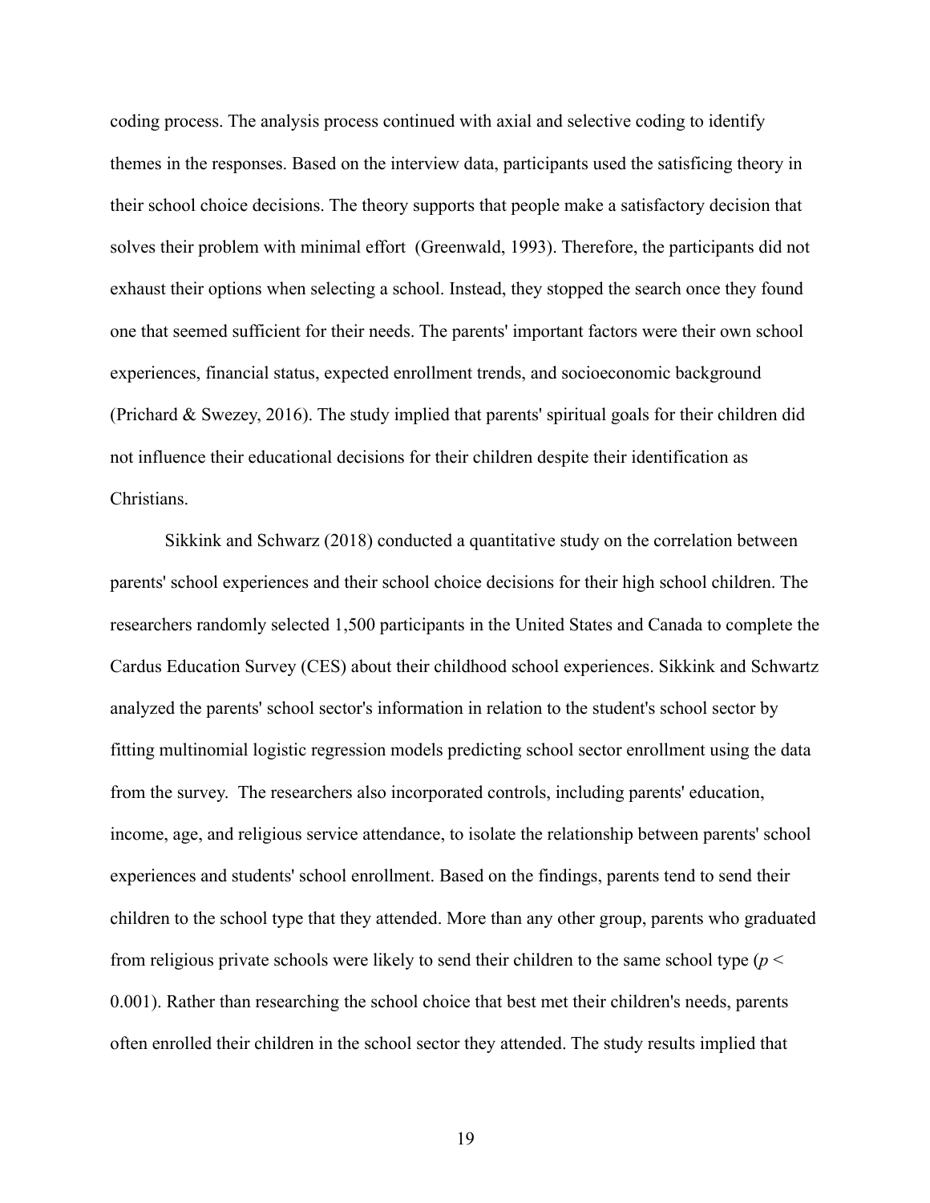coding process. The analysis process continued with axial and selective coding to identify themes in the responses. Based on the interview data, participants used the satisficing theory in their school choice decisions. The theory supports that people make a satisfactory decision that solves their problem with minimal effort (Greenwald, 1993). Therefore, the participants did not exhaust their options when selecting a school. Instead, they stopped the search once they found one that seemed sufficient for their needs. The parents' important factors were their own school experiences, financial status, expected enrollment trends, and socioeconomic background (Prichard & Swezey, 2016). The study implied that parents' spiritual goals for their children did not influence their educational decisions for their children despite their identification as Christians.

Sikkink and Schwarz (2018) conducted a quantitative study on the correlation between parents' school experiences and their school choice decisions for their high school children. The researchers randomly selected 1,500 participants in the United States and Canada to complete the Cardus Education Survey (CES) about their childhood school experiences. Sikkink and Schwartz analyzed the parents' school sector's information in relation to the student's school sector by fitting multinomial logistic regression models predicting school sector enrollment using the data from the survey. The researchers also incorporated controls, including parents' education, income, age, and religious service attendance, to isolate the relationship between parents' school experiences and students' school enrollment. Based on the findings, parents tend to send their children to the school type that they attended. More than any other group, parents who graduated from religious private schools were likely to send their children to the same school type ($p < 0.001$). Rather than researching the school choice that best met their children's needs, parents often enrolled their children in the school sector they attended. The study results implied that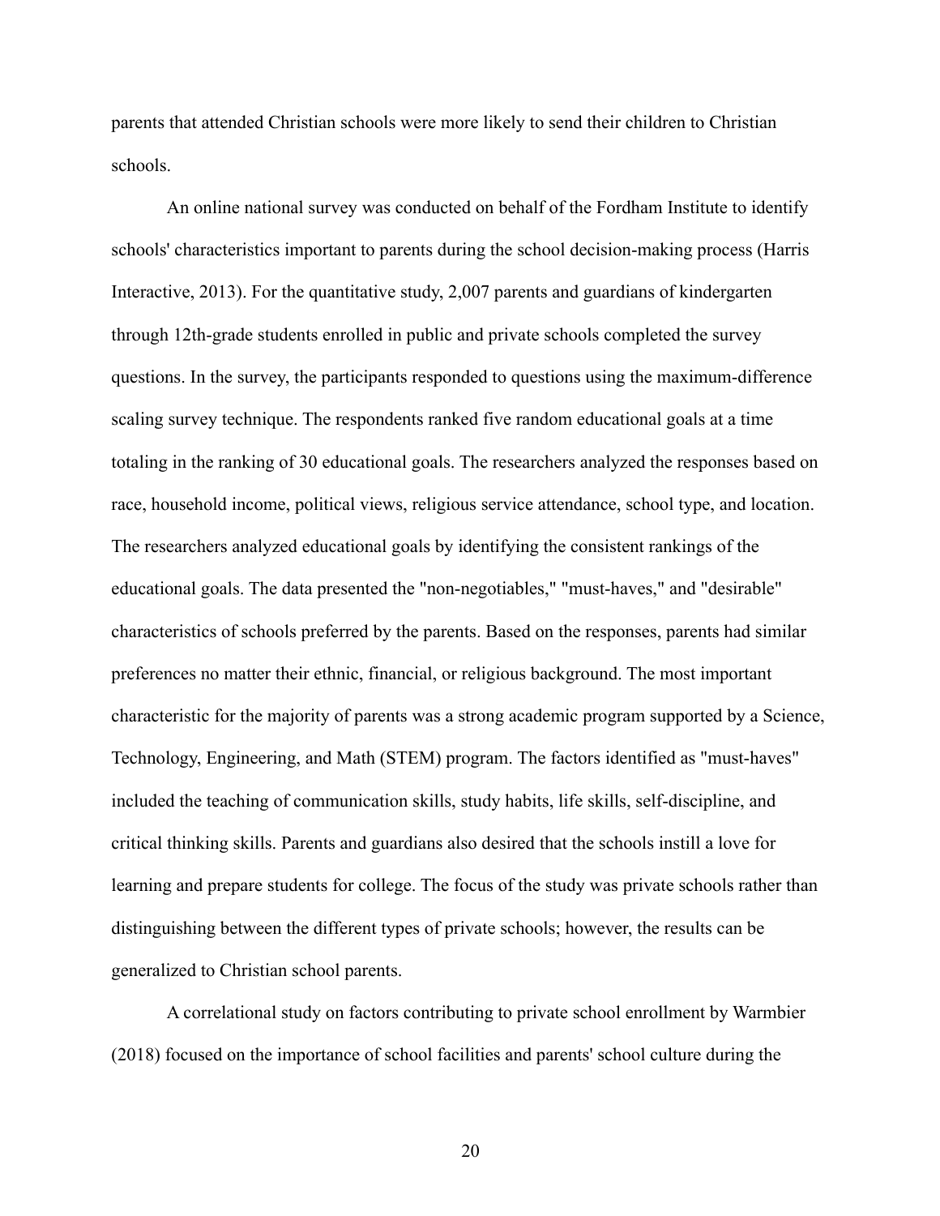parents that attended Christian schools were more likely to send their children to Christian schools.

An online national survey was conducted on behalf of the Fordham Institute to identify schools' characteristics important to parents during the school decision-making process (Harris Interactive, 2013). For the quantitative study, 2,007 parents and guardians of kindergarten through 12th-grade students enrolled in public and private schools completed the survey questions. In the survey, the participants responded to questions using the maximum-difference scaling survey technique. The respondents ranked five random educational goals at a time totaling in the ranking of 30 educational goals. The researchers analyzed the responses based on race, household income, political views, religious service attendance, school type, and location. The researchers analyzed educational goals by identifying the consistent rankings of the educational goals. The data presented the "non-negotiables," "must-haves," and "desirable" characteristics of schools preferred by the parents. Based on the responses, parents had similar preferences no matter their ethnic, financial, or religious background. The most important characteristic for the majority of parents was a strong academic program supported by a Science, Technology, Engineering, and Math (STEM) program. The factors identified as "must-haves" included the teaching of communication skills, study habits, life skills, self-discipline, and critical thinking skills. Parents and guardians also desired that the schools instill a love for learning and prepare students for college. The focus of the study was private schools rather than distinguishing between the different types of private schools; however, the results can be generalized to Christian school parents.

A correlational study on factors contributing to private school enrollment by Warmbier (2018) focused on the importance of school facilities and parents' school culture during the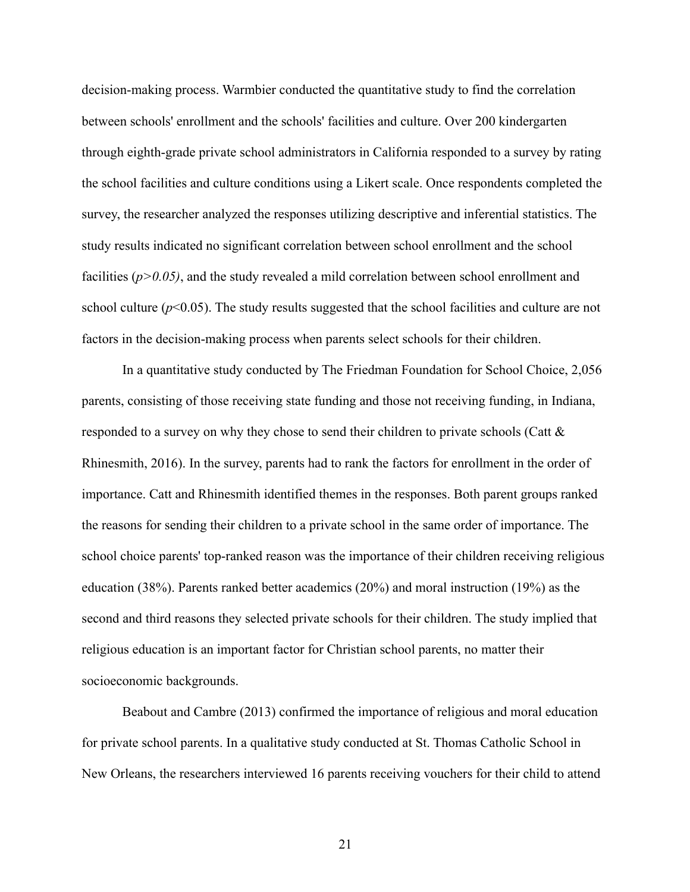decision-making process. Warmbier conducted the quantitative study to find the correlation between schools' enrollment and the schools' facilities and culture. Over 200 kindergarten through eighth-grade private school administrators in California responded to a survey by rating the school facilities and culture conditions using a Likert scale. Once respondents completed the survey, the researcher analyzed the responses utilizing descriptive and inferential statistics. The study results indicated no significant correlation between school enrollment and the school facilities ($p > 0.05$), and the study revealed a mild correlation between school enrollment and school culture ($p < 0.05$). The study results suggested that the school facilities and culture are not factors in the decision-making process when parents select schools for their children.

In a quantitative study conducted by The Friedman Foundation for School Choice, 2,056 parents, consisting of those receiving state funding and those not receiving funding, in Indiana, responded to a survey on why they chose to send their children to private schools (Catt & Rhinesmith, 2016). In the survey, parents had to rank the factors for enrollment in the order of importance. Catt and Rhinesmith identified themes in the responses. Both parent groups ranked the reasons for sending their children to a private school in the same order of importance. The school choice parents' top-ranked reason was the importance of their children receiving religious education (38%). Parents ranked better academics (20%) and moral instruction (19%) as the second and third reasons they selected private schools for their children. The study implied that religious education is an important factor for Christian school parents, no matter their socioeconomic backgrounds.

Beabout and Cambre (2013) confirmed the importance of religious and moral education for private school parents. In a qualitative study conducted at St. Thomas Catholic School in New Orleans, the researchers interviewed 16 parents receiving vouchers for their child to attend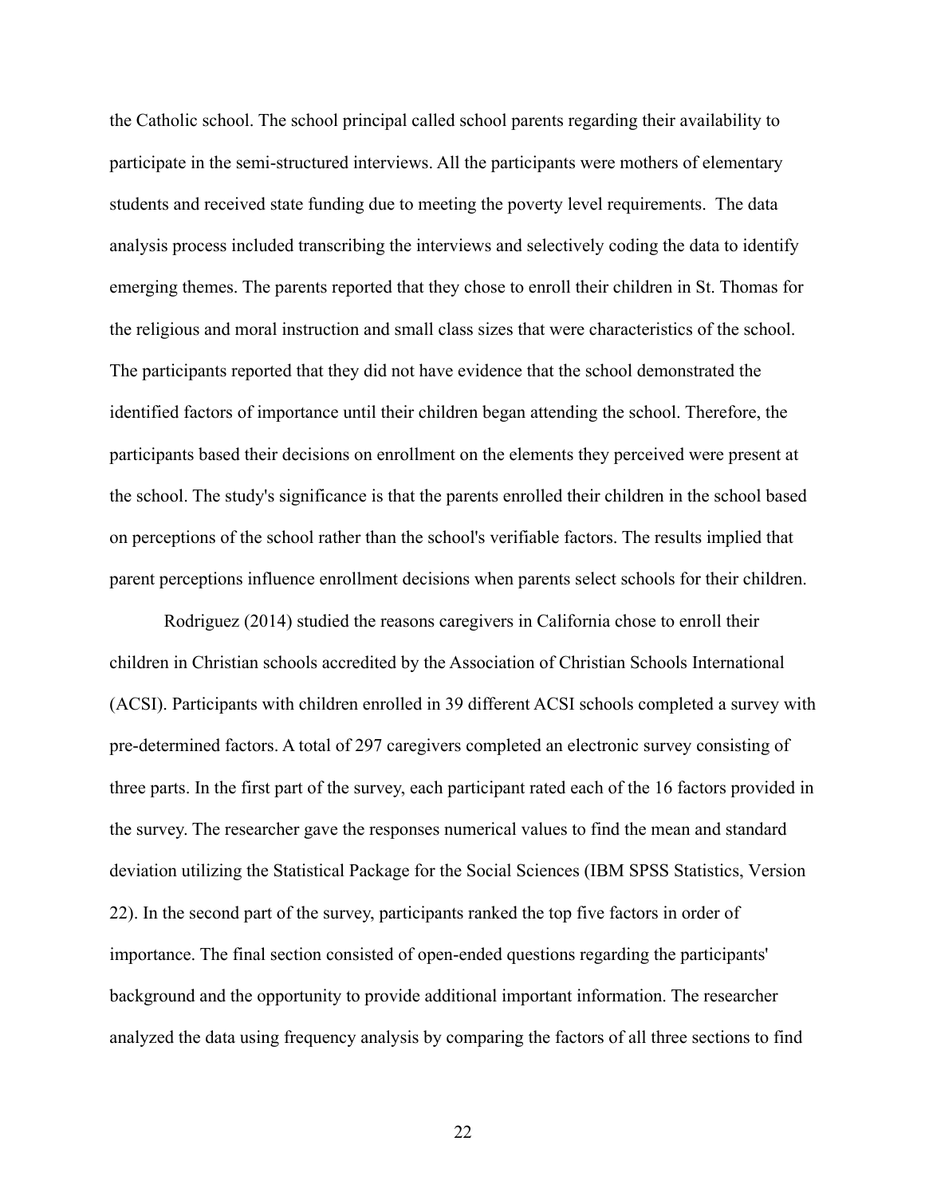the Catholic school. The school principal called school parents regarding their availability to participate in the semi-structured interviews. All the participants were mothers of elementary students and received state funding due to meeting the poverty level requirements. The data analysis process included transcribing the interviews and selectively coding the data to identify emerging themes. The parents reported that they chose to enroll their children in St. Thomas for the religious and moral instruction and small class sizes that were characteristics of the school. The participants reported that they did not have evidence that the school demonstrated the identified factors of importance until their children began attending the school. Therefore, the participants based their decisions on enrollment on the elements they perceived were present at the school. The study's significance is that the parents enrolled their children in the school based on perceptions of the school rather than the school's verifiable factors. The results implied that parent perceptions influence enrollment decisions when parents select schools for their children.

Rodriguez (2014) studied the reasons caregivers in California chose to enroll their children in Christian schools accredited by the Association of Christian Schools International (ACSI). Participants with children enrolled in 39 different ACSI schools completed a survey with pre-determined factors. A total of 297 caregivers completed an electronic survey consisting of three parts. In the first part of the survey, each participant rated each of the 16 factors provided in the survey. The researcher gave the responses numerical values to find the mean and standard deviation utilizing the Statistical Package for the Social Sciences (IBM SPSS Statistics, Version 22). In the second part of the survey, participants ranked the top five factors in order of importance. The final section consisted of open-ended questions regarding the participants' background and the opportunity to provide additional important information. The researcher analyzed the data using frequency analysis by comparing the factors of all three sections to find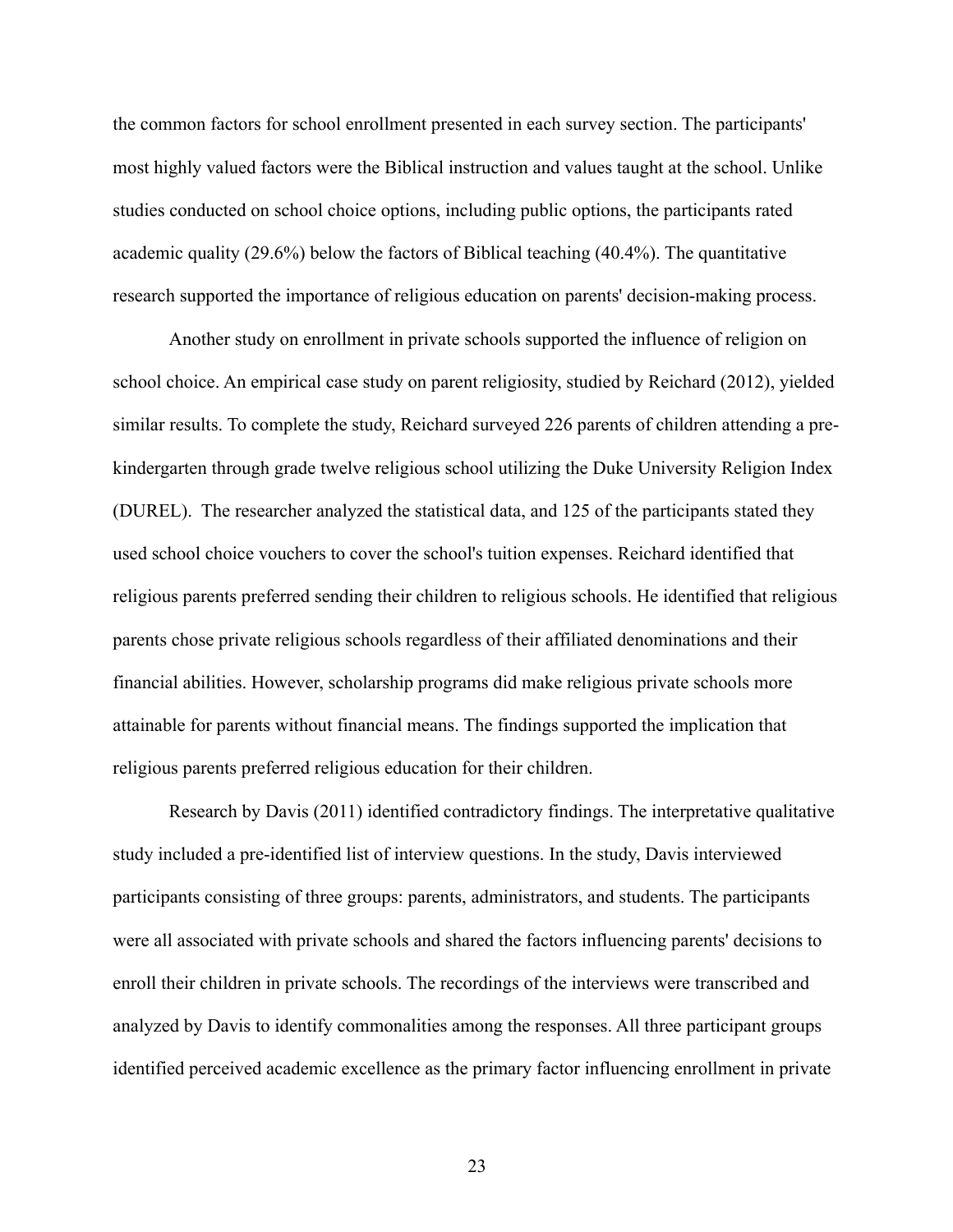the common factors for school enrollment presented in each survey section. The participants' most highly valued factors were the Biblical instruction and values taught at the school. Unlike studies conducted on school choice options, including public options, the participants rated academic quality (29.6%) below the factors of Biblical teaching (40.4%). The quantitative research supported the importance of religious education on parents' decision-making process.

Another study on enrollment in private schools supported the influence of religion on school choice. An empirical case study on parent religiosity, studied by Reichard (2012), yielded similar results. To complete the study, Reichard surveyed 226 parents of children attending a pre-kindergarten through grade twelve religious school utilizing the Duke University Religion Index (DUREL). The researcher analyzed the statistical data, and 125 of the participants stated they used school choice vouchers to cover the school's tuition expenses. Reichard identified that religious parents preferred sending their children to religious schools. He identified that religious parents chose private religious schools regardless of their affiliated denominations and their financial abilities. However, scholarship programs did make religious private schools more attainable for parents without financial means. The findings supported the implication that religious parents preferred religious education for their children.

Research by Davis (2011) identified contradictory findings. The interpretative qualitative study included a pre-identified list of interview questions. In the study, Davis interviewed participants consisting of three groups: parents, administrators, and students. The participants were all associated with private schools and shared the factors influencing parents' decisions to enroll their children in private schools. The recordings of the interviews were transcribed and analyzed by Davis to identify commonalities among the responses. All three participant groups identified perceived academic excellence as the primary factor influencing enrollment in private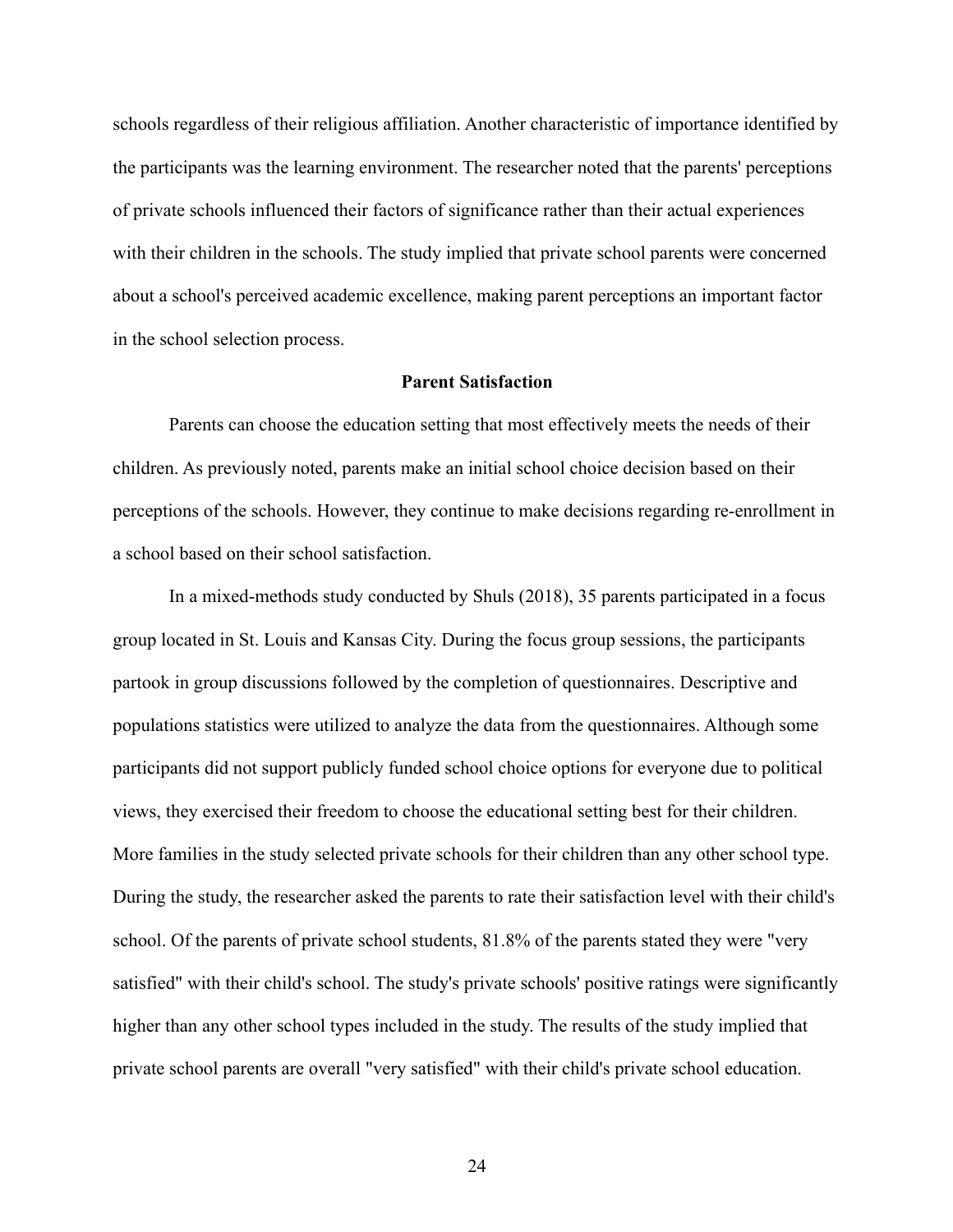schools regardless of their religious affiliation. Another characteristic of importance identified by the participants was the learning environment. The researcher noted that the parents' perceptions of private schools influenced their factors of significance rather than their actual experiences with their children in the schools. The study implied that private school parents were concerned about a school's perceived academic excellence, making parent perceptions an important factor in the school selection process.

## Parent Satisfaction

Parents can choose the education setting that most effectively meets the needs of their children. As previously noted, parents make an initial school choice decision based on their perceptions of the schools. However, they continue to make decisions regarding re-enrollment in a school based on their school satisfaction.

In a mixed-methods study conducted by Shuls (2018), 35 parents participated in a focus group located in St. Louis and Kansas City. During the focus group sessions, the participants partook in group discussions followed by the completion of questionnaires. Descriptive and populations statistics were utilized to analyze the data from the questionnaires. Although some participants did not support publicly funded school choice options for everyone due to political views, they exercised their freedom to choose the educational setting best for their children. More families in the study selected private schools for their children than any other school type. During the study, the researcher asked the parents to rate their satisfaction level with their child's school. Of the parents of private school students, 81.8% of the parents stated they were "very satisfied" with their child's school. The study's private schools' positive ratings were significantly higher than any other school types included in the study. The results of the study implied that private school parents are overall "very satisfied" with their child's private school education.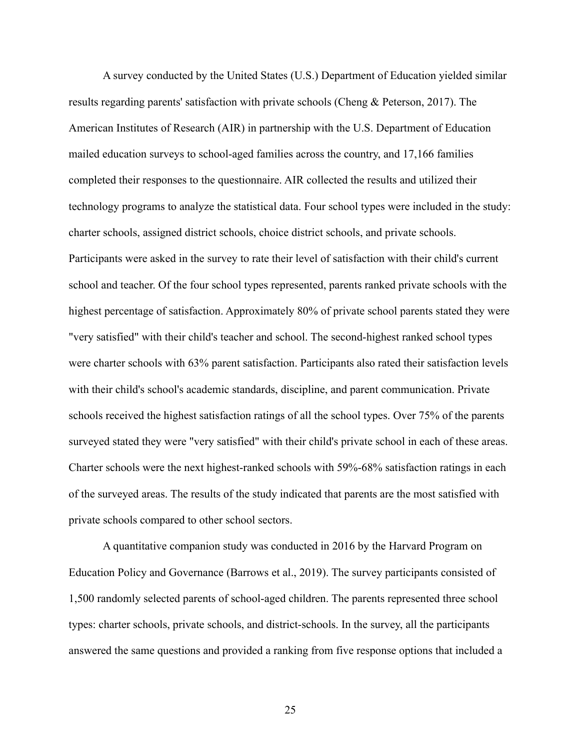A survey conducted by the United States (U.S.) Department of Education yielded similar results regarding parents' satisfaction with private schools (Cheng & Peterson, 2017). The American Institutes of Research (AIR) in partnership with the U.S. Department of Education mailed education surveys to school-aged families across the country, and 17,166 families completed their responses to the questionnaire. AIR collected the results and utilized their technology programs to analyze the statistical data. Four school types were included in the study: charter schools, assigned district schools, choice district schools, and private schools. Participants were asked in the survey to rate their level of satisfaction with their child's current school and teacher. Of the four school types represented, parents ranked private schools with the highest percentage of satisfaction. Approximately 80% of private school parents stated they were "very satisfied" with their child's teacher and school. The second-highest ranked school types were charter schools with 63% parent satisfaction. Participants also rated their satisfaction levels with their child's school's academic standards, discipline, and parent communication. Private schools received the highest satisfaction ratings of all the school types. Over 75% of the parents surveyed stated they were "very satisfied" with their child's private school in each of these areas. Charter schools were the next highest-ranked schools with 59%-68% satisfaction ratings in each of the surveyed areas. The results of the study indicated that parents are the most satisfied with private schools compared to other school sectors.

A quantitative companion study was conducted in 2016 by the Harvard Program on Education Policy and Governance (Barrows et al., 2019). The survey participants consisted of 1,500 randomly selected parents of school-aged children. The parents represented three school types: charter schools, private schools, and district-schools. In the survey, all the participants answered the same questions and provided a ranking from five response options that included a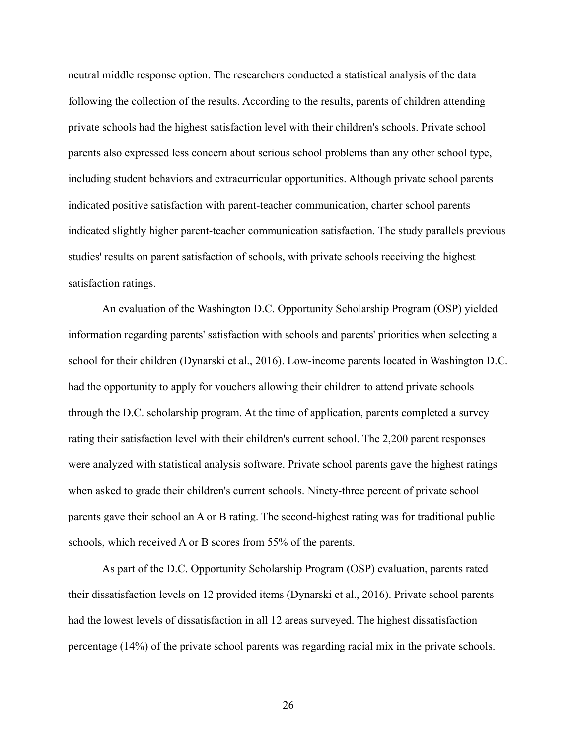neutral middle response option. The researchers conducted a statistical analysis of the data following the collection of the results. According to the results, parents of children attending private schools had the highest satisfaction level with their children's schools. Private school parents also expressed less concern about serious school problems than any other school type, including student behaviors and extracurricular opportunities. Although private school parents indicated positive satisfaction with parent-teacher communication, charter school parents indicated slightly higher parent-teacher communication satisfaction. The study parallels previous studies' results on parent satisfaction of schools, with private schools receiving the highest satisfaction ratings.

An evaluation of the Washington D.C. Opportunity Scholarship Program (OSP) yielded information regarding parents' satisfaction with schools and parents' priorities when selecting a school for their children (Dynarski et al., 2016). Low-income parents located in Washington D.C. had the opportunity to apply for vouchers allowing their children to attend private schools through the D.C. scholarship program. At the time of application, parents completed a survey rating their satisfaction level with their children's current school. The 2,200 parent responses were analyzed with statistical analysis software. Private school parents gave the highest ratings when asked to grade their children's current schools. Ninety-three percent of private school parents gave their school an A or B rating. The second-highest rating was for traditional public schools, which received A or B scores from 55% of the parents.

As part of the D.C. Opportunity Scholarship Program (OSP) evaluation, parents rated their dissatisfaction levels on 12 provided items (Dynarski et al., 2016). Private school parents had the lowest levels of dissatisfaction in all 12 areas surveyed. The highest dissatisfaction percentage (14%) of the private school parents was regarding racial mix in the private schools.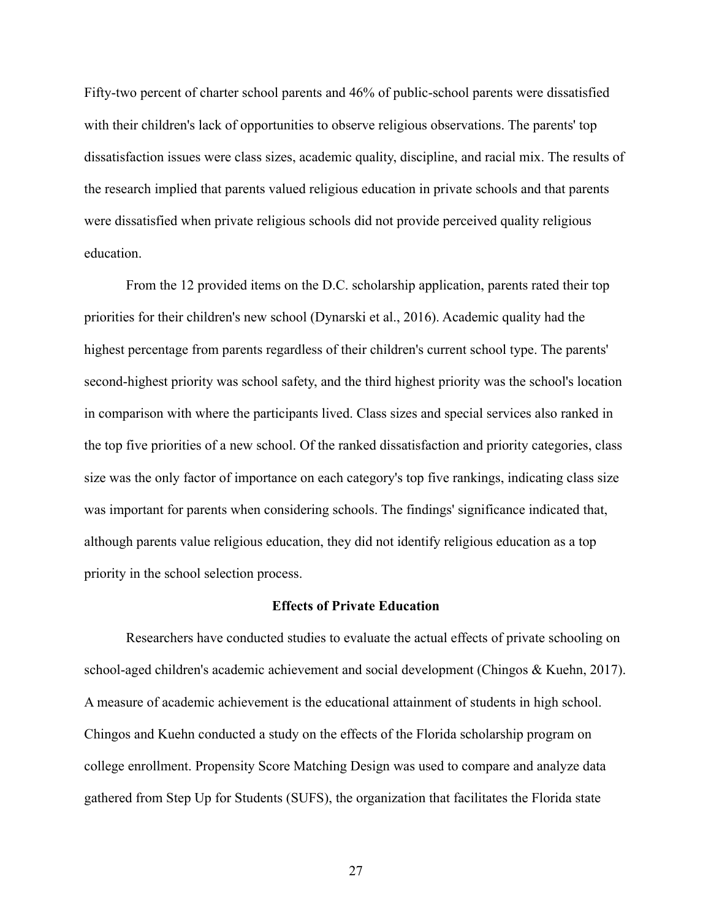Fifty-two percent of charter school parents and 46% of public-school parents were dissatisfied with their children's lack of opportunities to observe religious observations. The parents' top dissatisfaction issues were class sizes, academic quality, discipline, and racial mix. The results of the research implied that parents valued religious education in private schools and that parents were dissatisfied when private religious schools did not provide perceived quality religious education.

From the 12 provided items on the D.C. scholarship application, parents rated their top priorities for their children's new school (Dynarski et al., 2016). Academic quality had the highest percentage from parents regardless of their children's current school type. The parents' second-highest priority was school safety, and the third highest priority was the school's location in comparison with where the participants lived. Class sizes and special services also ranked in the top five priorities of a new school. Of the ranked dissatisfaction and priority categories, class size was the only factor of importance on each category's top five rankings, indicating class size was important for parents when considering schools. The findings' significance indicated that, although parents value religious education, they did not identify religious education as a top priority in the school selection process.

## Effects of Private Education

Researchers have conducted studies to evaluate the actual effects of private schooling on school-aged children's academic achievement and social development (Chingos & Kuehn, 2017). A measure of academic achievement is the educational attainment of students in high school. Chingos and Kuehn conducted a study on the effects of the Florida scholarship program on college enrollment. Propensity Score Matching Design was used to compare and analyze data gathered from Step Up for Students (SUFS), the organization that facilitates the Florida state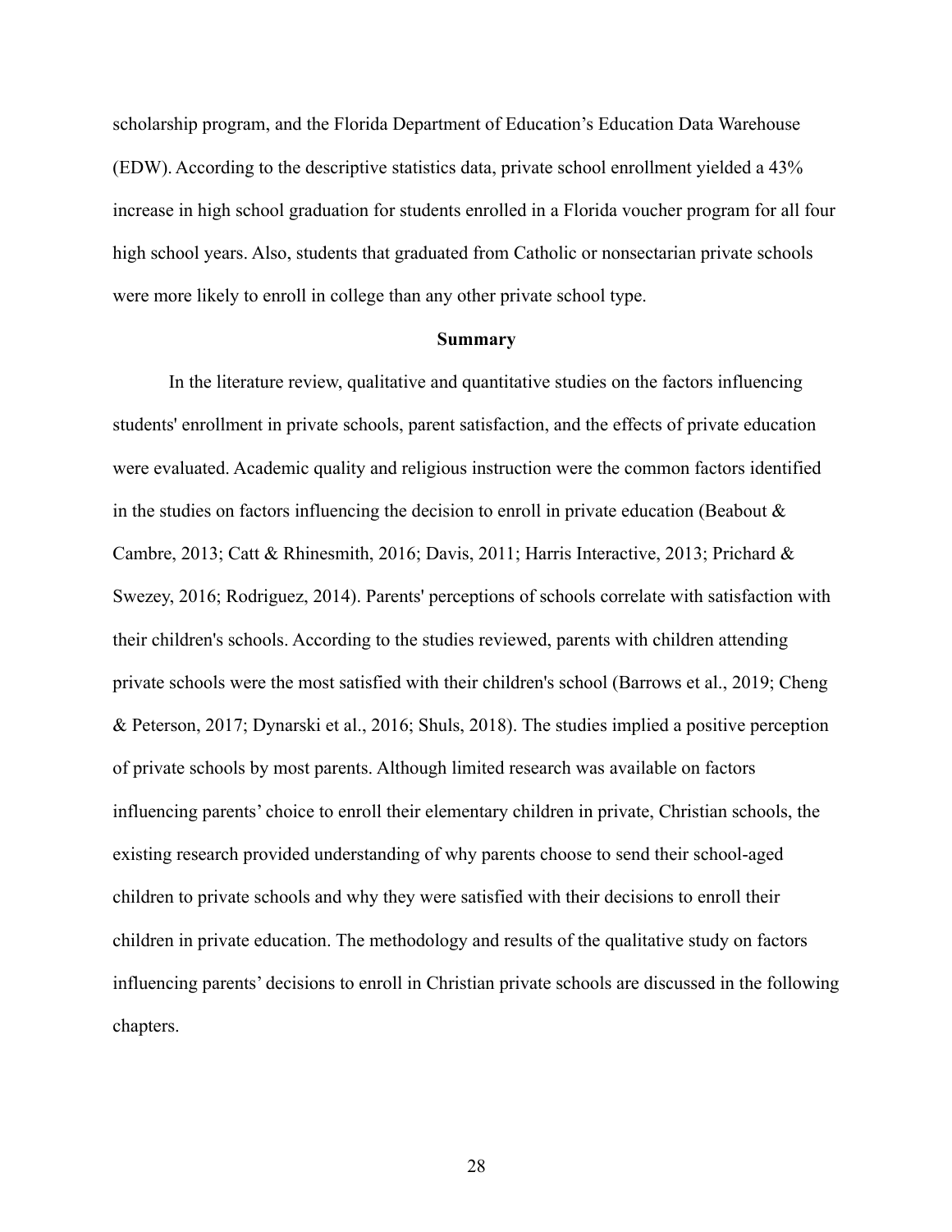scholarship program, and the Florida Department of Education's Education Data Warehouse (EDW). According to the descriptive statistics data, private school enrollment yielded a 43% increase in high school graduation for students enrolled in a Florida voucher program for all four high school years. Also, students that graduated from Catholic or nonsectarian private schools were more likely to enroll in college than any other private school type.

## Summary

In the literature review, qualitative and quantitative studies on the factors influencing students' enrollment in private schools, parent satisfaction, and the effects of private education were evaluated. Academic quality and religious instruction were the common factors identified in the studies on factors influencing the decision to enroll in private education (Beabout & Cambre, 2013; Catt & Rhinesmith, 2016; Davis, 2011; Harris Interactive, 2013; Prichard & Swezey, 2016; Rodriguez, 2014). Parents' perceptions of schools correlate with satisfaction with their children's schools. According to the studies reviewed, parents with children attending private schools were the most satisfied with their children's school (Barrows et al., 2019; Cheng & Peterson, 2017; Dynarski et al., 2016; Shuls, 2018). The studies implied a positive perception of private schools by most parents. Although limited research was available on factors influencing parents' choice to enroll their elementary children in private, Christian schools, the existing research provided understanding of why parents choose to send their school-aged children to private schools and why they were satisfied with their decisions to enroll their children in private education. The methodology and results of the qualitative study on factors influencing parents' decisions to enroll in Christian private schools are discussed in the following chapters.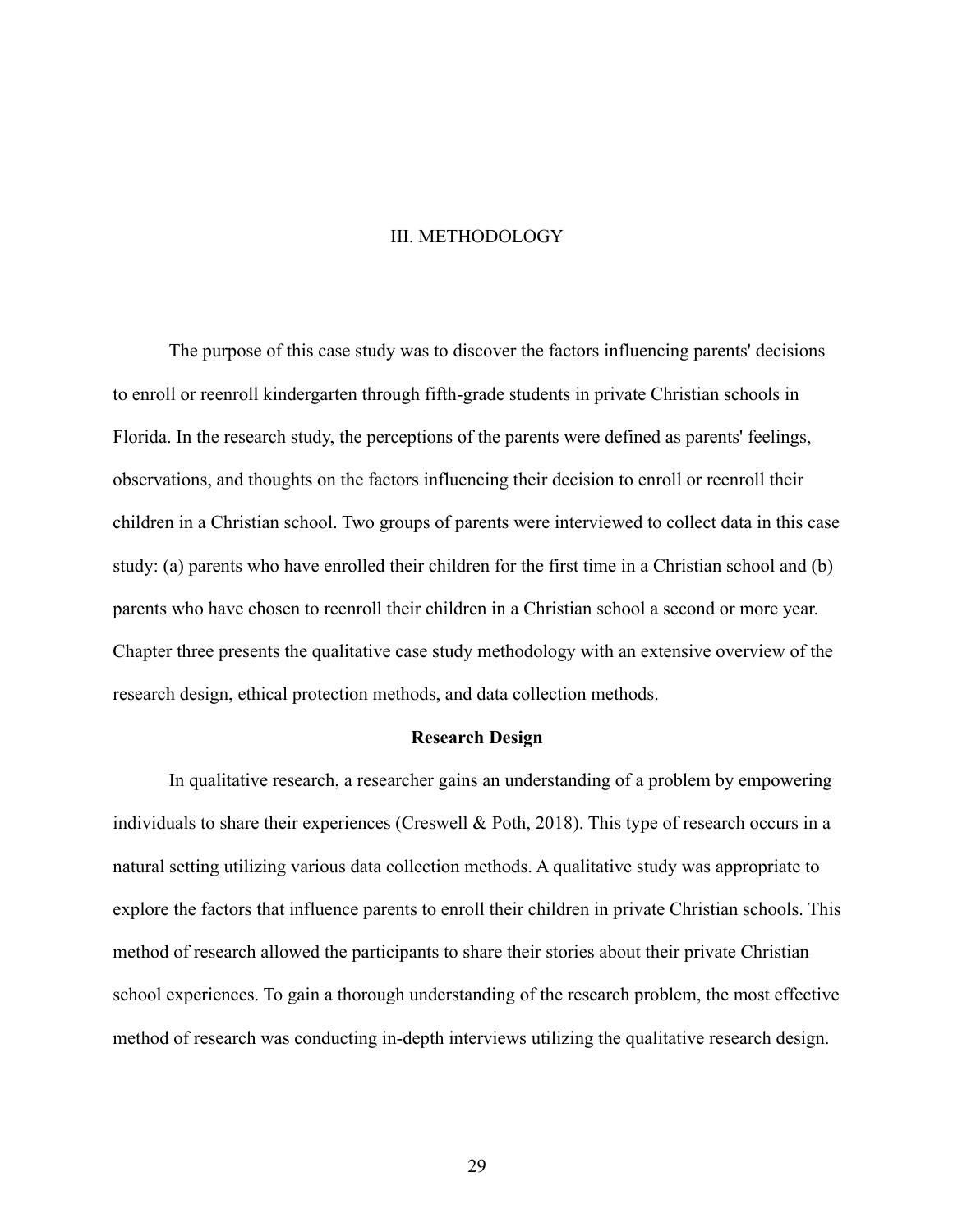# III. METHODOLOGY

The purpose of this case study was to discover the factors influencing parents' decisions to enroll or reenroll kindergarten through fifth-grade students in private Christian schools in Florida. In the research study, the perceptions of the parents were defined as parents' feelings, observations, and thoughts on the factors influencing their decision to enroll or reenroll their children in a Christian school. Two groups of parents were interviewed to collect data in this case study: (a) parents who have enrolled their children for the first time in a Christian school and (b) parents who have chosen to reenroll their children in a Christian school a second or more year. Chapter three presents the qualitative case study methodology with an extensive overview of the research design, ethical protection methods, and data collection methods.

## Research Design

In qualitative research, a researcher gains an understanding of a problem by empowering individuals to share their experiences (Creswell & Poth, 2018). This type of research occurs in a natural setting utilizing various data collection methods. A qualitative study was appropriate to explore the factors that influence parents to enroll their children in private Christian schools. This method of research allowed the participants to share their stories about their private Christian school experiences. To gain a thorough understanding of the research problem, the most effective method of research was conducting in-depth interviews utilizing the qualitative research design.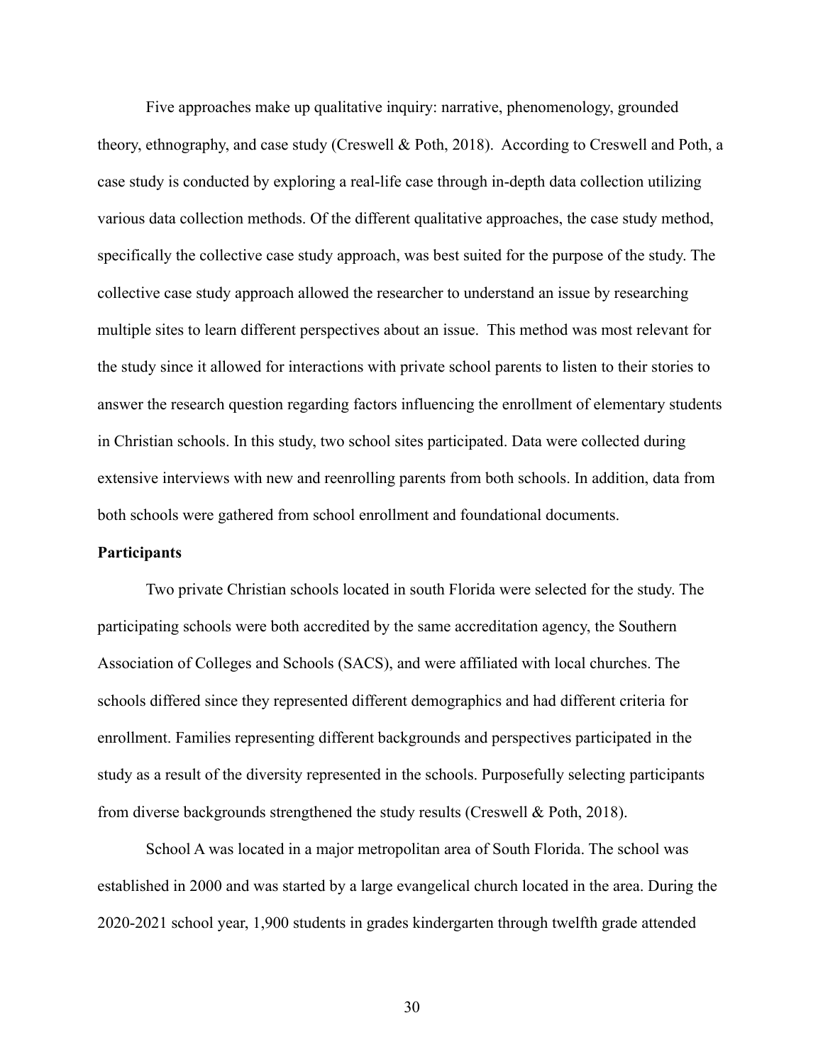Five approaches make up qualitative inquiry: narrative, phenomenology, grounded theory, ethnography, and case study (Creswell & Poth, 2018). According to Creswell and Poth, a case study is conducted by exploring a real-life case through in-depth data collection utilizing various data collection methods. Of the different qualitative approaches, the case study method, specifically the collective case study approach, was best suited for the purpose of the study. The collective case study approach allowed the researcher to understand an issue by researching multiple sites to learn different perspectives about an issue. This method was most relevant for the study since it allowed for interactions with private school parents to listen to their stories to answer the research question regarding factors influencing the enrollment of elementary students in Christian schools. In this study, two school sites participated. Data were collected during extensive interviews with new and reenrolling parents from both schools. In addition, data from both schools were gathered from school enrollment and foundational documents.

**Participants**

Two private Christian schools located in south Florida were selected for the study. The participating schools were both accredited by the same accreditation agency, the Southern Association of Colleges and Schools (SACS), and were affiliated with local churches. The schools differed since they represented different demographics and had different criteria for enrollment. Families representing different backgrounds and perspectives participated in the study as a result of the diversity represented in the schools. Purposefully selecting participants from diverse backgrounds strengthened the study results (Creswell & Poth, 2018).

School A was located in a major metropolitan area of South Florida. The school was established in 2000 and was started by a large evangelical church located in the area. During the 2020-2021 school year, 1,900 students in grades kindergarten through twelfth grade attended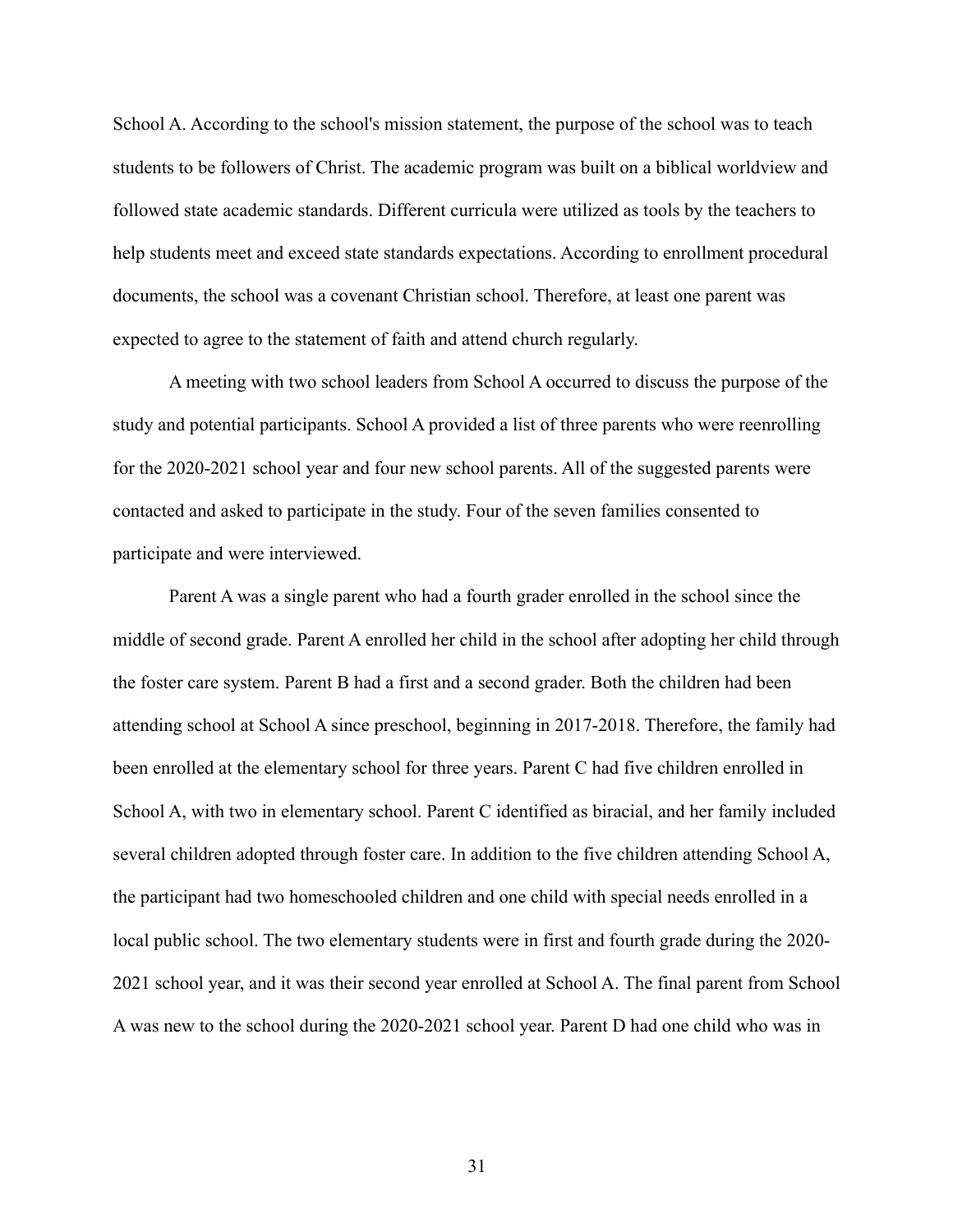School A. According to the school's mission statement, the purpose of the school was to teach students to be followers of Christ. The academic program was built on a biblical worldview and followed state academic standards. Different curricula were utilized as tools by the teachers to help students meet and exceed state standards expectations. According to enrollment procedural documents, the school was a covenant Christian school. Therefore, at least one parent was expected to agree to the statement of faith and attend church regularly.

A meeting with two school leaders from School A occurred to discuss the purpose of the study and potential participants. School A provided a list of three parents who were reenrolling for the 2020-2021 school year and four new school parents. All of the suggested parents were contacted and asked to participate in the study. Four of the seven families consented to participate and were interviewed.

Parent A was a single parent who had a fourth grader enrolled in the school since the middle of second grade. Parent A enrolled her child in the school after adopting her child through the foster care system. Parent B had a first and a second grader. Both the children had been attending school at School A since preschool, beginning in 2017-2018. Therefore, the family had been enrolled at the elementary school for three years. Parent C had five children enrolled in School A, with two in elementary school. Parent C identified as biracial, and her family included several children adopted through foster care. In addition to the five children attending School A, the participant had two homeschooled children and one child with special needs enrolled in a local public school. The two elementary students were in first and fourth grade during the 2020-2021 school year, and it was their second year enrolled at School A. The final parent from School A was new to the school during the 2020-2021 school year. Parent D had one child who was in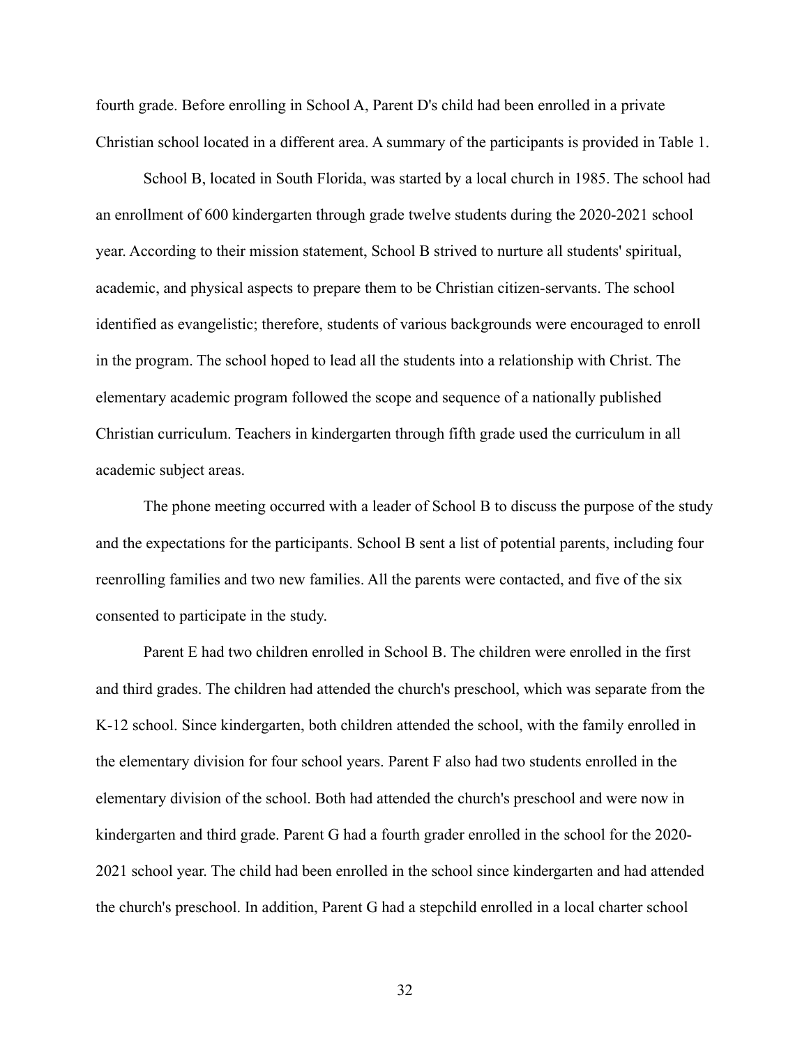fourth grade. Before enrolling in School A, Parent D's child had been enrolled in a private Christian school located in a different area. A summary of the participants is provided in Table 1.

School B, located in South Florida, was started by a local church in 1985. The school had an enrollment of 600 kindergarten through grade twelve students during the 2020-2021 school year. According to their mission statement, School B strived to nurture all students' spiritual, academic, and physical aspects to prepare them to be Christian citizen-servants. The school identified as evangelistic; therefore, students of various backgrounds were encouraged to enroll in the program. The school hoped to lead all the students into a relationship with Christ. The elementary academic program followed the scope and sequence of a nationally published Christian curriculum. Teachers in kindergarten through fifth grade used the curriculum in all academic subject areas.

The phone meeting occurred with a leader of School B to discuss the purpose of the study and the expectations for the participants. School B sent a list of potential parents, including four reenrolling families and two new families. All the parents were contacted, and five of the six consented to participate in the study.

Parent E had two children enrolled in School B. The children were enrolled in the first and third grades. The children had attended the church's preschool, which was separate from the K-12 school. Since kindergarten, both children attended the school, with the family enrolled in the elementary division for four school years. Parent F also had two students enrolled in the elementary division of the school. Both had attended the church's preschool and were now in kindergarten and third grade. Parent G had a fourth grader enrolled in the school for the 2020-2021 school year. The child had been enrolled in the school since kindergarten and had attended the church's preschool. In addition, Parent G had a stepchild enrolled in a local charter school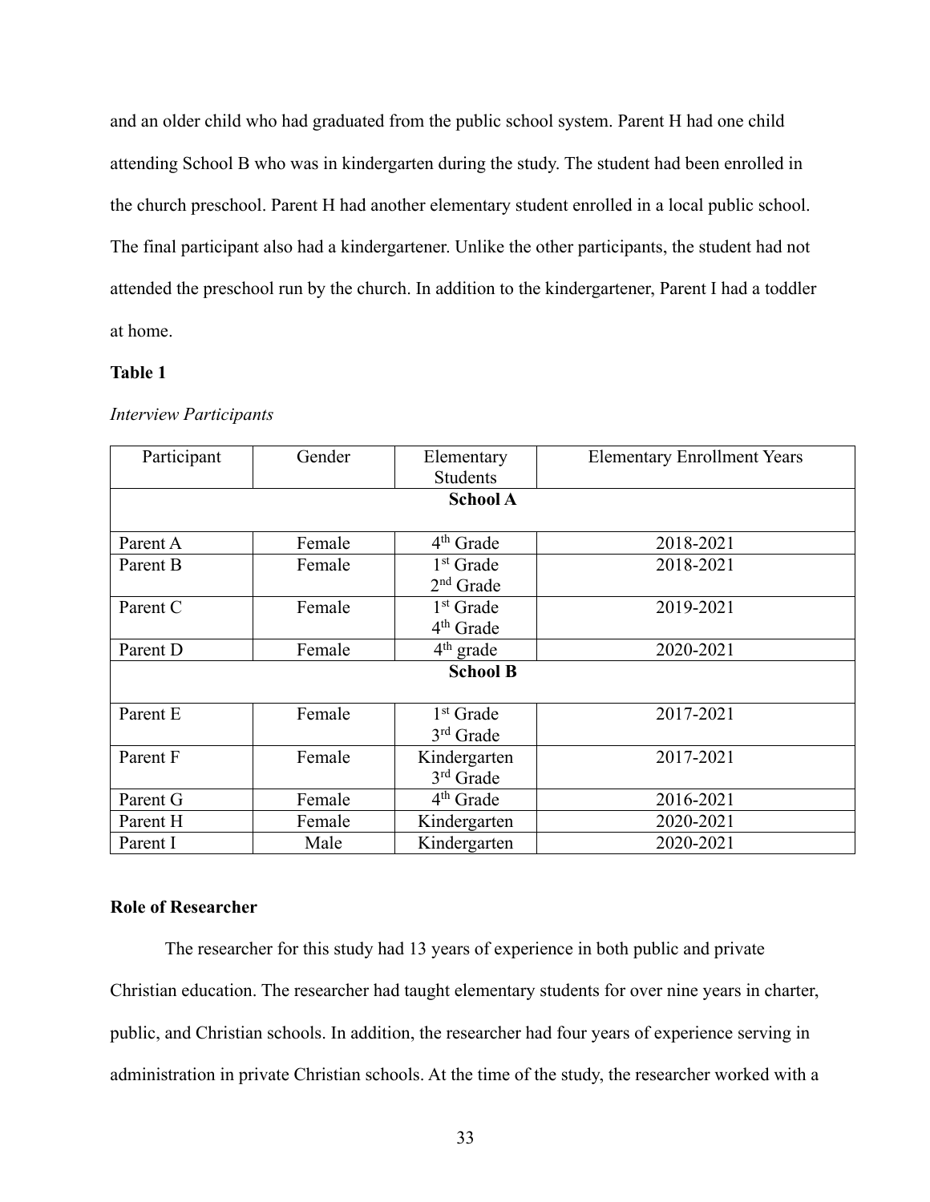and an older child who had graduated from the public school system. Parent H had one child attending School B who was in kindergarten during the study. The student had been enrolled in the church preschool. Parent H had another elementary student enrolled in a local public school. The final participant also had a kindergartener. Unlike the other participants, the student had not attended the preschool run by the church. In addition to the kindergartener, Parent I had a toddler at home.

**Table 1**

*Interview Participants*

| Participant | Gender | Elementary Students | Elementary Enrollment Years |
|---|---|---|---|
| | | **School A** | |
| Parent A | Female | 4th Grade | 2018-2021 |
| Parent B | Female | 1st Grade<br>2nd Grade | 2018-2021 |
| Parent C | Female | 1st Grade<br>4th Grade | 2019-2021 |
| Parent D | Female | 4th grade | 2020-2021 |
| | | **School B** | |
| Parent E | Female | 1st Grade<br>3rd Grade | 2017-2021 |
| Parent F | Female | Kindergarten<br>3rd Grade | 2017-2021 |
| Parent G | Female | 4th Grade | 2016-2021 |
| Parent H | Female | Kindergarten | 2020-2021 |
| Parent I | Male | Kindergarten | 2020-2021 |

### Role of Researcher

The researcher for this study had 13 years of experience in both public and private Christian education. The researcher had taught elementary students for over nine years in charter, public, and Christian schools. In addition, the researcher had four years of experience serving in administration in private Christian schools. At the time of the study, the researcher worked with a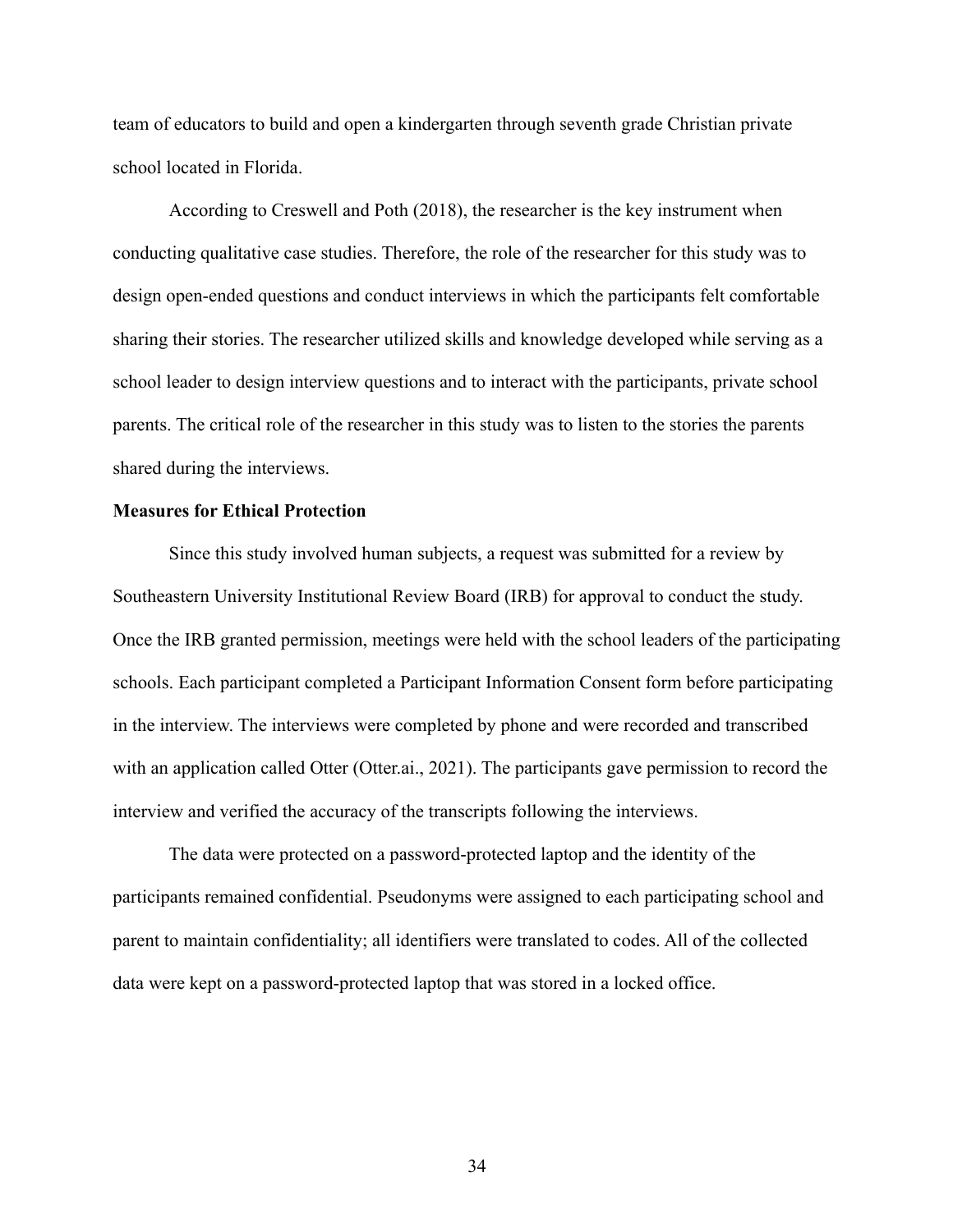team of educators to build and open a kindergarten through seventh grade Christian private school located in Florida.

According to Creswell and Poth (2018), the researcher is the key instrument when conducting qualitative case studies. Therefore, the role of the researcher for this study was to design open-ended questions and conduct interviews in which the participants felt comfortable sharing their stories. The researcher utilized skills and knowledge developed while serving as a school leader to design interview questions and to interact with the participants, private school parents. The critical role of the researcher in this study was to listen to the stories the parents shared during the interviews.

**Measures for Ethical Protection**

Since this study involved human subjects, a request was submitted for a review by Southeastern University Institutional Review Board (IRB) for approval to conduct the study. Once the IRB granted permission, meetings were held with the school leaders of the participating schools. Each participant completed a Participant Information Consent form before participating in the interview. The interviews were completed by phone and were recorded and transcribed with an application called Otter (Otter.ai., 2021). The participants gave permission to record the interview and verified the accuracy of the transcripts following the interviews.

The data were protected on a password-protected laptop and the identity of the participants remained confidential. Pseudonyms were assigned to each participating school and parent to maintain confidentiality; all identifiers were translated to codes. All of the collected data were kept on a password-protected laptop that was stored in a locked office.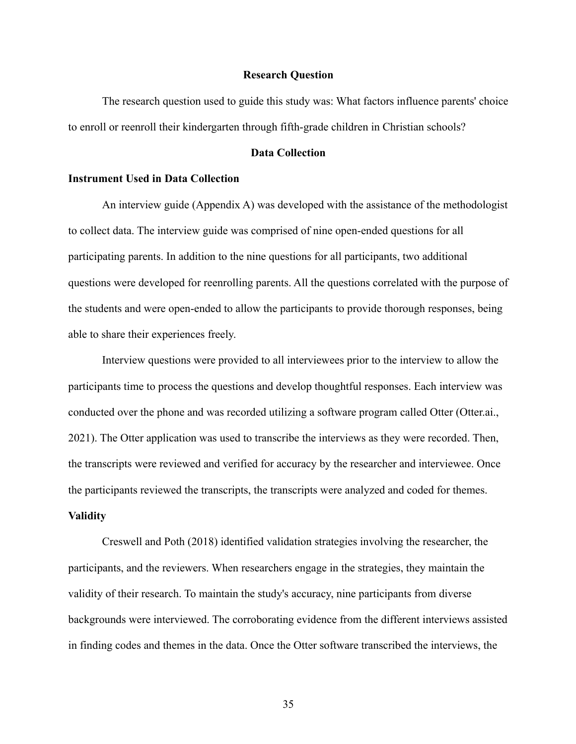## Research Question

The research question used to guide this study was: What factors influence parents' choice to enroll or reenroll their kindergarten through fifth-grade children in Christian schools?

## Data Collection

### Instrument Used in Data Collection

An interview guide (Appendix A) was developed with the assistance of the methodologist to collect data. The interview guide was comprised of nine open-ended questions for all participating parents. In addition to the nine questions for all participants, two additional questions were developed for reenrolling parents. All the questions correlated with the purpose of the students and were open-ended to allow the participants to provide thorough responses, being able to share their experiences freely.

Interview questions were provided to all interviewees prior to the interview to allow the participants time to process the questions and develop thoughtful responses. Each interview was conducted over the phone and was recorded utilizing a software program called Otter (Otter.ai., 2021). The Otter application was used to transcribe the interviews as they were recorded. Then, the transcripts were reviewed and verified for accuracy by the researcher and interviewee. Once the participants reviewed the transcripts, the transcripts were analyzed and coded for themes.

### Validity

Creswell and Poth (2018) identified validation strategies involving the researcher, the participants, and the reviewers. When researchers engage in the strategies, they maintain the validity of their research. To maintain the study's accuracy, nine participants from diverse backgrounds were interviewed. The corroborating evidence from the different interviews assisted in finding codes and themes in the data. Once the Otter software transcribed the interviews, the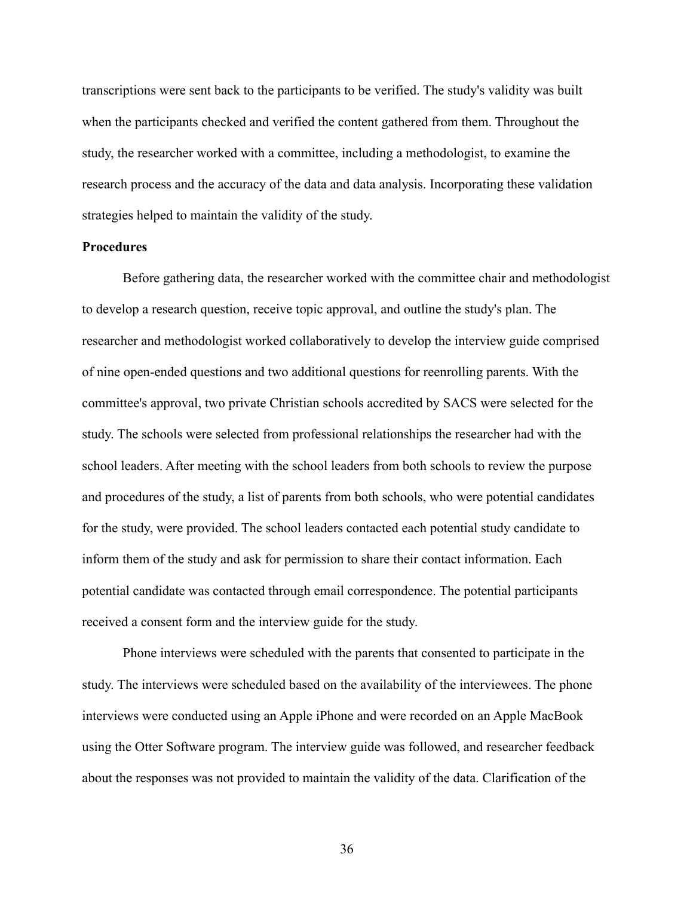transcriptions were sent back to the participants to be verified. The study's validity was built when the participants checked and verified the content gathered from them. Throughout the study, the researcher worked with a committee, including a methodologist, to examine the research process and the accuracy of the data and data analysis. Incorporating these validation strategies helped to maintain the validity of the study.

**Procedures**

Before gathering data, the researcher worked with the committee chair and methodologist to develop a research question, receive topic approval, and outline the study's plan. The researcher and methodologist worked collaboratively to develop the interview guide comprised of nine open-ended questions and two additional questions for reenrolling parents. With the committee's approval, two private Christian schools accredited by SACS were selected for the study. The schools were selected from professional relationships the researcher had with the school leaders. After meeting with the school leaders from both schools to review the purpose and procedures of the study, a list of parents from both schools, who were potential candidates for the study, were provided. The school leaders contacted each potential study candidate to inform them of the study and ask for permission to share their contact information. Each potential candidate was contacted through email correspondence. The potential participants received a consent form and the interview guide for the study.

Phone interviews were scheduled with the parents that consented to participate in the study. The interviews were scheduled based on the availability of the interviewees. The phone interviews were conducted using an Apple iPhone and were recorded on an Apple MacBook using the Otter Software program. The interview guide was followed, and researcher feedback about the responses was not provided to maintain the validity of the data. Clarification of the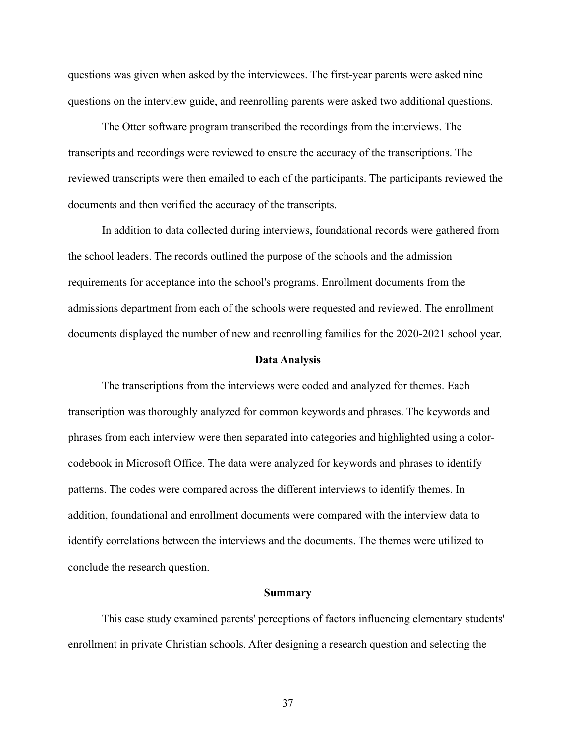questions was given when asked by the interviewees. The first-year parents were asked nine questions on the interview guide, and reenrolling parents were asked two additional questions.

The Otter software program transcribed the recordings from the interviews. The transcripts and recordings were reviewed to ensure the accuracy of the transcriptions. The reviewed transcripts were then emailed to each of the participants. The participants reviewed the documents and then verified the accuracy of the transcripts.

In addition to data collected during interviews, foundational records were gathered from the school leaders. The records outlined the purpose of the schools and the admission requirements for acceptance into the school's programs. Enrollment documents from the admissions department from each of the schools were requested and reviewed. The enrollment documents displayed the number of new and reenrolling families for the 2020-2021 school year.

## Data Analysis

The transcriptions from the interviews were coded and analyzed for themes. Each transcription was thoroughly analyzed for common keywords and phrases. The keywords and phrases from each interview were then separated into categories and highlighted using a color-codebook in Microsoft Office. The data were analyzed for keywords and phrases to identify patterns. The codes were compared across the different interviews to identify themes. In addition, foundational and enrollment documents were compared with the interview data to identify correlations between the interviews and the documents. The themes were utilized to conclude the research question.

## Summary

This case study examined parents' perceptions of factors influencing elementary students' enrollment in private Christian schools. After designing a research question and selecting the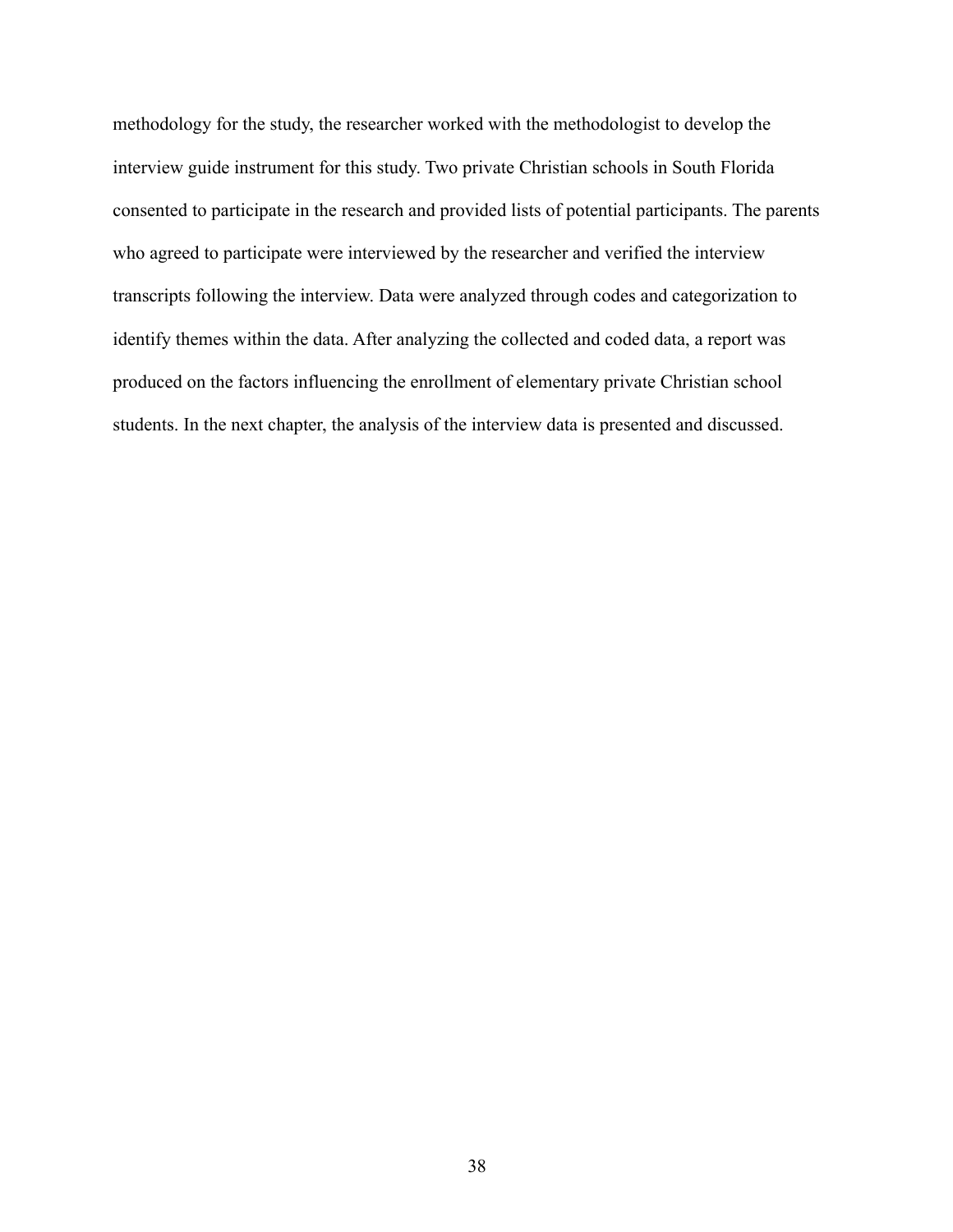methodology for the study, the researcher worked with the methodologist to develop the interview guide instrument for this study. Two private Christian schools in South Florida consented to participate in the research and provided lists of potential participants. The parents who agreed to participate were interviewed by the researcher and verified the interview transcripts following the interview. Data were analyzed through codes and categorization to identify themes within the data. After analyzing the collected and coded data, a report was produced on the factors influencing the enrollment of elementary private Christian school students. In the next chapter, the analysis of the interview data is presented and discussed.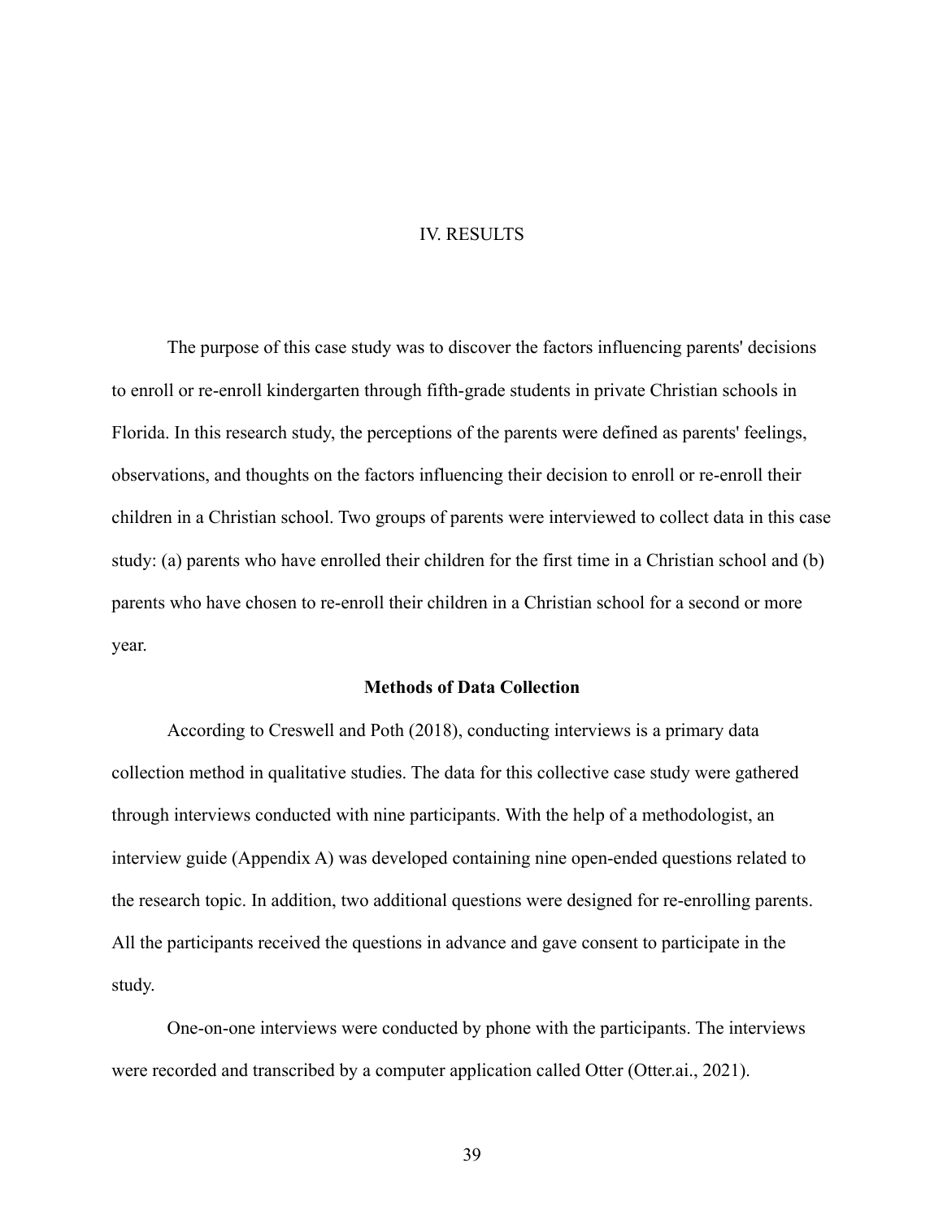# IV. RESULTS

The purpose of this case study was to discover the factors influencing parents' decisions to enroll or re-enroll kindergarten through fifth-grade students in private Christian schools in Florida. In this research study, the perceptions of the parents were defined as parents' feelings, observations, and thoughts on the factors influencing their decision to enroll or re-enroll their children in a Christian school. Two groups of parents were interviewed to collect data in this case study: (a) parents who have enrolled their children for the first time in a Christian school and (b) parents who have chosen to re-enroll their children in a Christian school for a second or more year.

## Methods of Data Collection

According to Creswell and Poth (2018), conducting interviews is a primary data collection method in qualitative studies. The data for this collective case study were gathered through interviews conducted with nine participants. With the help of a methodologist, an interview guide (Appendix A) was developed containing nine open-ended questions related to the research topic. In addition, two additional questions were designed for re-enrolling parents. All the participants received the questions in advance and gave consent to participate in the study.

One-on-one interviews were conducted by phone with the participants. The interviews were recorded and transcribed by a computer application called Otter (Otter.ai., 2021).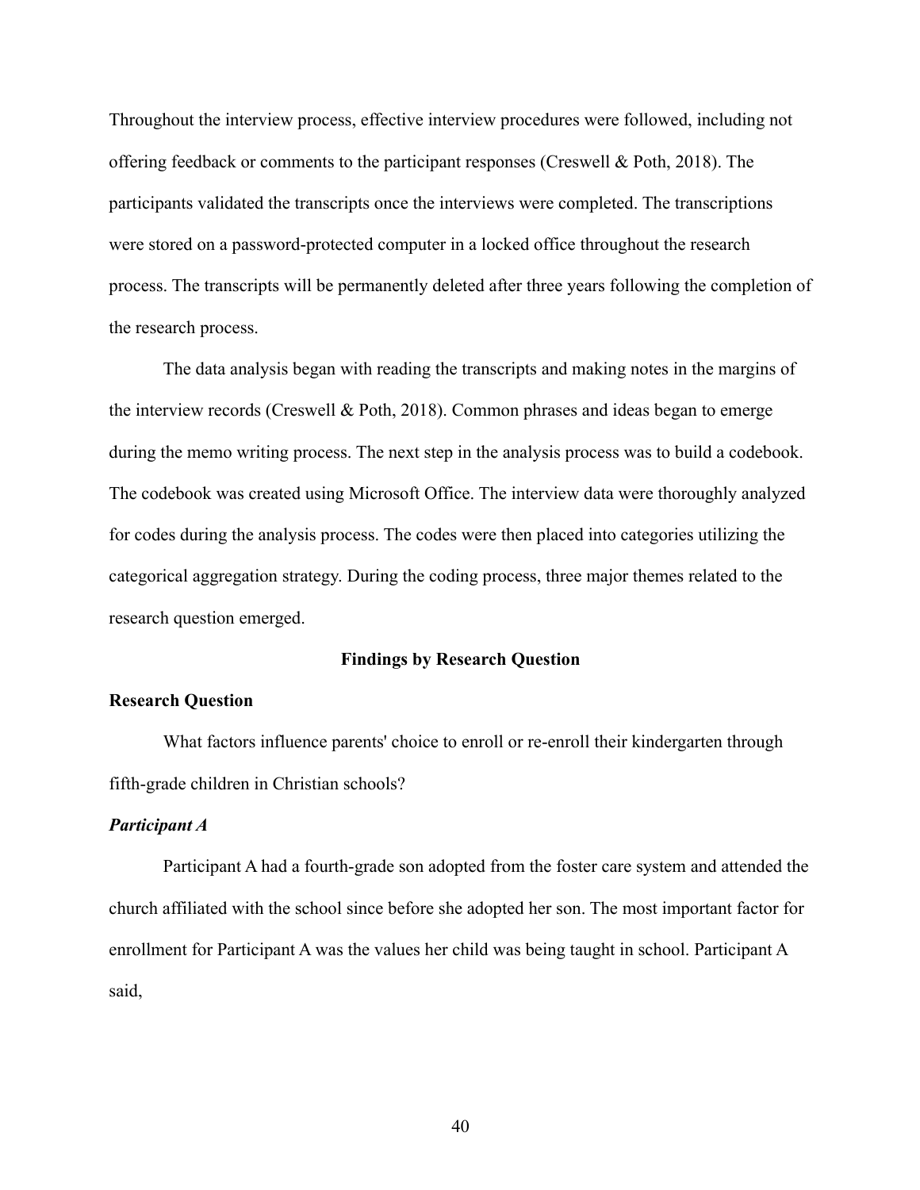Throughout the interview process, effective interview procedures were followed, including not offering feedback or comments to the participant responses (Creswell & Poth, 2018). The participants validated the transcripts once the interviews were completed. The transcriptions were stored on a password-protected computer in a locked office throughout the research process. The transcripts will be permanently deleted after three years following the completion of the research process.

The data analysis began with reading the transcripts and making notes in the margins of the interview records (Creswell & Poth, 2018). Common phrases and ideas began to emerge during the memo writing process. The next step in the analysis process was to build a codebook. The codebook was created using Microsoft Office. The interview data were thoroughly analyzed for codes during the analysis process. The codes were then placed into categories utilizing the categorical aggregation strategy. During the coding process, three major themes related to the research question emerged.

## Findings by Research Question

### Research Question

What factors influence parents' choice to enroll or re-enroll their kindergarten through fifth-grade children in Christian schools?

#### *Participant A*

Participant A had a fourth-grade son adopted from the foster care system and attended the church affiliated with the school since before she adopted her son. The most important factor for enrollment for Participant A was the values her child was being taught in school. Participant A said,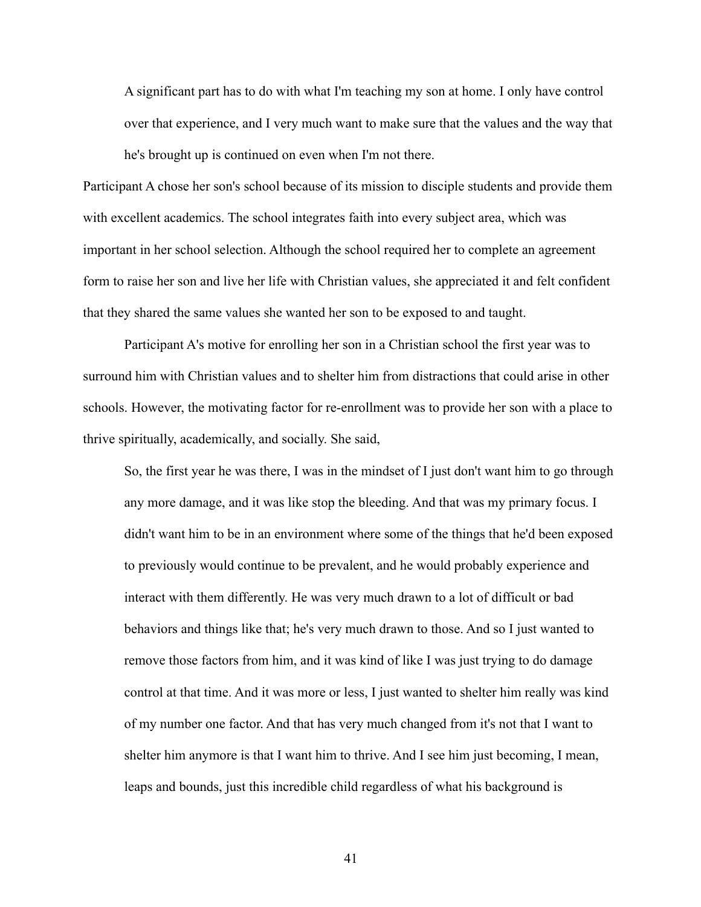> A significant part has to do with what I'm teaching my son at home. I only have control over that experience, and I very much want to make sure that the values and the way that he's brought up is continued on even when I'm not there.

Participant A chose her son's school because of its mission to disciple students and provide them with excellent academics. The school integrates faith into every subject area, which was important in her school selection. Although the school required her to complete an agreement form to raise her son and live her life with Christian values, she appreciated it and felt confident that they shared the same values she wanted her son to be exposed to and taught.

Participant A's motive for enrolling her son in a Christian school the first year was to surround him with Christian values and to shelter him from distractions that could arise in other schools. However, the motivating factor for re-enrollment was to provide her son with a place to thrive spiritually, academically, and socially. She said,

> So, the first year he was there, I was in the mindset of I just don't want him to go through any more damage, and it was like stop the bleeding. And that was my primary focus. I didn't want him to be in an environment where some of the things that he'd been exposed to previously would continue to be prevalent, and he would probably experience and interact with them differently. He was very much drawn to a lot of difficult or bad behaviors and things like that; he's very much drawn to those. And so I just wanted to remove those factors from him, and it was kind of like I was just trying to do damage control at that time. And it was more or less, I just wanted to shelter him really was kind of my number one factor. And that has very much changed from it's not that I want to shelter him anymore is that I want him to thrive. And I see him just becoming, I mean, leaps and bounds, just this incredible child regardless of what his background is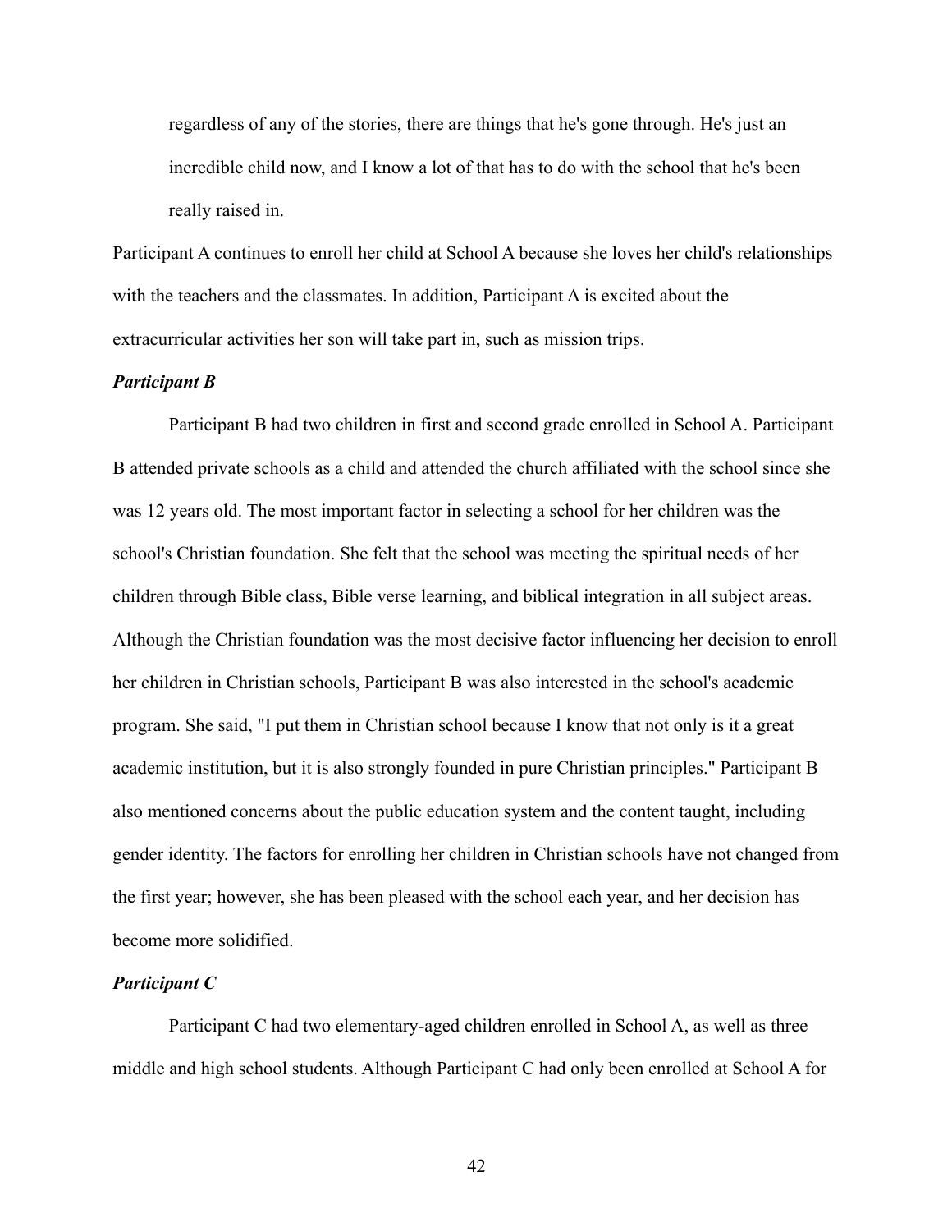> regardless of any of the stories, there are things that he's gone through. He's just an incredible child now, and I know a lot of that has to do with the school that he's been really raised in.

Participant A continues to enroll her child at School A because she loves her child's relationships with the teachers and the classmates. In addition, Participant A is excited about the extracurricular activities her son will take part in, such as mission trips.

### *Participant B*

Participant B had two children in first and second grade enrolled in School A. Participant B attended private schools as a child and attended the church affiliated with the school since she was 12 years old. The most important factor in selecting a school for her children was the school's Christian foundation. She felt that the school was meeting the spiritual needs of her children through Bible class, Bible verse learning, and biblical integration in all subject areas. Although the Christian foundation was the most decisive factor influencing her decision to enroll her children in Christian schools, Participant B was also interested in the school's academic program. She said, "I put them in Christian school because I know that not only is it a great academic institution, but it is also strongly founded in pure Christian principles." Participant B also mentioned concerns about the public education system and the content taught, including gender identity. The factors for enrolling her children in Christian schools have not changed from the first year; however, she has been pleased with the school each year, and her decision has become more solidified.

### *Participant C*

Participant C had two elementary-aged children enrolled in School A, as well as three middle and high school students. Although Participant C had only been enrolled at School A for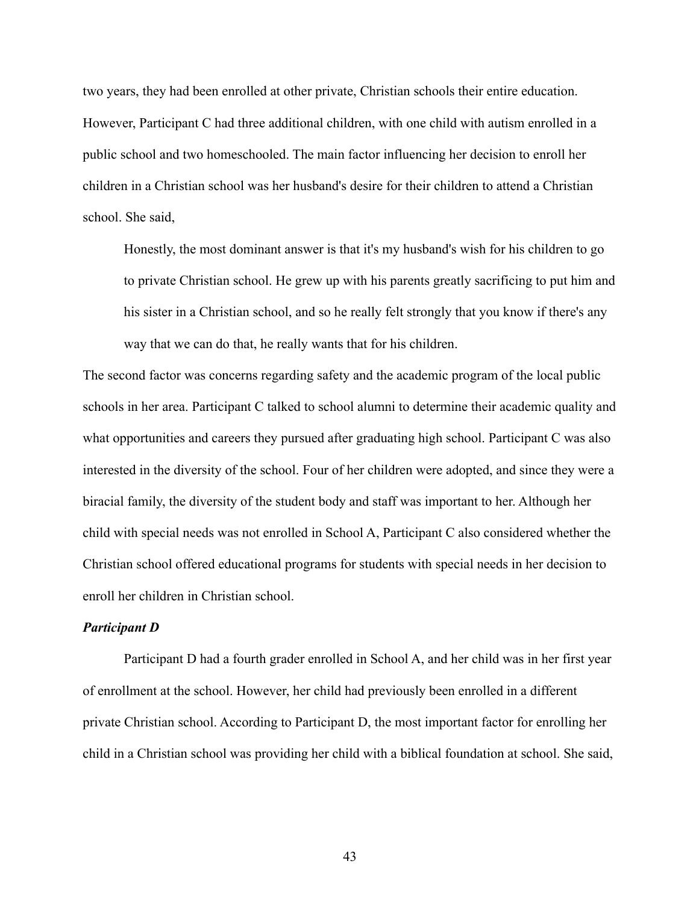two years, they had been enrolled at other private, Christian schools their entire education. However, Participant C had three additional children, with one child with autism enrolled in a public school and two homeschooled. The main factor influencing her decision to enroll her children in a Christian school was her husband's desire for their children to attend a Christian school. She said,

> Honestly, the most dominant answer is that it's my husband's wish for his children to go to private Christian school. He grew up with his parents greatly sacrificing to put him and his sister in a Christian school, and so he really felt strongly that you know if there's any way that we can do that, he really wants that for his children.

The second factor was concerns regarding safety and the academic program of the local public schools in her area. Participant C talked to school alumni to determine their academic quality and what opportunities and careers they pursued after graduating high school. Participant C was also interested in the diversity of the school. Four of her children were adopted, and since they were a biracial family, the diversity of the student body and staff was important to her. Although her child with special needs was not enrolled in School A, Participant C also considered whether the Christian school offered educational programs for students with special needs in her decision to enroll her children in Christian school.

### ***Participant D***

Participant D had a fourth grader enrolled in School A, and her child was in her first year of enrollment at the school. However, her child had previously been enrolled in a different private Christian school. According to Participant D, the most important factor for enrolling her child in a Christian school was providing her child with a biblical foundation at school. She said,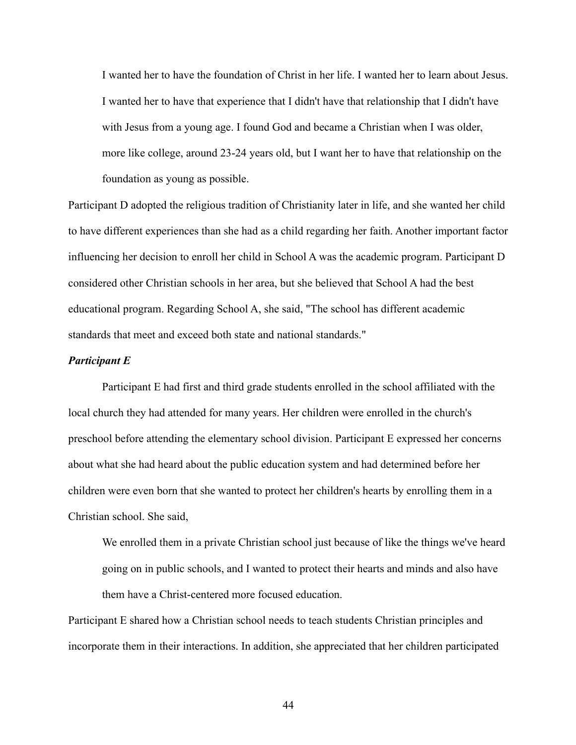> I wanted her to have the foundation of Christ in her life. I wanted her to learn about Jesus. I wanted her to have that experience that I didn't have that relationship that I didn't have with Jesus from a young age. I found God and became a Christian when I was older, more like college, around 23-24 years old, but I want her to have that relationship on the foundation as young as possible.

Participant D adopted the religious tradition of Christianity later in life, and she wanted her child to have different experiences than she had as a child regarding her faith. Another important factor influencing her decision to enroll her child in School A was the academic program. Participant D considered other Christian schools in her area, but she believed that School A had the best educational program. Regarding School A, she said, "The school has different academic standards that meet and exceed both state and national standards."

### *Participant E*

Participant E had first and third grade students enrolled in the school affiliated with the local church they had attended for many years. Her children were enrolled in the church's preschool before attending the elementary school division. Participant E expressed her concerns about what she had heard about the public education system and had determined before her children were even born that she wanted to protect her children's hearts by enrolling them in a Christian school. She said,

> We enrolled them in a private Christian school just because of like the things we've heard going on in public schools, and I wanted to protect their hearts and minds and also have them have a Christ-centered more focused education.

Participant E shared how a Christian school needs to teach students Christian principles and incorporate them in their interactions. In addition, she appreciated that her children participated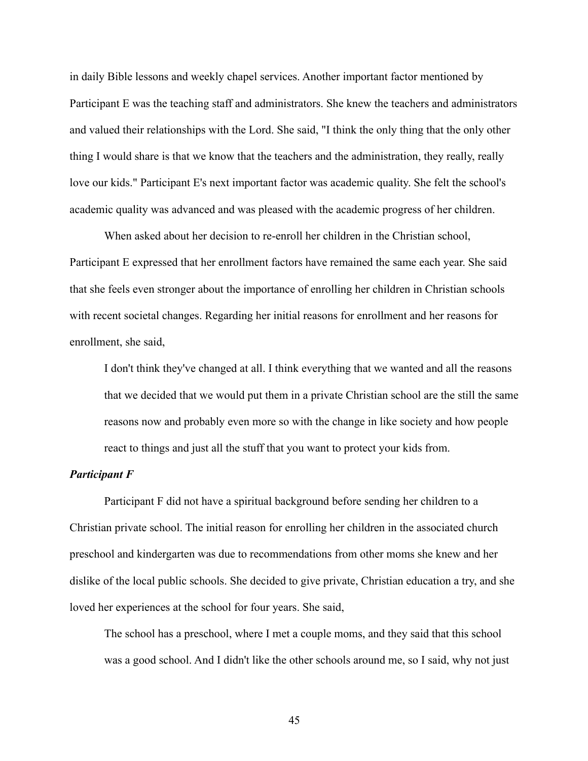in daily Bible lessons and weekly chapel services. Another important factor mentioned by Participant E was the teaching staff and administrators. She knew the teachers and administrators and valued their relationships with the Lord. She said, "I think the only thing that the only other thing I would share is that we know that the teachers and the administration, they really, really love our kids." Participant E's next important factor was academic quality. She felt the school's academic quality was advanced and was pleased with the academic progress of her children.

When asked about her decision to re-enroll her children in the Christian school, Participant E expressed that her enrollment factors have remained the same each year. She said that she feels even stronger about the importance of enrolling her children in Christian schools with recent societal changes. Regarding her initial reasons for enrollment and her reasons for enrollment, she said,

> I don't think they've changed at all. I think everything that we wanted and all the reasons that we decided that we would put them in a private Christian school are the still the same reasons now and probably even more so with the change in like society and how people react to things and just all the stuff that you want to protect your kids from.

***Participant F***

Participant F did not have a spiritual background before sending her children to a Christian private school. The initial reason for enrolling her children in the associated church preschool and kindergarten was due to recommendations from other moms she knew and her dislike of the local public schools. She decided to give private, Christian education a try, and she loved her experiences at the school for four years. She said,

> The school has a preschool, where I met a couple moms, and they said that this school was a good school. And I didn't like the other schools around me, so I said, why not just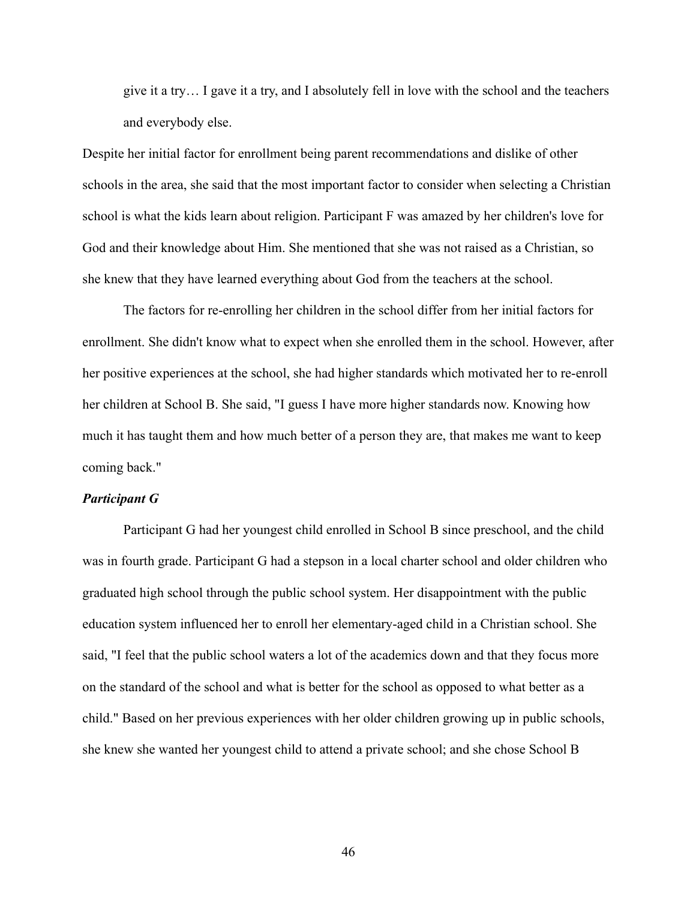> give it a try… I gave it a try, and I absolutely fell in love with the school and the teachers and everybody else.

Despite her initial factor for enrollment being parent recommendations and dislike of other schools in the area, she said that the most important factor to consider when selecting a Christian school is what the kids learn about religion. Participant F was amazed by her children's love for God and their knowledge about Him. She mentioned that she was not raised as a Christian, so she knew that they have learned everything about God from the teachers at the school.

The factors for re-enrolling her children in the school differ from her initial factors for enrollment. She didn't know what to expect when she enrolled them in the school. However, after her positive experiences at the school, she had higher standards which motivated her to re-enroll her children at School B. She said, "I guess I have more higher standards now. Knowing how much it has taught them and how much better of a person they are, that makes me want to keep coming back."

### ***Participant G***

Participant G had her youngest child enrolled in School B since preschool, and the child was in fourth grade. Participant G had a stepson in a local charter school and older children who graduated high school through the public school system. Her disappointment with the public education system influenced her to enroll her elementary-aged child in a Christian school. She said, "I feel that the public school waters a lot of the academics down and that they focus more on the standard of the school and what is better for the school as opposed to what better as a child." Based on her previous experiences with her older children growing up in public schools, she knew she wanted her youngest child to attend a private school; and she chose School B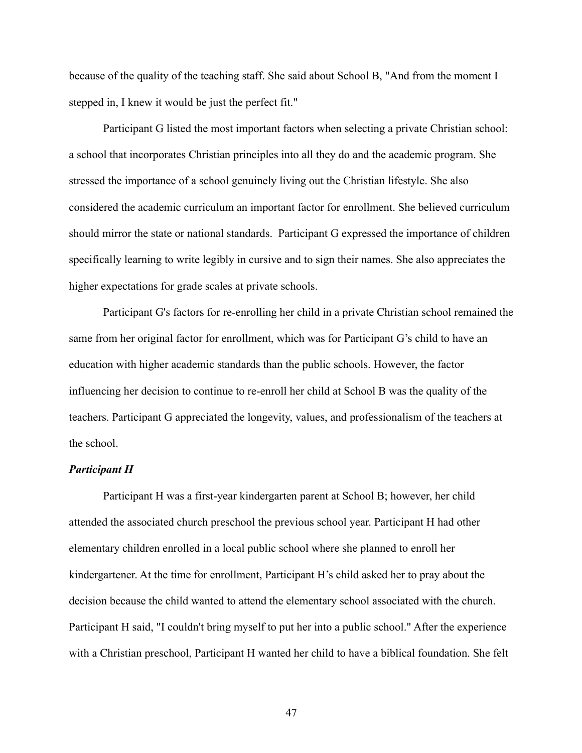because of the quality of the teaching staff. She said about School B, "And from the moment I stepped in, I knew it would be just the perfect fit."

Participant G listed the most important factors when selecting a private Christian school: a school that incorporates Christian principles into all they do and the academic program. She stressed the importance of a school genuinely living out the Christian lifestyle. She also considered the academic curriculum an important factor for enrollment. She believed curriculum should mirror the state or national standards. Participant G expressed the importance of children specifically learning to write legibly in cursive and to sign their names. She also appreciates the higher expectations for grade scales at private schools.

Participant G's factors for re-enrolling her child in a private Christian school remained the same from her original factor for enrollment, which was for Participant G's child to have an education with higher academic standards than the public schools. However, the factor influencing her decision to continue to re-enroll her child at School B was the quality of the teachers. Participant G appreciated the longevity, values, and professionalism of the teachers at the school.

***Participant H***

Participant H was a first-year kindergarten parent at School B; however, her child attended the associated church preschool the previous school year. Participant H had other elementary children enrolled in a local public school where she planned to enroll her kindergartener. At the time for enrollment, Participant H's child asked her to pray about the decision because the child wanted to attend the elementary school associated with the church. Participant H said, "I couldn't bring myself to put her into a public school." After the experience with a Christian preschool, Participant H wanted her child to have a biblical foundation. She felt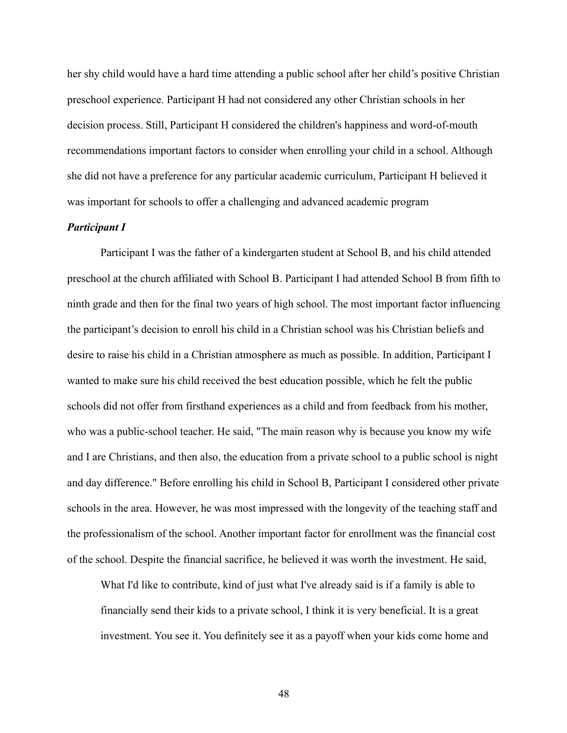her shy child would have a hard time attending a public school after her child's positive Christian preschool experience. Participant H had not considered any other Christian schools in her decision process. Still, Participant H considered the children's happiness and word-of-mouth recommendations important factors to consider when enrolling your child in a school. Although she did not have a preference for any particular academic curriculum, Participant H believed it was important for schools to offer a challenging and advanced academic program

### *Participant I*

Participant I was the father of a kindergarten student at School B, and his child attended preschool at the church affiliated with School B. Participant I had attended School B from fifth to ninth grade and then for the final two years of high school. The most important factor influencing the participant's decision to enroll his child in a Christian school was his Christian beliefs and desire to raise his child in a Christian atmosphere as much as possible. In addition, Participant I wanted to make sure his child received the best education possible, which he felt the public schools did not offer from firsthand experiences as a child and from feedback from his mother, who was a public-school teacher. He said, "The main reason why is because you know my wife and I are Christians, and then also, the education from a private school to a public school is night and day difference." Before enrolling his child in School B, Participant I considered other private schools in the area. However, he was most impressed with the longevity of the teaching staff and the professionalism of the school. Another important factor for enrollment was the financial cost of the school. Despite the financial sacrifice, he believed it was worth the investment. He said,

> What I'd like to contribute, kind of just what I've already said is if a family is able to financially send their kids to a private school, I think it is very beneficial. It is a great investment. You see it. You definitely see it as a payoff when your kids come home and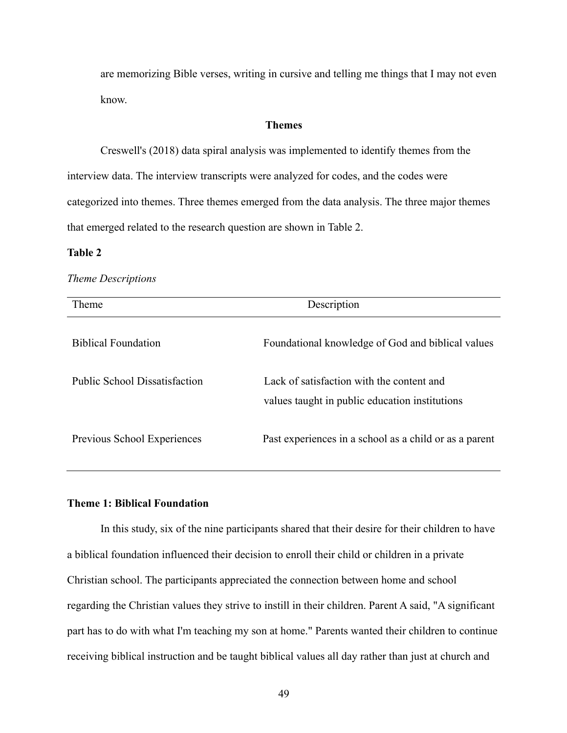are memorizing Bible verses, writing in cursive and telling me things that I may not even know.

## Themes

Creswell's (2018) data spiral analysis was implemented to identify themes from the interview data. The interview transcripts were analyzed for codes, and the codes were categorized into themes. Three themes emerged from the data analysis. The three major themes that emerged related to the research question are shown in Table 2.

**Table 2**

*Theme Descriptions*

| Theme | Description |
| --- | --- |
| Biblical Foundation | Foundational knowledge of God and biblical values |
| Public School Dissatisfaction | Lack of satisfaction with the content and values taught in public education institutions |
| Previous School Experiences | Past experiences in a school as a child or as a parent |

### Theme 1: Biblical Foundation

In this study, six of the nine participants shared that their desire for their children to have a biblical foundation influenced their decision to enroll their child or children in a private Christian school. The participants appreciated the connection between home and school regarding the Christian values they strive to instill in their children. Parent A said, "A significant part has to do with what I'm teaching my son at home." Parents wanted their children to continue receiving biblical instruction and be taught biblical values all day rather than just at church and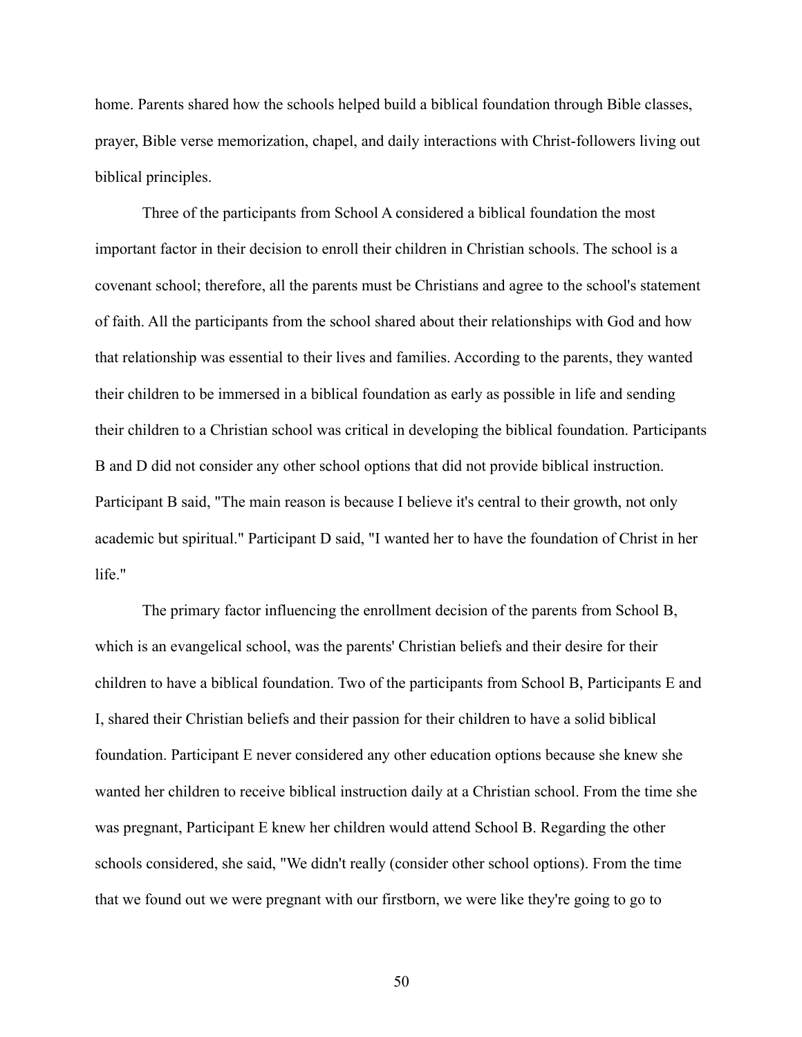home. Parents shared how the schools helped build a biblical foundation through Bible classes, prayer, Bible verse memorization, chapel, and daily interactions with Christ-followers living out biblical principles.

Three of the participants from School A considered a biblical foundation the most important factor in their decision to enroll their children in Christian schools. The school is a covenant school; therefore, all the parents must be Christians and agree to the school's statement of faith. All the participants from the school shared about their relationships with God and how that relationship was essential to their lives and families. According to the parents, they wanted their children to be immersed in a biblical foundation as early as possible in life and sending their children to a Christian school was critical in developing the biblical foundation. Participants B and D did not consider any other school options that did not provide biblical instruction. Participant B said, "The main reason is because I believe it's central to their growth, not only academic but spiritual." Participant D said, "I wanted her to have the foundation of Christ in her life."

The primary factor influencing the enrollment decision of the parents from School B, which is an evangelical school, was the parents' Christian beliefs and their desire for their children to have a biblical foundation. Two of the participants from School B, Participants E and I, shared their Christian beliefs and their passion for their children to have a solid biblical foundation. Participant E never considered any other education options because she knew she wanted her children to receive biblical instruction daily at a Christian school. From the time she was pregnant, Participant E knew her children would attend School B. Regarding the other schools considered, she said, "We didn't really (consider other school options). From the time that we found out we were pregnant with our firstborn, we were like they're going to go to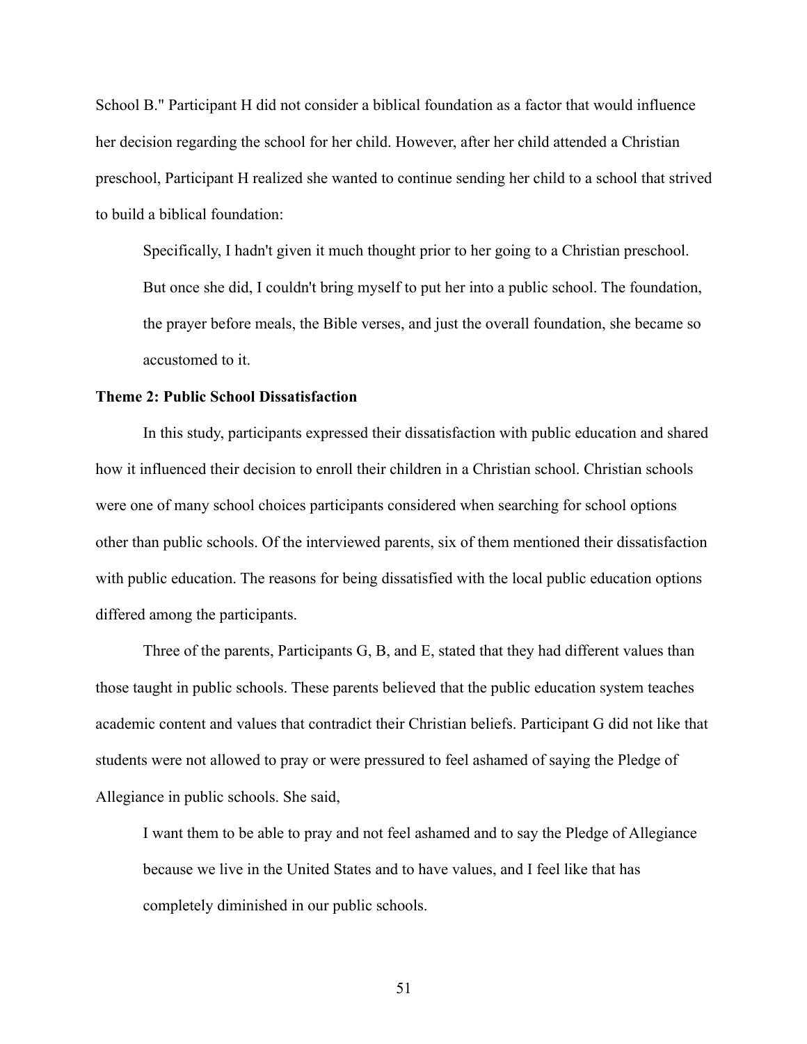School B." Participant H did not consider a biblical foundation as a factor that would influence her decision regarding the school for her child. However, after her child attended a Christian preschool, Participant H realized she wanted to continue sending her child to a school that strived to build a biblical foundation:

> Specifically, I hadn't given it much thought prior to her going to a Christian preschool. But once she did, I couldn't bring myself to put her into a public school. The foundation, the prayer before meals, the Bible verses, and just the overall foundation, she became so accustomed to it.

### Theme 2: Public School Dissatisfaction

In this study, participants expressed their dissatisfaction with public education and shared how it influenced their decision to enroll their children in a Christian school. Christian schools were one of many school choices participants considered when searching for school options other than public schools. Of the interviewed parents, six of them mentioned their dissatisfaction with public education. The reasons for being dissatisfied with the local public education options differed among the participants.

Three of the parents, Participants G, B, and E, stated that they had different values than those taught in public schools. These parents believed that the public education system teaches academic content and values that contradict their Christian beliefs. Participant G did not like that students were not allowed to pray or were pressured to feel ashamed of saying the Pledge of Allegiance in public schools. She said,

> I want them to be able to pray and not feel ashamed and to say the Pledge of Allegiance because we live in the United States and to have values, and I feel like that has completely diminished in our public schools.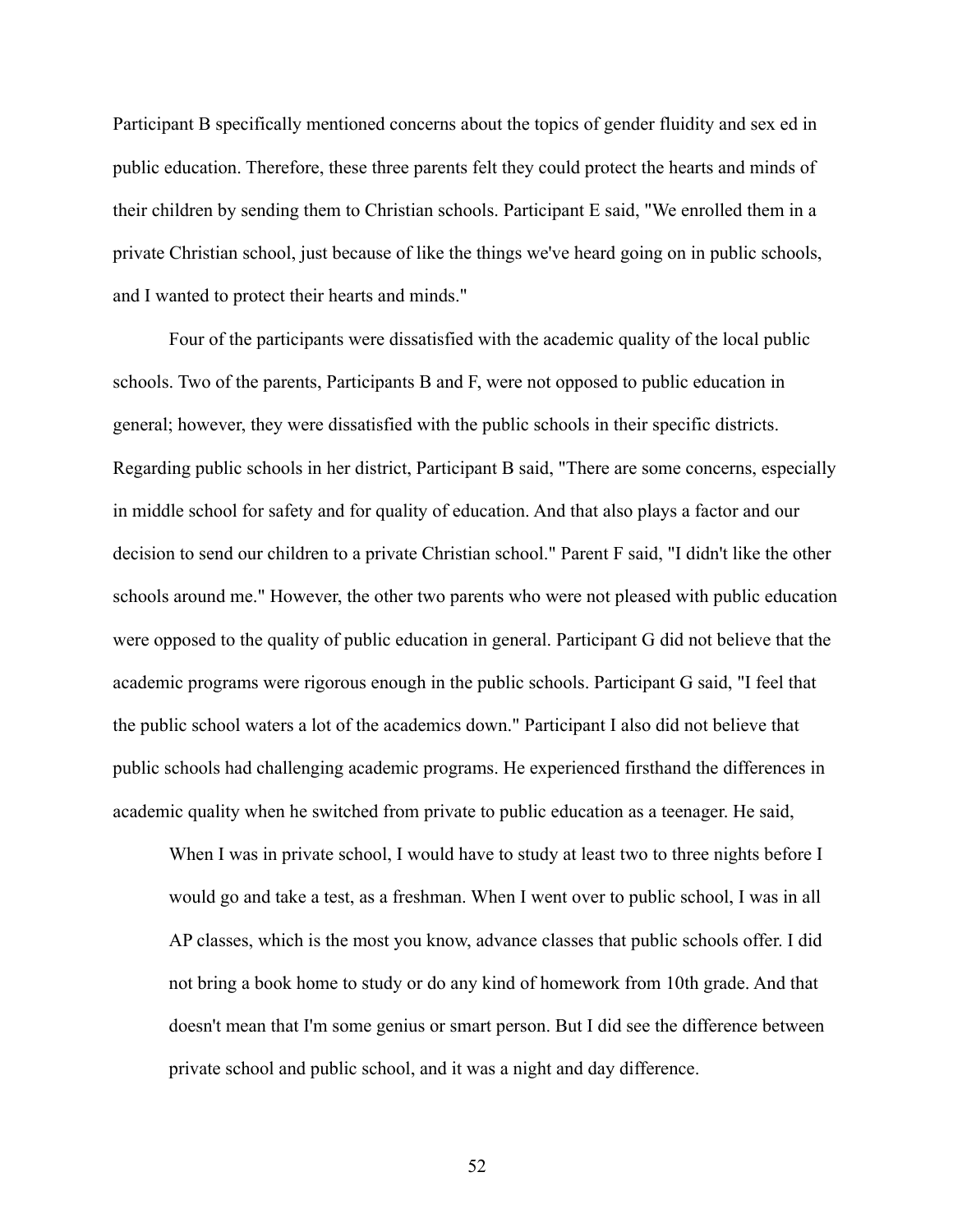Participant B specifically mentioned concerns about the topics of gender fluidity and sex ed in public education. Therefore, these three parents felt they could protect the hearts and minds of their children by sending them to Christian schools. Participant E said, "We enrolled them in a private Christian school, just because of like the things we've heard going on in public schools, and I wanted to protect their hearts and minds."

Four of the participants were dissatisfied with the academic quality of the local public schools. Two of the parents, Participants B and F, were not opposed to public education in general; however, they were dissatisfied with the public schools in their specific districts. Regarding public schools in her district, Participant B said, "There are some concerns, especially in middle school for safety and for quality of education. And that also plays a factor and our decision to send our children to a private Christian school." Parent F said, "I didn't like the other schools around me." However, the other two parents who were not pleased with public education were opposed to the quality of public education in general. Participant G did not believe that the academic programs were rigorous enough in the public schools. Participant G said, "I feel that the public school waters a lot of the academics down." Participant I also did not believe that public schools had challenging academic programs. He experienced firsthand the differences in academic quality when he switched from private to public education as a teenager. He said,

> When I was in private school, I would have to study at least two to three nights before I would go and take a test, as a freshman. When I went over to public school, I was in all AP classes, which is the most you know, advance classes that public schools offer. I did not bring a book home to study or do any kind of homework from 10th grade. And that doesn't mean that I'm some genius or smart person. But I did see the difference between private school and public school, and it was a night and day difference.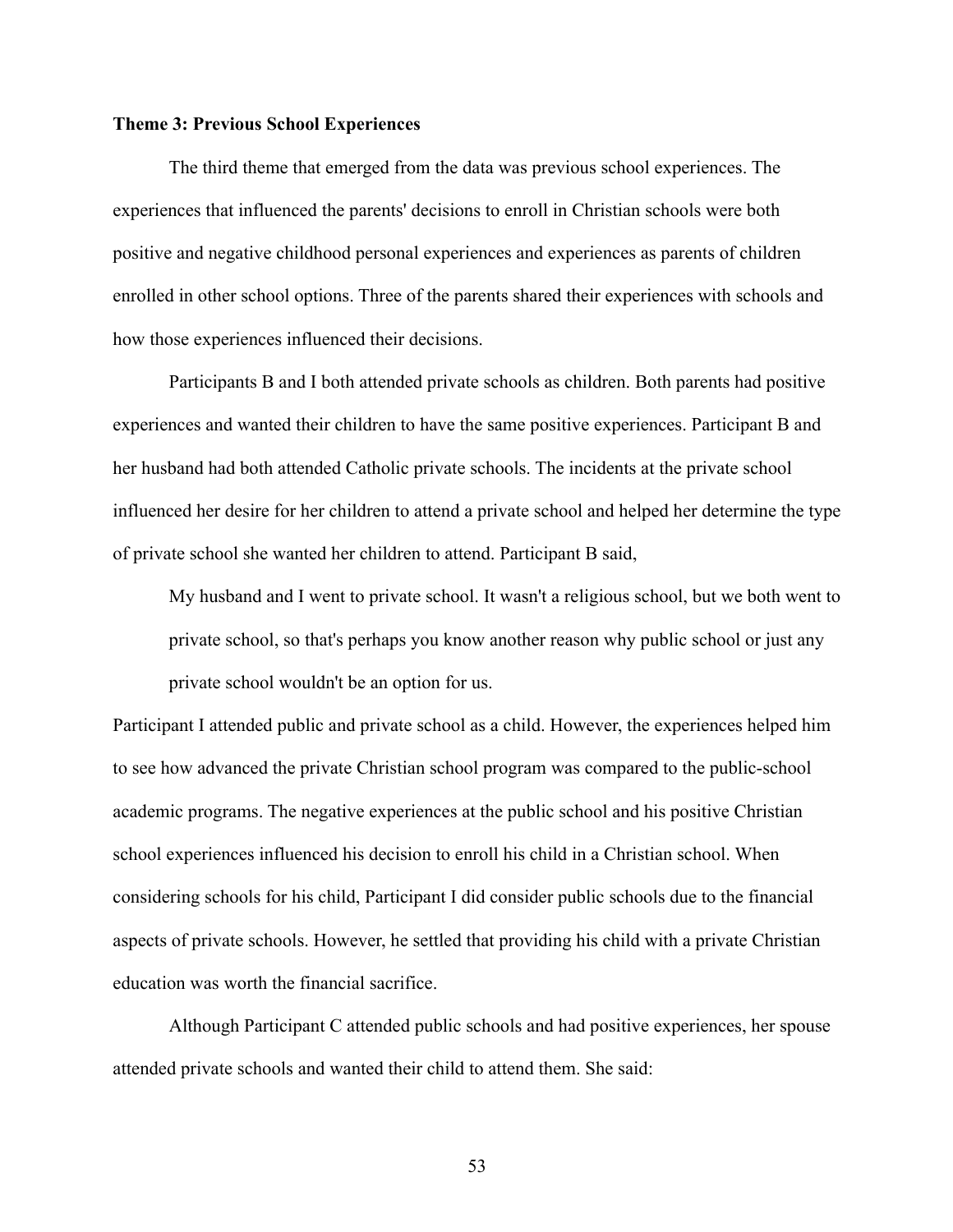**Theme 3: Previous School Experiences**

The third theme that emerged from the data was previous school experiences. The experiences that influenced the parents' decisions to enroll in Christian schools were both positive and negative childhood personal experiences and experiences as parents of children enrolled in other school options. Three of the parents shared their experiences with schools and how those experiences influenced their decisions.

Participants B and I both attended private schools as children. Both parents had positive experiences and wanted their children to have the same positive experiences. Participant B and her husband had both attended Catholic private schools. The incidents at the private school influenced her desire for her children to attend a private school and helped her determine the type of private school she wanted her children to attend. Participant B said,

> My husband and I went to private school. It wasn't a religious school, but we both went to private school, so that's perhaps you know another reason why public school or just any private school wouldn't be an option for us.

Participant I attended public and private school as a child. However, the experiences helped him to see how advanced the private Christian school program was compared to the public-school academic programs. The negative experiences at the public school and his positive Christian school experiences influenced his decision to enroll his child in a Christian school. When considering schools for his child, Participant I did consider public schools due to the financial aspects of private schools. However, he settled that providing his child with a private Christian education was worth the financial sacrifice.

Although Participant C attended public schools and had positive experiences, her spouse attended private schools and wanted their child to attend them. She said: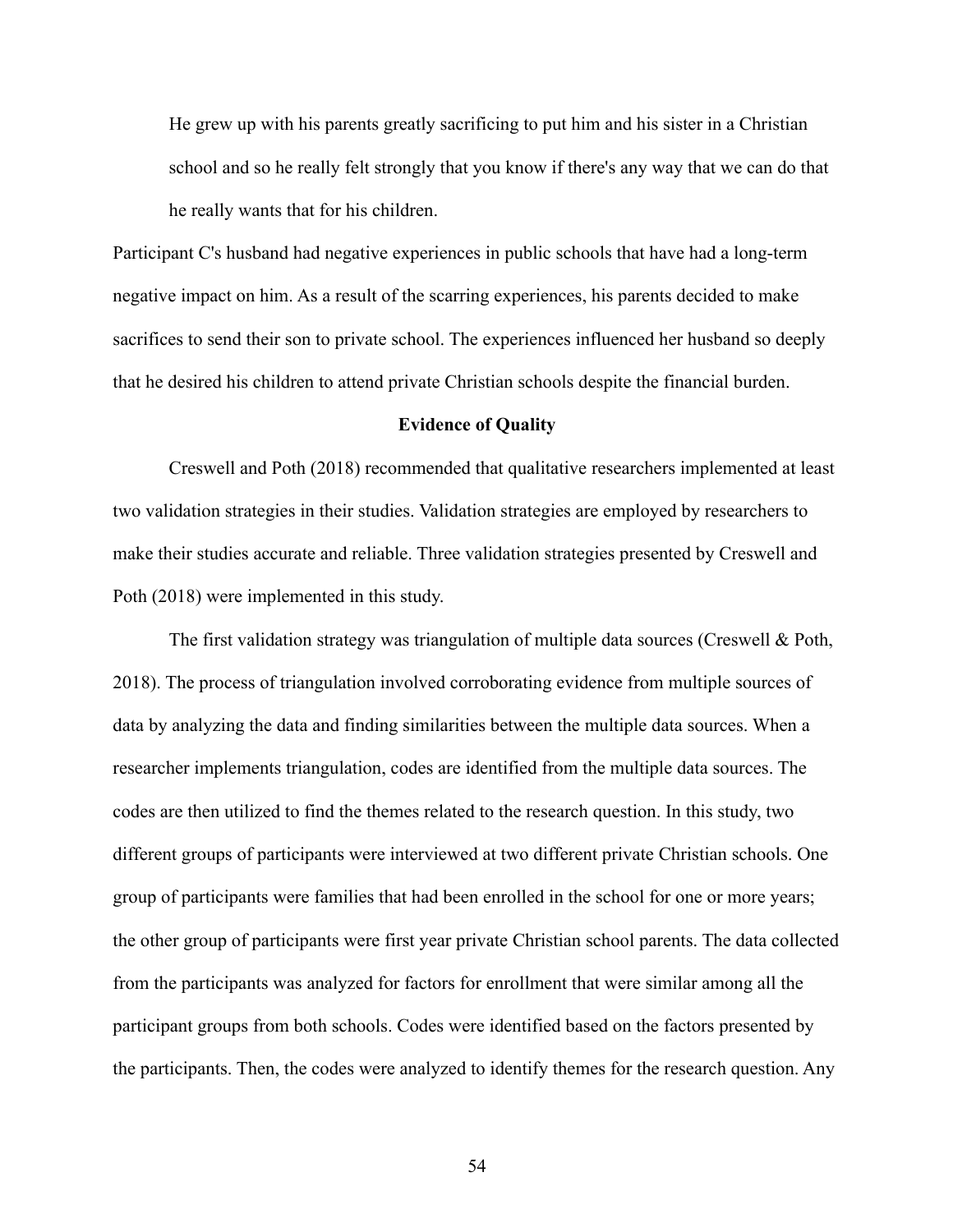> He grew up with his parents greatly sacrificing to put him and his sister in a Christian school and so he really felt strongly that you know if there's any way that we can do that he really wants that for his children.

Participant C's husband had negative experiences in public schools that have had a long-term negative impact on him. As a result of the scarring experiences, his parents decided to make sacrifices to send their son to private school. The experiences influenced her husband so deeply that he desired his children to attend private Christian schools despite the financial burden.

**Evidence of Quality**

Creswell and Poth (2018) recommended that qualitative researchers implemented at least two validation strategies in their studies. Validation strategies are employed by researchers to make their studies accurate and reliable. Three validation strategies presented by Creswell and Poth (2018) were implemented in this study.

The first validation strategy was triangulation of multiple data sources (Creswell & Poth, 2018). The process of triangulation involved corroborating evidence from multiple sources of data by analyzing the data and finding similarities between the multiple data sources. When a researcher implements triangulation, codes are identified from the multiple data sources. The codes are then utilized to find the themes related to the research question. In this study, two different groups of participants were interviewed at two different private Christian schools. One group of participants were families that had been enrolled in the school for one or more years; the other group of participants were first year private Christian school parents. The data collected from the participants was analyzed for factors for enrollment that were similar among all the participant groups from both schools. Codes were identified based on the factors presented by the participants. Then, the codes were analyzed to identify themes for the research question. Any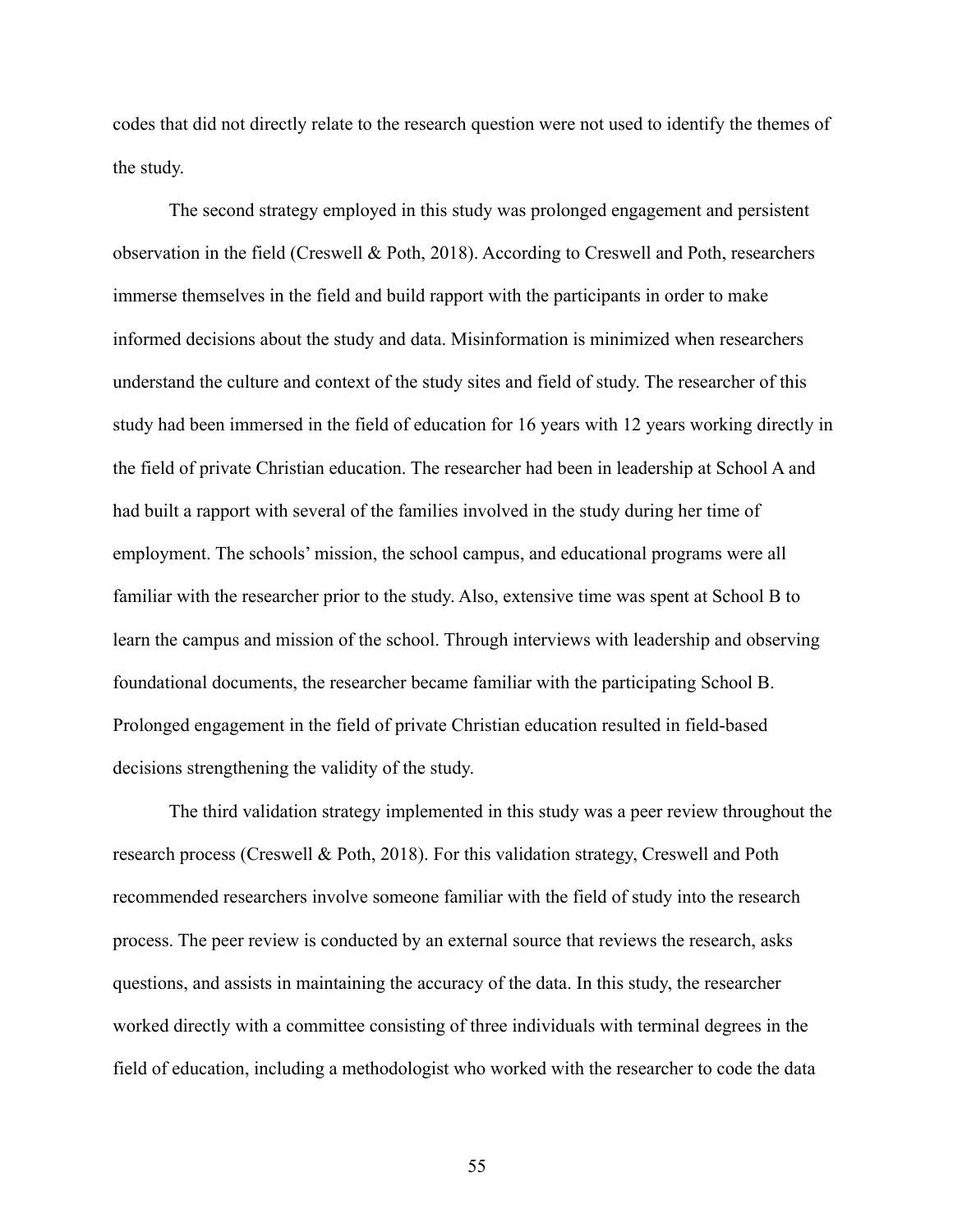codes that did not directly relate to the research question were not used to identify the themes of the study.

The second strategy employed in this study was prolonged engagement and persistent observation in the field (Creswell & Poth, 2018). According to Creswell and Poth, researchers immerse themselves in the field and build rapport with the participants in order to make informed decisions about the study and data. Misinformation is minimized when researchers understand the culture and context of the study sites and field of study. The researcher of this study had been immersed in the field of education for 16 years with 12 years working directly in the field of private Christian education. The researcher had been in leadership at School A and had built a rapport with several of the families involved in the study during her time of employment. The schools' mission, the school campus, and educational programs were all familiar with the researcher prior to the study. Also, extensive time was spent at School B to learn the campus and mission of the school. Through interviews with leadership and observing foundational documents, the researcher became familiar with the participating School B. Prolonged engagement in the field of private Christian education resulted in field-based decisions strengthening the validity of the study.

The third validation strategy implemented in this study was a peer review throughout the research process (Creswell & Poth, 2018). For this validation strategy, Creswell and Poth recommended researchers involve someone familiar with the field of study into the research process. The peer review is conducted by an external source that reviews the research, asks questions, and assists in maintaining the accuracy of the data. In this study, the researcher worked directly with a committee consisting of three individuals with terminal degrees in the field of education, including a methodologist who worked with the researcher to code the data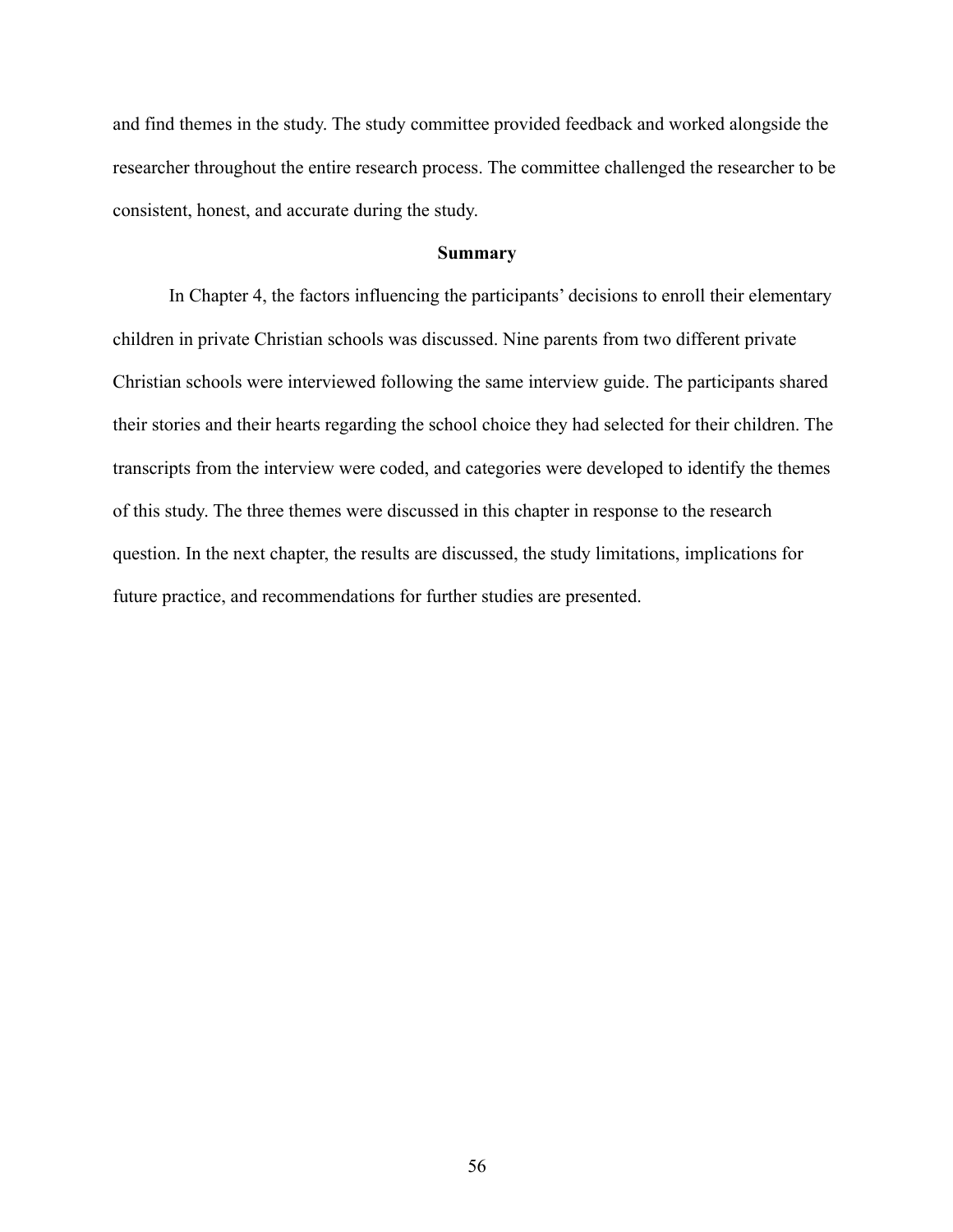and find themes in the study. The study committee provided feedback and worked alongside the researcher throughout the entire research process. The committee challenged the researcher to be consistent, honest, and accurate during the study.

## Summary

In Chapter 4, the factors influencing the participants' decisions to enroll their elementary children in private Christian schools was discussed. Nine parents from two different private Christian schools were interviewed following the same interview guide. The participants shared their stories and their hearts regarding the school choice they had selected for their children. The transcripts from the interview were coded, and categories were developed to identify the themes of this study. The three themes were discussed in this chapter in response to the research question. In the next chapter, the results are discussed, the study limitations, implications for future practice, and recommendations for further studies are presented.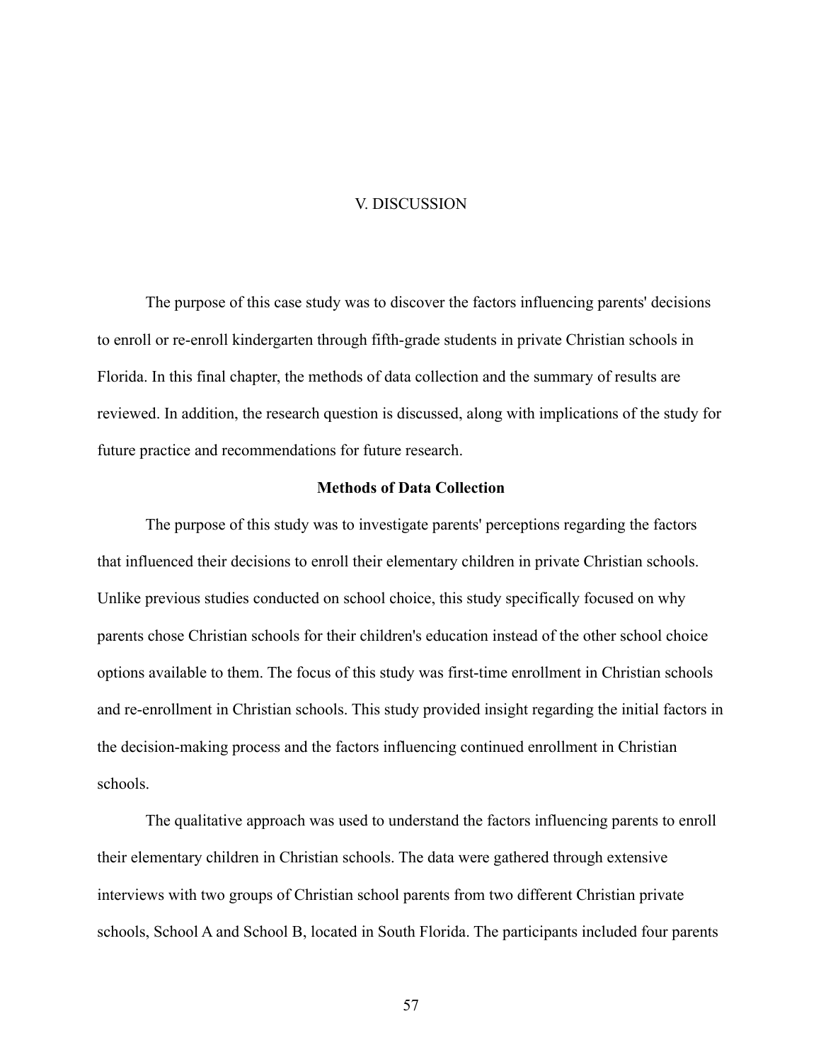# V. DISCUSSION

The purpose of this case study was to discover the factors influencing parents' decisions to enroll or re-enroll kindergarten through fifth-grade students in private Christian schools in Florida. In this final chapter, the methods of data collection and the summary of results are reviewed. In addition, the research question is discussed, along with implications of the study for future practice and recommendations for future research.

## Methods of Data Collection

The purpose of this study was to investigate parents' perceptions regarding the factors that influenced their decisions to enroll their elementary children in private Christian schools. Unlike previous studies conducted on school choice, this study specifically focused on why parents chose Christian schools for their children's education instead of the other school choice options available to them. The focus of this study was first-time enrollment in Christian schools and re-enrollment in Christian schools. This study provided insight regarding the initial factors in the decision-making process and the factors influencing continued enrollment in Christian schools.

The qualitative approach was used to understand the factors influencing parents to enroll their elementary children in Christian schools. The data were gathered through extensive interviews with two groups of Christian school parents from two different Christian private schools, School A and School B, located in South Florida. The participants included four parents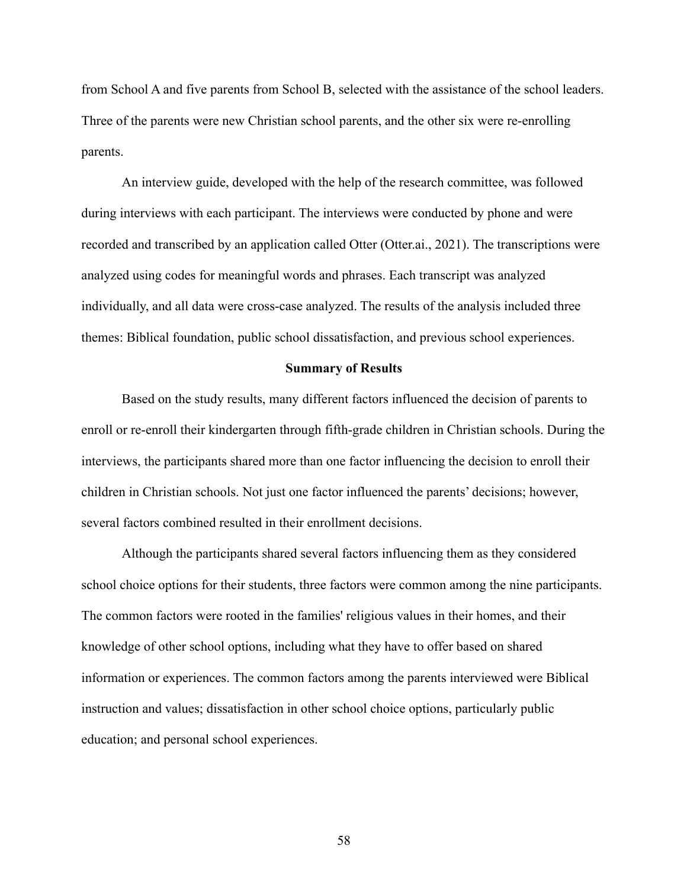from School A and five parents from School B, selected with the assistance of the school leaders. Three of the parents were new Christian school parents, and the other six were re-enrolling parents.

An interview guide, developed with the help of the research committee, was followed during interviews with each participant. The interviews were conducted by phone and were recorded and transcribed by an application called Otter (Otter.ai., 2021). The transcriptions were analyzed using codes for meaningful words and phrases. Each transcript was analyzed individually, and all data were cross-case analyzed. The results of the analysis included three themes: Biblical foundation, public school dissatisfaction, and previous school experiences.

## Summary of Results

Based on the study results, many different factors influenced the decision of parents to enroll or re-enroll their kindergarten through fifth-grade children in Christian schools. During the interviews, the participants shared more than one factor influencing the decision to enroll their children in Christian schools. Not just one factor influenced the parents' decisions; however, several factors combined resulted in their enrollment decisions.

Although the participants shared several factors influencing them as they considered school choice options for their students, three factors were common among the nine participants. The common factors were rooted in the families' religious values in their homes, and their knowledge of other school options, including what they have to offer based on shared information or experiences. The common factors among the parents interviewed were Biblical instruction and values; dissatisfaction in other school choice options, particularly public education; and personal school experiences.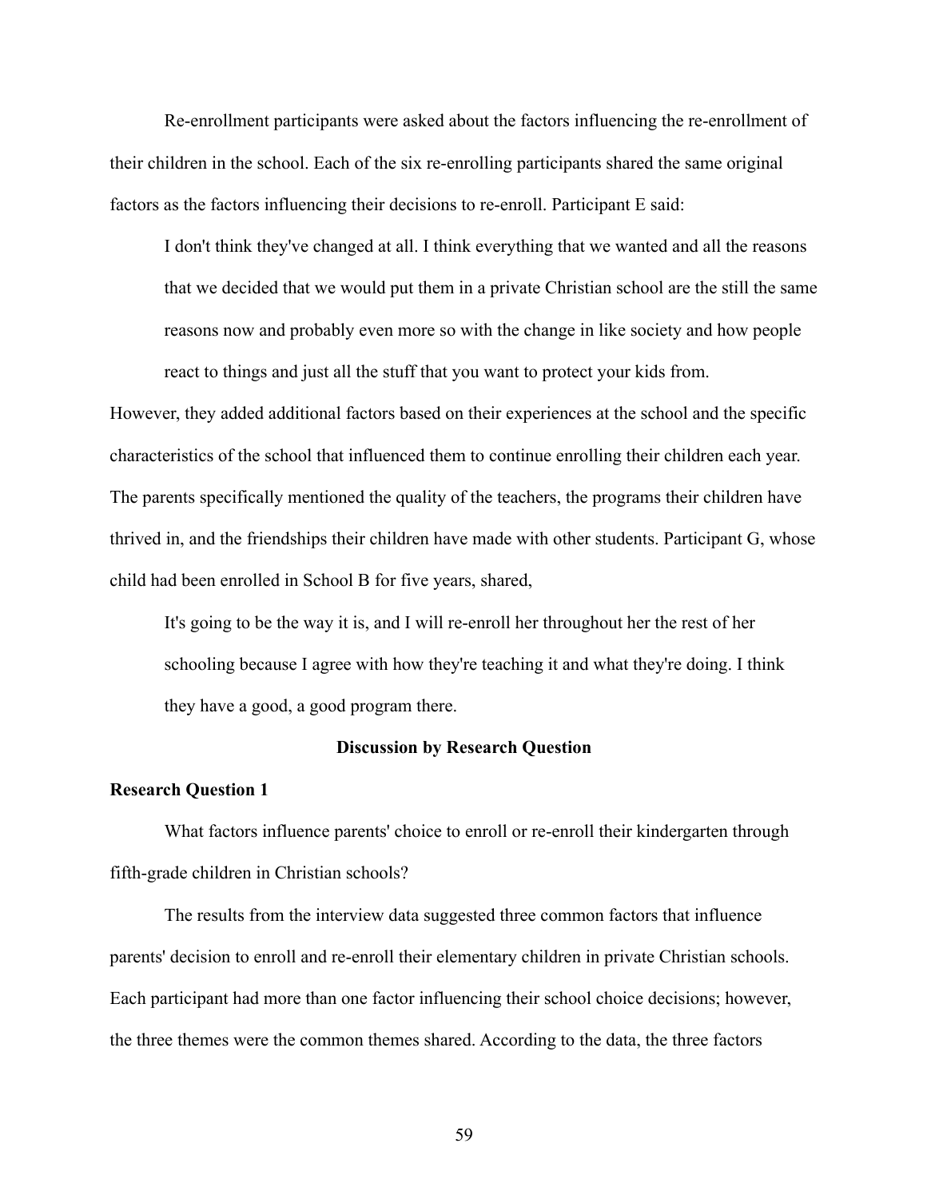Re-enrollment participants were asked about the factors influencing the re-enrollment of their children in the school. Each of the six re-enrolling participants shared the same original factors as the factors influencing their decisions to re-enroll. Participant E said:

> I don't think they've changed at all. I think everything that we wanted and all the reasons that we decided that we would put them in a private Christian school are the still the same reasons now and probably even more so with the change in like society and how people react to things and just all the stuff that you want to protect your kids from.

However, they added additional factors based on their experiences at the school and the specific characteristics of the school that influenced them to continue enrolling their children each year. The parents specifically mentioned the quality of the teachers, the programs their children have thrived in, and the friendships their children have made with other students. Participant G, whose child had been enrolled in School B for five years, shared,

> It's going to be the way it is, and I will re-enroll her throughout her the rest of her schooling because I agree with how they're teaching it and what they're doing. I think they have a good, a good program there.

## Discussion by Research Question

### Research Question 1

What factors influence parents' choice to enroll or re-enroll their kindergarten through fifth-grade children in Christian schools?

The results from the interview data suggested three common factors that influence parents' decision to enroll and re-enroll their elementary children in private Christian schools. Each participant had more than one factor influencing their school choice decisions; however, the three themes were the common themes shared. According to the data, the three factors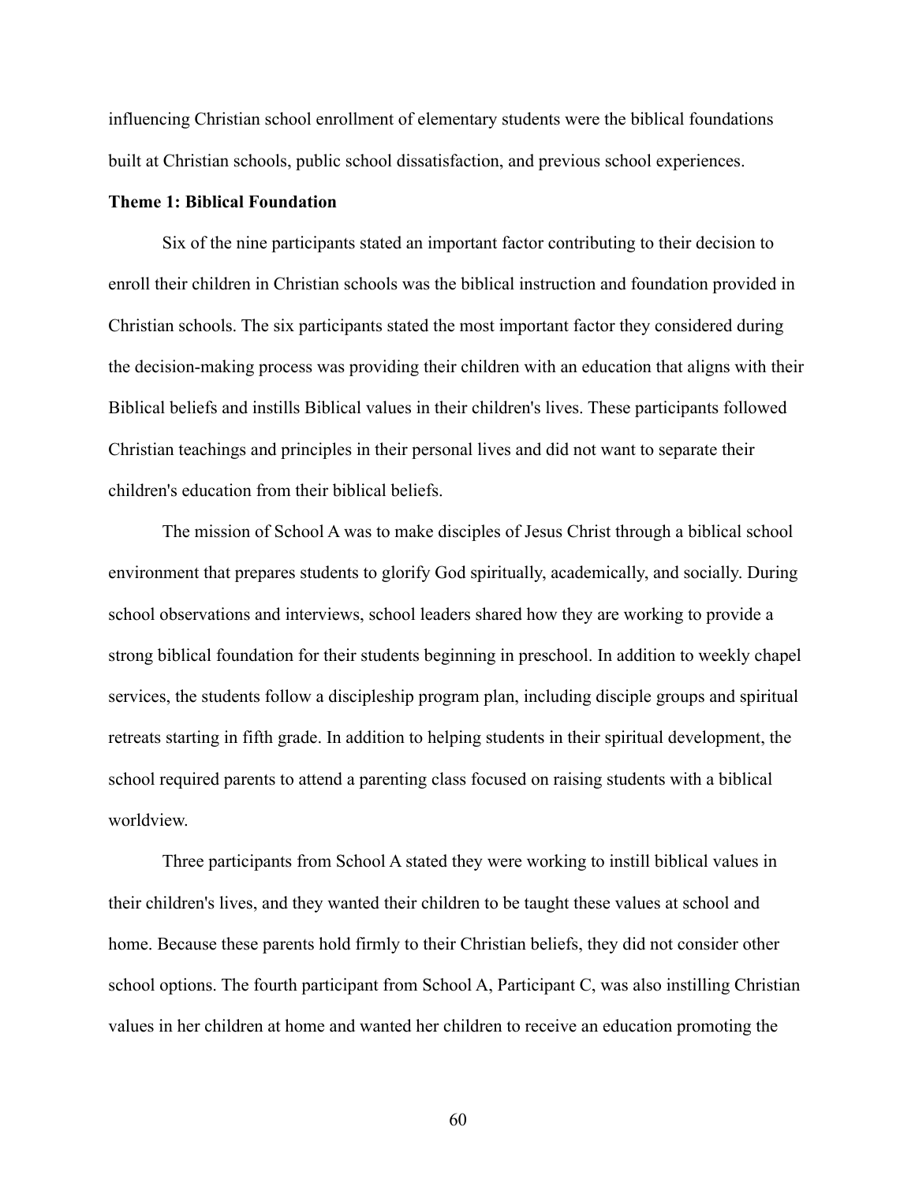influencing Christian school enrollment of elementary students were the biblical foundations built at Christian schools, public school dissatisfaction, and previous school experiences.

### Theme 1: Biblical Foundation

Six of the nine participants stated an important factor contributing to their decision to enroll their children in Christian schools was the biblical instruction and foundation provided in Christian schools. The six participants stated the most important factor they considered during the decision-making process was providing their children with an education that aligns with their Biblical beliefs and instills Biblical values in their children's lives. These participants followed Christian teachings and principles in their personal lives and did not want to separate their children's education from their biblical beliefs.

The mission of School A was to make disciples of Jesus Christ through a biblical school environment that prepares students to glorify God spiritually, academically, and socially. During school observations and interviews, school leaders shared how they are working to provide a strong biblical foundation for their students beginning in preschool. In addition to weekly chapel services, the students follow a discipleship program plan, including disciple groups and spiritual retreats starting in fifth grade. In addition to helping students in their spiritual development, the school required parents to attend a parenting class focused on raising students with a biblical worldview.

Three participants from School A stated they were working to instill biblical values in their children's lives, and they wanted their children to be taught these values at school and home. Because these parents hold firmly to their Christian beliefs, they did not consider other school options. The fourth participant from School A, Participant C, was also instilling Christian values in her children at home and wanted her children to receive an education promoting the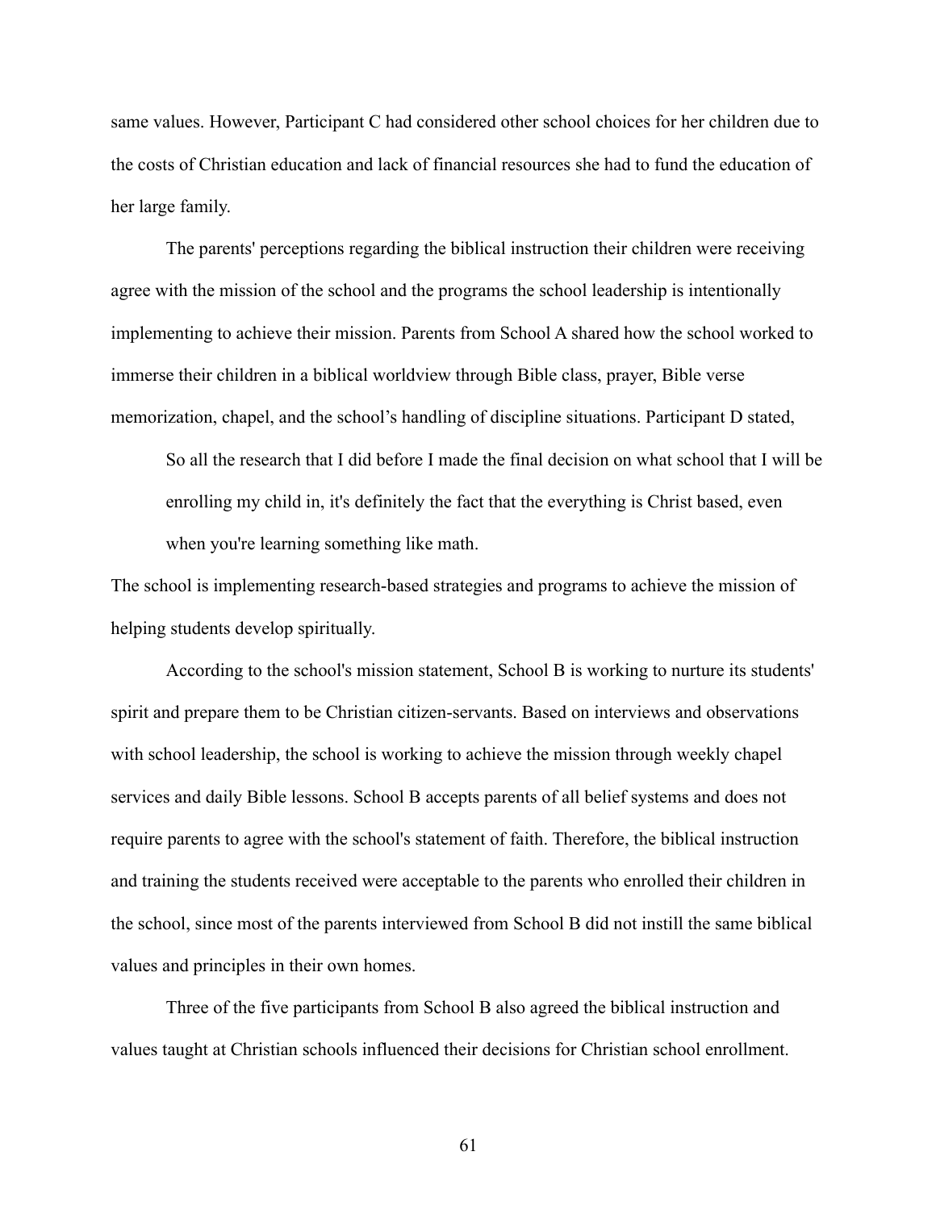same values. However, Participant C had considered other school choices for her children due to the costs of Christian education and lack of financial resources she had to fund the education of her large family.

The parents' perceptions regarding the biblical instruction their children were receiving agree with the mission of the school and the programs the school leadership is intentionally implementing to achieve their mission. Parents from School A shared how the school worked to immerse their children in a biblical worldview through Bible class, prayer, Bible verse memorization, chapel, and the school's handling of discipline situations. Participant D stated,

> So all the research that I did before I made the final decision on what school that I will be enrolling my child in, it's definitely the fact that the everything is Christ based, even when you're learning something like math.

The school is implementing research-based strategies and programs to achieve the mission of helping students develop spiritually.

According to the school's mission statement, School B is working to nurture its students' spirit and prepare them to be Christian citizen-servants. Based on interviews and observations with school leadership, the school is working to achieve the mission through weekly chapel services and daily Bible lessons. School B accepts parents of all belief systems and does not require parents to agree with the school's statement of faith. Therefore, the biblical instruction and training the students received were acceptable to the parents who enrolled their children in the school, since most of the parents interviewed from School B did not instill the same biblical values and principles in their own homes.

Three of the five participants from School B also agreed the biblical instruction and values taught at Christian schools influenced their decisions for Christian school enrollment.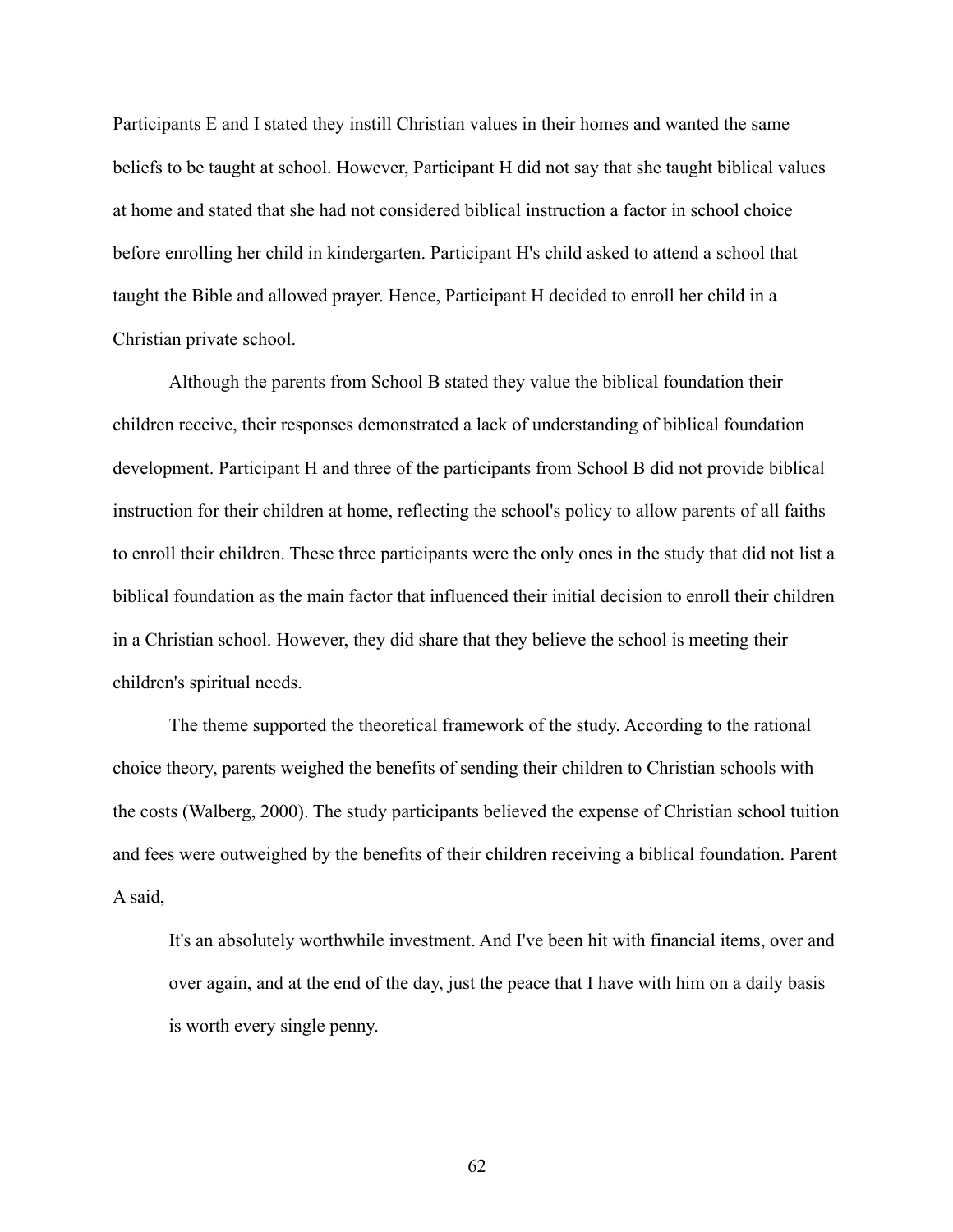Participants E and I stated they instill Christian values in their homes and wanted the same beliefs to be taught at school. However, Participant H did not say that she taught biblical values at home and stated that she had not considered biblical instruction a factor in school choice before enrolling her child in kindergarten. Participant H's child asked to attend a school that taught the Bible and allowed prayer. Hence, Participant H decided to enroll her child in a Christian private school.

Although the parents from School B stated they value the biblical foundation their children receive, their responses demonstrated a lack of understanding of biblical foundation development. Participant H and three of the participants from School B did not provide biblical instruction for their children at home, reflecting the school's policy to allow parents of all faiths to enroll their children. These three participants were the only ones in the study that did not list a biblical foundation as the main factor that influenced their initial decision to enroll their children in a Christian school. However, they did share that they believe the school is meeting their children's spiritual needs.

The theme supported the theoretical framework of the study. According to the rational choice theory, parents weighed the benefits of sending their children to Christian schools with the costs (Walberg, 2000). The study participants believed the expense of Christian school tuition and fees were outweighed by the benefits of their children receiving a biblical foundation. Parent A said,

> It's an absolutely worthwhile investment. And I've been hit with financial items, over and over again, and at the end of the day, just the peace that I have with him on a daily basis is worth every single penny.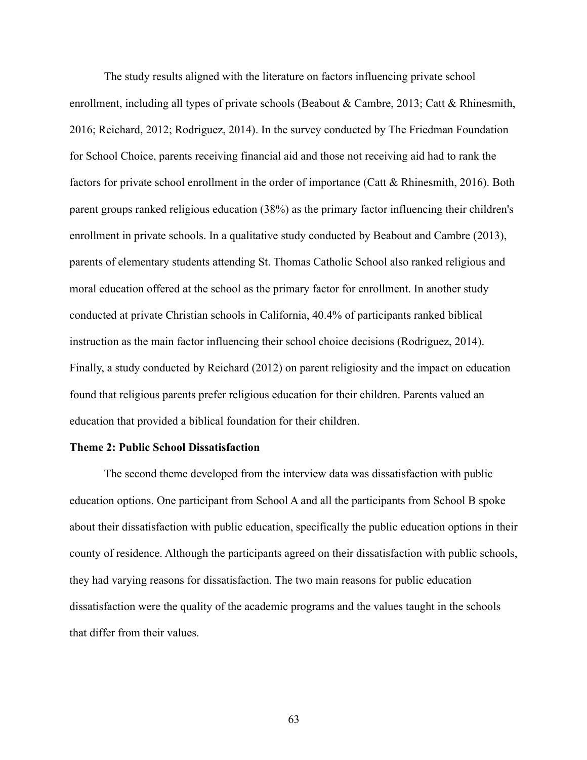The study results aligned with the literature on factors influencing private school enrollment, including all types of private schools (Beabout & Cambre, 2013; Catt & Rhinesmith, 2016; Reichard, 2012; Rodriguez, 2014). In the survey conducted by The Friedman Foundation for School Choice, parents receiving financial aid and those not receiving aid had to rank the factors for private school enrollment in the order of importance (Catt & Rhinesmith, 2016). Both parent groups ranked religious education (38%) as the primary factor influencing their children's enrollment in private schools. In a qualitative study conducted by Beabout and Cambre (2013), parents of elementary students attending St. Thomas Catholic School also ranked religious and moral education offered at the school as the primary factor for enrollment. In another study conducted at private Christian schools in California, 40.4% of participants ranked biblical instruction as the main factor influencing their school choice decisions (Rodriguez, 2014). Finally, a study conducted by Reichard (2012) on parent religiosity and the impact on education found that religious parents prefer religious education for their children. Parents valued an education that provided a biblical foundation for their children.

**Theme 2: Public School Dissatisfaction**

The second theme developed from the interview data was dissatisfaction with public education options. One participant from School A and all the participants from School B spoke about their dissatisfaction with public education, specifically the public education options in their county of residence. Although the participants agreed on their dissatisfaction with public schools, they had varying reasons for dissatisfaction. The two main reasons for public education dissatisfaction were the quality of the academic programs and the values taught in the schools that differ from their values.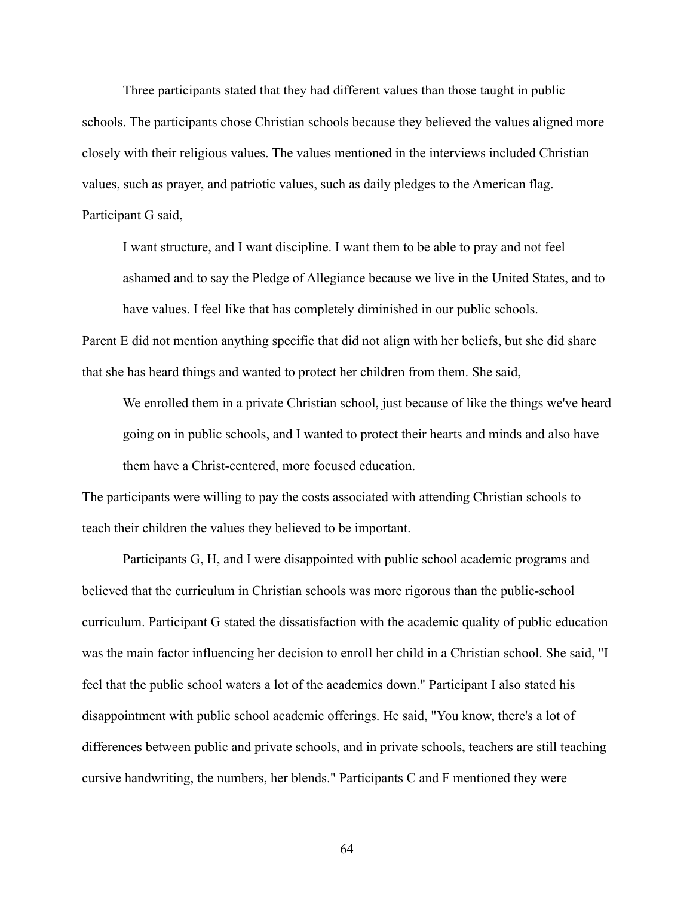Three participants stated that they had different values than those taught in public schools. The participants chose Christian schools because they believed the values aligned more closely with their religious values. The values mentioned in the interviews included Christian values, such as prayer, and patriotic values, such as daily pledges to the American flag. Participant G said,

> I want structure, and I want discipline. I want them to be able to pray and not feel ashamed and to say the Pledge of Allegiance because we live in the United States, and to have values. I feel like that has completely diminished in our public schools.

Parent E did not mention anything specific that did not align with her beliefs, but she did share that she has heard things and wanted to protect her children from them. She said,

> We enrolled them in a private Christian school, just because of like the things we've heard going on in public schools, and I wanted to protect their hearts and minds and also have them have a Christ-centered, more focused education.

The participants were willing to pay the costs associated with attending Christian schools to teach their children the values they believed to be important.

Participants G, H, and I were disappointed with public school academic programs and believed that the curriculum in Christian schools was more rigorous than the public-school curriculum. Participant G stated the dissatisfaction with the academic quality of public education was the main factor influencing her decision to enroll her child in a Christian school. She said, "I feel that the public school waters a lot of the academics down." Participant I also stated his disappointment with public school academic offerings. He said, "You know, there's a lot of differences between public and private schools, and in private schools, teachers are still teaching cursive handwriting, the numbers, her blends." Participants C and F mentioned they were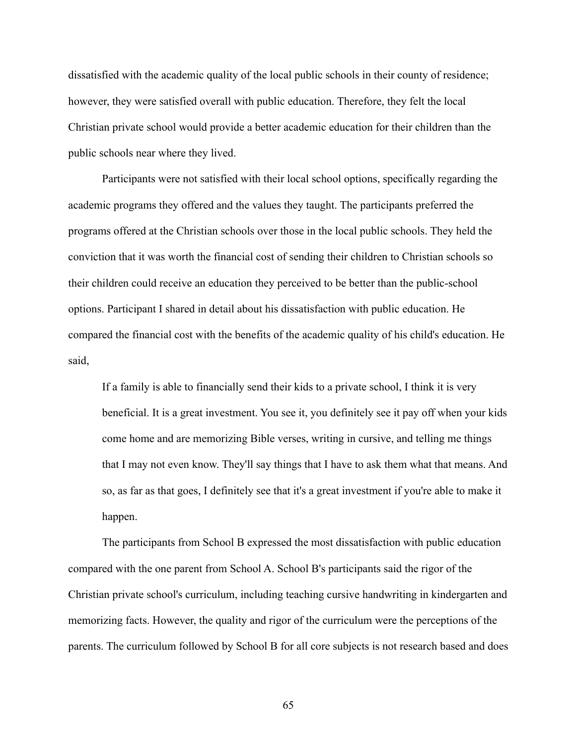dissatisfied with the academic quality of the local public schools in their county of residence; however, they were satisfied overall with public education. Therefore, they felt the local Christian private school would provide a better academic education for their children than the public schools near where they lived.

Participants were not satisfied with their local school options, specifically regarding the academic programs they offered and the values they taught. The participants preferred the programs offered at the Christian schools over those in the local public schools. They held the conviction that it was worth the financial cost of sending their children to Christian schools so their children could receive an education they perceived to be better than the public-school options. Participant I shared in detail about his dissatisfaction with public education. He compared the financial cost with the benefits of the academic quality of his child's education. He said,

> If a family is able to financially send their kids to a private school, I think it is very beneficial. It is a great investment. You see it, you definitely see it pay off when your kids come home and are memorizing Bible verses, writing in cursive, and telling me things that I may not even know. They'll say things that I have to ask them what that means. And so, as far as that goes, I definitely see that it's a great investment if you're able to make it happen.

The participants from School B expressed the most dissatisfaction with public education compared with the one parent from School A. School B's participants said the rigor of the Christian private school's curriculum, including teaching cursive handwriting in kindergarten and memorizing facts. However, the quality and rigor of the curriculum were the perceptions of the parents. The curriculum followed by School B for all core subjects is not research based and does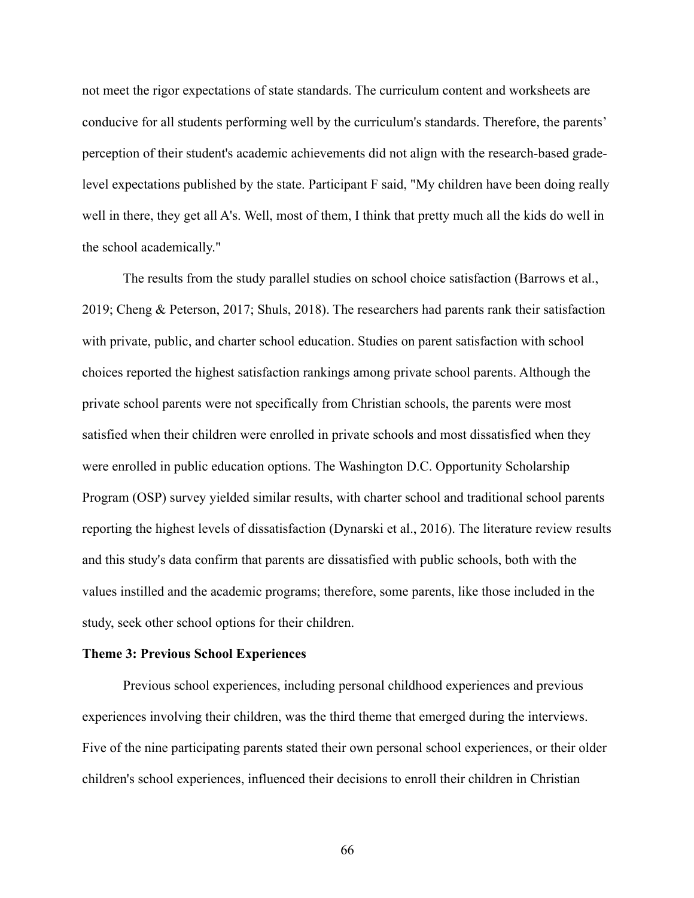not meet the rigor expectations of state standards. The curriculum content and worksheets are conducive for all students performing well by the curriculum's standards. Therefore, the parents' perception of their student's academic achievements did not align with the research-based grade-level expectations published by the state. Participant F said, "My children have been doing really well in there, they get all A's. Well, most of them, I think that pretty much all the kids do well in the school academically."

The results from the study parallel studies on school choice satisfaction (Barrows et al., 2019; Cheng & Peterson, 2017; Shuls, 2018). The researchers had parents rank their satisfaction with private, public, and charter school education. Studies on parent satisfaction with school choices reported the highest satisfaction rankings among private school parents. Although the private school parents were not specifically from Christian schools, the parents were most satisfied when their children were enrolled in private schools and most dissatisfied when they were enrolled in public education options. The Washington D.C. Opportunity Scholarship Program (OSP) survey yielded similar results, with charter school and traditional school parents reporting the highest levels of dissatisfaction (Dynarski et al., 2016). The literature review results and this study's data confirm that parents are dissatisfied with public schools, both with the values instilled and the academic programs; therefore, some parents, like those included in the study, seek other school options for their children.

**Theme 3: Previous School Experiences**

Previous school experiences, including personal childhood experiences and previous experiences involving their children, was the third theme that emerged during the interviews. Five of the nine participating parents stated their own personal school experiences, or their older children's school experiences, influenced their decisions to enroll their children in Christian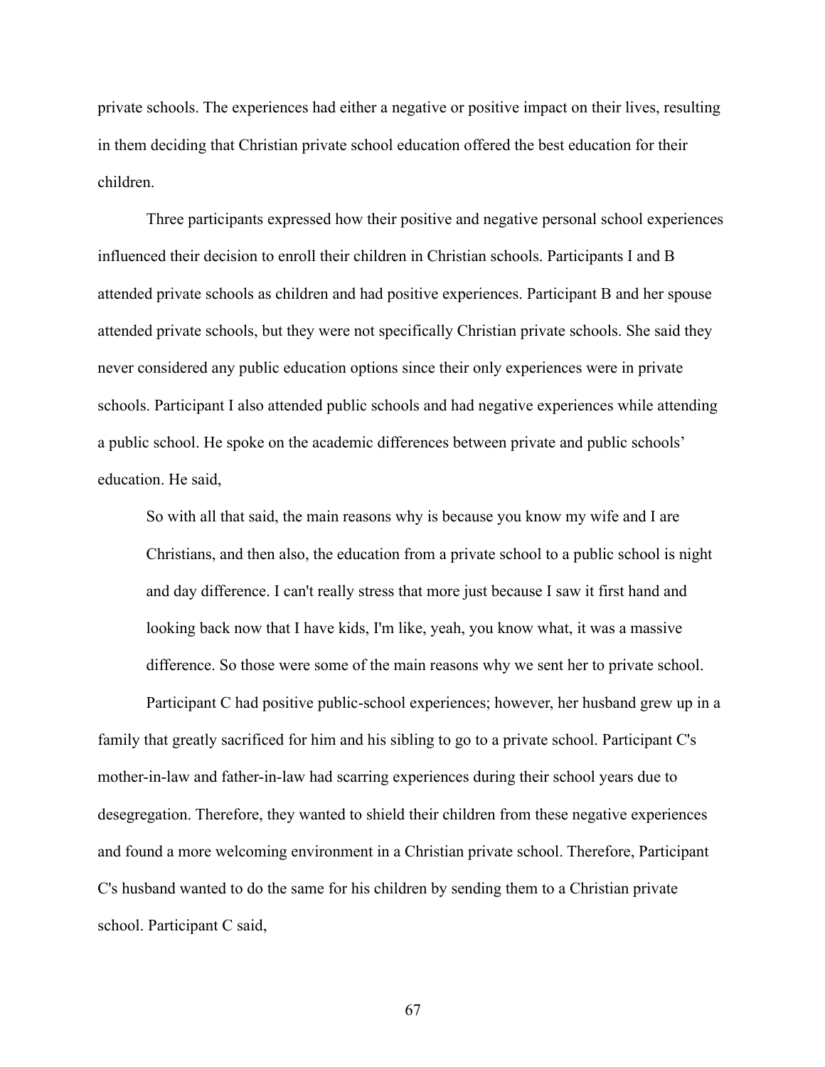private schools. The experiences had either a negative or positive impact on their lives, resulting in them deciding that Christian private school education offered the best education for their children.

Three participants expressed how their positive and negative personal school experiences influenced their decision to enroll their children in Christian schools. Participants I and B attended private schools as children and had positive experiences. Participant B and her spouse attended private schools, but they were not specifically Christian private schools. She said they never considered any public education options since their only experiences were in private schools. Participant I also attended public schools and had negative experiences while attending a public school. He spoke on the academic differences between private and public schools' education. He said,

> So with all that said, the main reasons why is because you know my wife and I are Christians, and then also, the education from a private school to a public school is night and day difference. I can't really stress that more just because I saw it first hand and looking back now that I have kids, I'm like, yeah, you know what, it was a massive difference. So those were some of the main reasons why we sent her to private school.

Participant C had positive public-school experiences; however, her husband grew up in a family that greatly sacrificed for him and his sibling to go to a private school. Participant C's mother-in-law and father-in-law had scarring experiences during their school years due to desegregation. Therefore, they wanted to shield their children from these negative experiences and found a more welcoming environment in a Christian private school. Therefore, Participant C's husband wanted to do the same for his children by sending them to a Christian private school. Participant C said,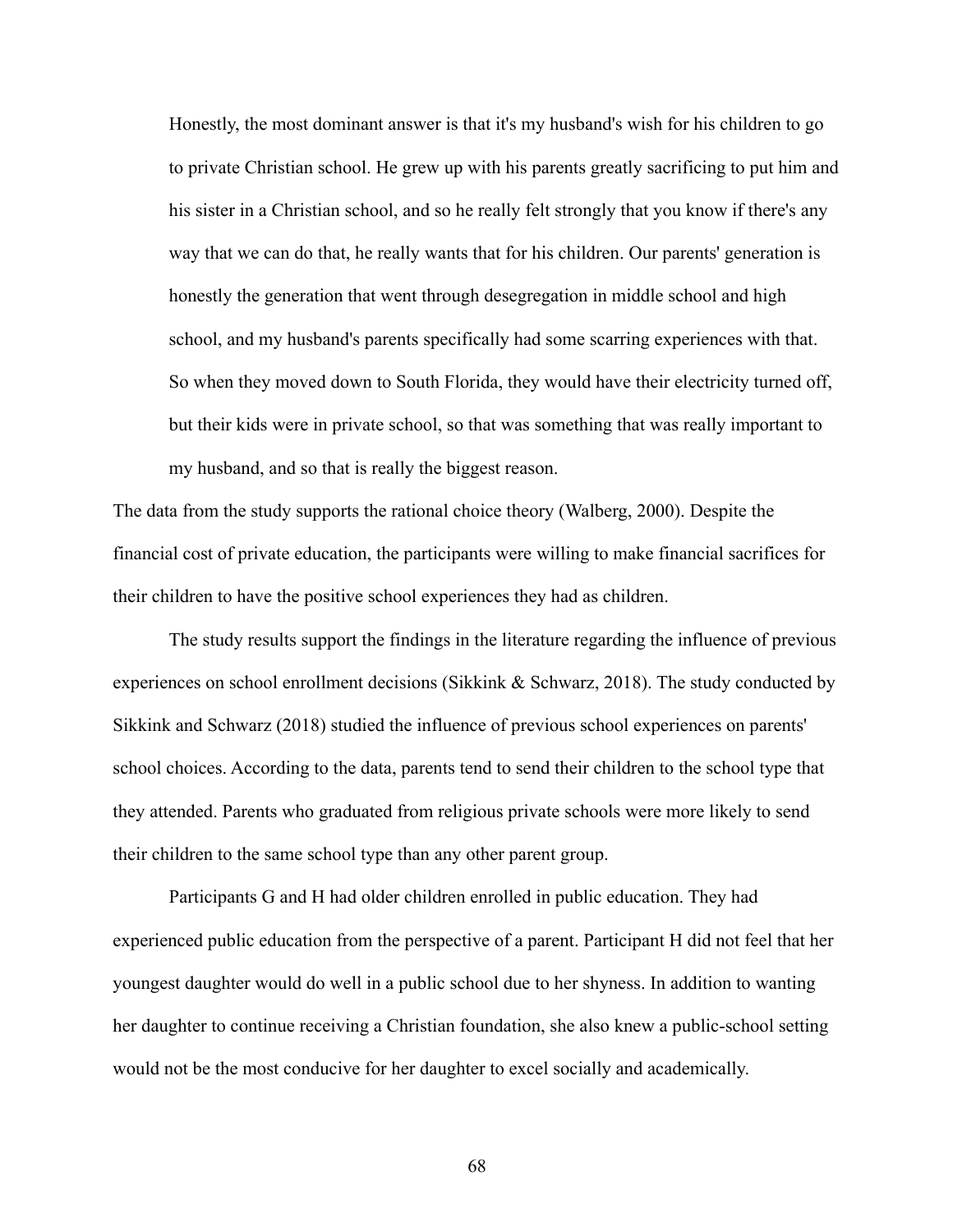> Honestly, the most dominant answer is that it's my husband's wish for his children to go to private Christian school. He grew up with his parents greatly sacrificing to put him and his sister in a Christian school, and so he really felt strongly that you know if there's any way that we can do that, he really wants that for his children. Our parents' generation is honestly the generation that went through desegregation in middle school and high school, and my husband's parents specifically had some scarring experiences with that. So when they moved down to South Florida, they would have their electricity turned off, but their kids were in private school, so that was something that was really important to my husband, and so that is really the biggest reason.

The data from the study supports the rational choice theory (Walberg, 2000). Despite the financial cost of private education, the participants were willing to make financial sacrifices for their children to have the positive school experiences they had as children.

The study results support the findings in the literature regarding the influence of previous experiences on school enrollment decisions (Sikkink & Schwarz, 2018). The study conducted by Sikkink and Schwarz (2018) studied the influence of previous school experiences on parents' school choices. According to the data, parents tend to send their children to the school type that they attended. Parents who graduated from religious private schools were more likely to send their children to the same school type than any other parent group.

Participants G and H had older children enrolled in public education. They had experienced public education from the perspective of a parent. Participant H did not feel that her youngest daughter would do well in a public school due to her shyness. In addition to wanting her daughter to continue receiving a Christian foundation, she also knew a public-school setting would not be the most conducive for her daughter to excel socially and academically.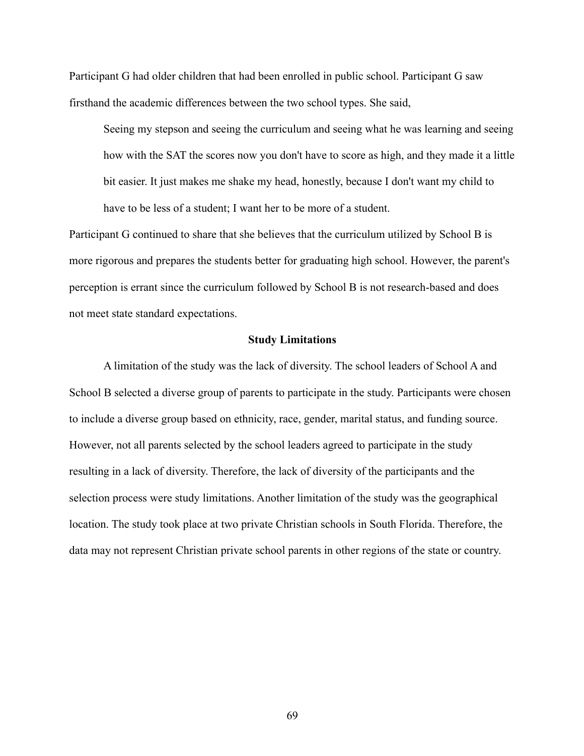Participant G had older children that had been enrolled in public school. Participant G saw firsthand the academic differences between the two school types. She said,

> Seeing my stepson and seeing the curriculum and seeing what he was learning and seeing how with the SAT the scores now you don't have to score as high, and they made it a little bit easier. It just makes me shake my head, honestly, because I don't want my child to have to be less of a student; I want her to be more of a student.

Participant G continued to share that she believes that the curriculum utilized by School B is more rigorous and prepares the students better for graduating high school. However, the parent's perception is errant since the curriculum followed by School B is not research-based and does not meet state standard expectations.

## Study Limitations

A limitation of the study was the lack of diversity. The school leaders of School A and School B selected a diverse group of parents to participate in the study. Participants were chosen to include a diverse group based on ethnicity, race, gender, marital status, and funding source. However, not all parents selected by the school leaders agreed to participate in the study resulting in a lack of diversity. Therefore, the lack of diversity of the participants and the selection process were study limitations. Another limitation of the study was the geographical location. The study took place at two private Christian schools in South Florida. Therefore, the data may not represent Christian private school parents in other regions of the state or country.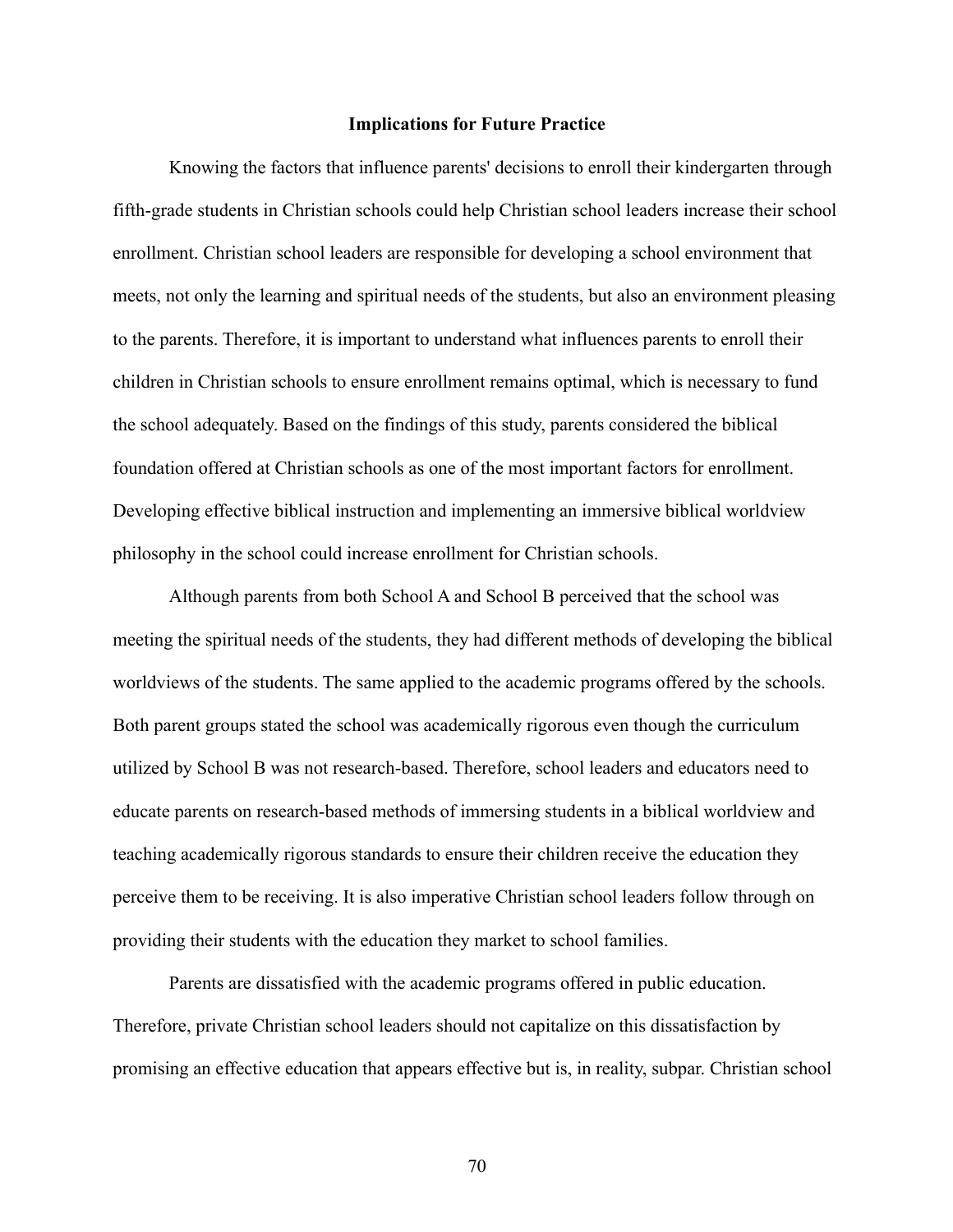## Implications for Future Practice

Knowing the factors that influence parents' decisions to enroll their kindergarten through fifth-grade students in Christian schools could help Christian school leaders increase their school enrollment. Christian school leaders are responsible for developing a school environment that meets, not only the learning and spiritual needs of the students, but also an environment pleasing to the parents. Therefore, it is important to understand what influences parents to enroll their children in Christian schools to ensure enrollment remains optimal, which is necessary to fund the school adequately. Based on the findings of this study, parents considered the biblical foundation offered at Christian schools as one of the most important factors for enrollment. Developing effective biblical instruction and implementing an immersive biblical worldview philosophy in the school could increase enrollment for Christian schools.

Although parents from both School A and School B perceived that the school was meeting the spiritual needs of the students, they had different methods of developing the biblical worldviews of the students. The same applied to the academic programs offered by the schools. Both parent groups stated the school was academically rigorous even though the curriculum utilized by School B was not research-based. Therefore, school leaders and educators need to educate parents on research-based methods of immersing students in a biblical worldview and teaching academically rigorous standards to ensure their children receive the education they perceive them to be receiving. It is also imperative Christian school leaders follow through on providing their students with the education they market to school families.

Parents are dissatisfied with the academic programs offered in public education. Therefore, private Christian school leaders should not capitalize on this dissatisfaction by promising an effective education that appears effective but is, in reality, subpar. Christian school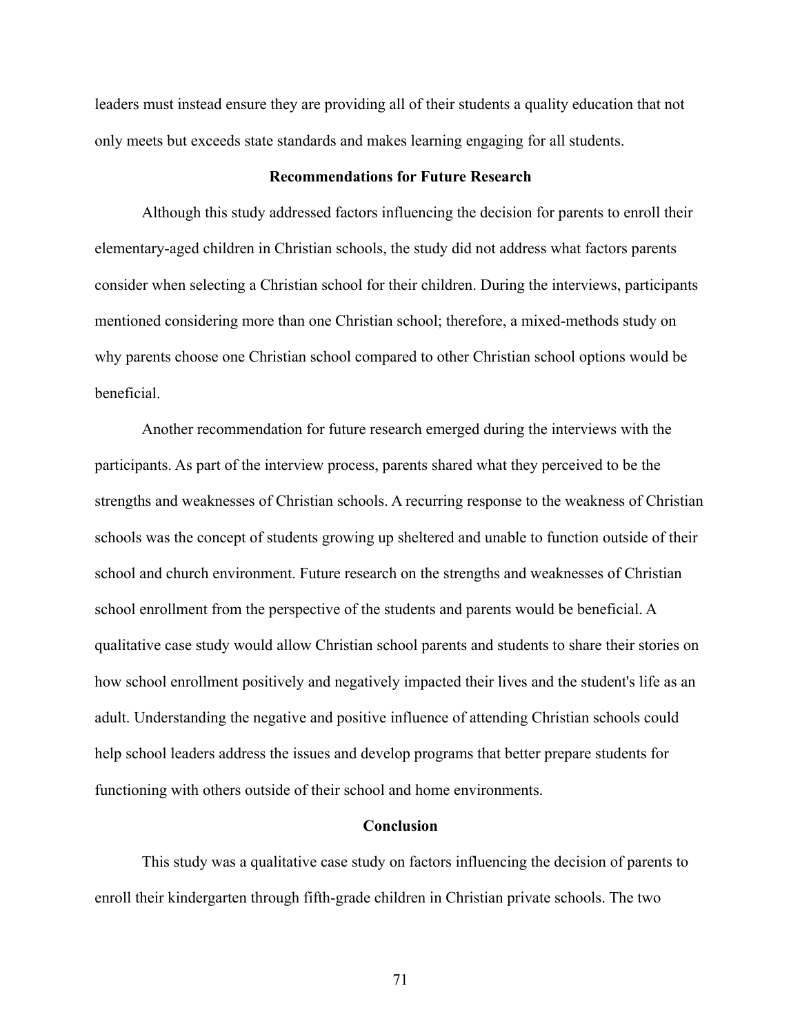leaders must instead ensure they are providing all of their students a quality education that not only meets but exceeds state standards and makes learning engaging for all students.

## Recommendations for Future Research

Although this study addressed factors influencing the decision for parents to enroll their elementary-aged children in Christian schools, the study did not address what factors parents consider when selecting a Christian school for their children. During the interviews, participants mentioned considering more than one Christian school; therefore, a mixed-methods study on why parents choose one Christian school compared to other Christian school options would be beneficial.

Another recommendation for future research emerged during the interviews with the participants. As part of the interview process, parents shared what they perceived to be the strengths and weaknesses of Christian schools. A recurring response to the weakness of Christian schools was the concept of students growing up sheltered and unable to function outside of their school and church environment. Future research on the strengths and weaknesses of Christian school enrollment from the perspective of the students and parents would be beneficial. A qualitative case study would allow Christian school parents and students to share their stories on how school enrollment positively and negatively impacted their lives and the student's life as an adult. Understanding the negative and positive influence of attending Christian schools could help school leaders address the issues and develop programs that better prepare students for functioning with others outside of their school and home environments.

## Conclusion

This study was a qualitative case study on factors influencing the decision of parents to enroll their kindergarten through fifth-grade children in Christian private schools. The two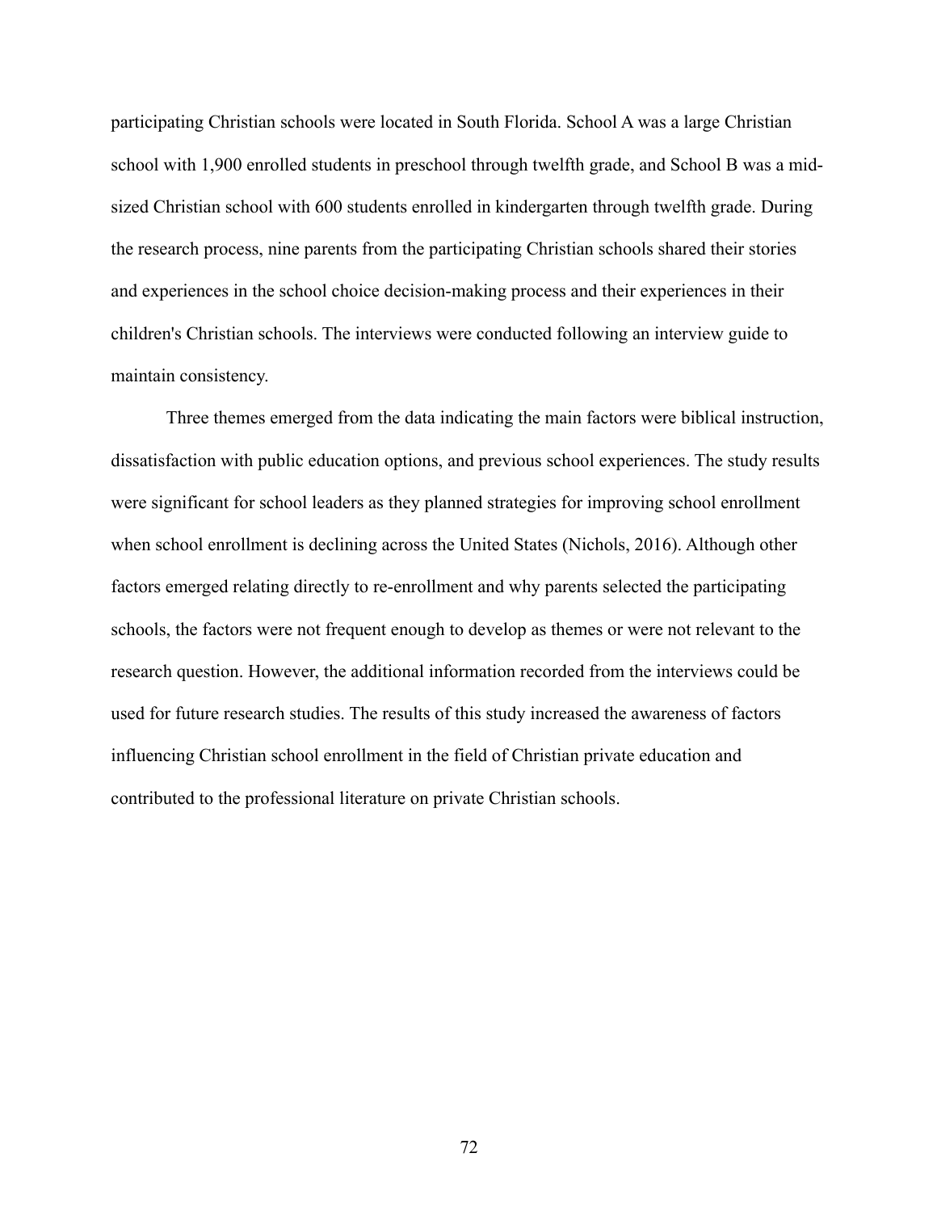participating Christian schools were located in South Florida. School A was a large Christian school with 1,900 enrolled students in preschool through twelfth grade, and School B was a mid-sized Christian school with 600 students enrolled in kindergarten through twelfth grade. During the research process, nine parents from the participating Christian schools shared their stories and experiences in the school choice decision-making process and their experiences in their children's Christian schools. The interviews were conducted following an interview guide to maintain consistency.

Three themes emerged from the data indicating the main factors were biblical instruction, dissatisfaction with public education options, and previous school experiences. The study results were significant for school leaders as they planned strategies for improving school enrollment when school enrollment is declining across the United States (Nichols, 2016). Although other factors emerged relating directly to re-enrollment and why parents selected the participating schools, the factors were not frequent enough to develop as themes or were not relevant to the research question. However, the additional information recorded from the interviews could be used for future research studies. The results of this study increased the awareness of factors influencing Christian school enrollment in the field of Christian private education and contributed to the professional literature on private Christian schools.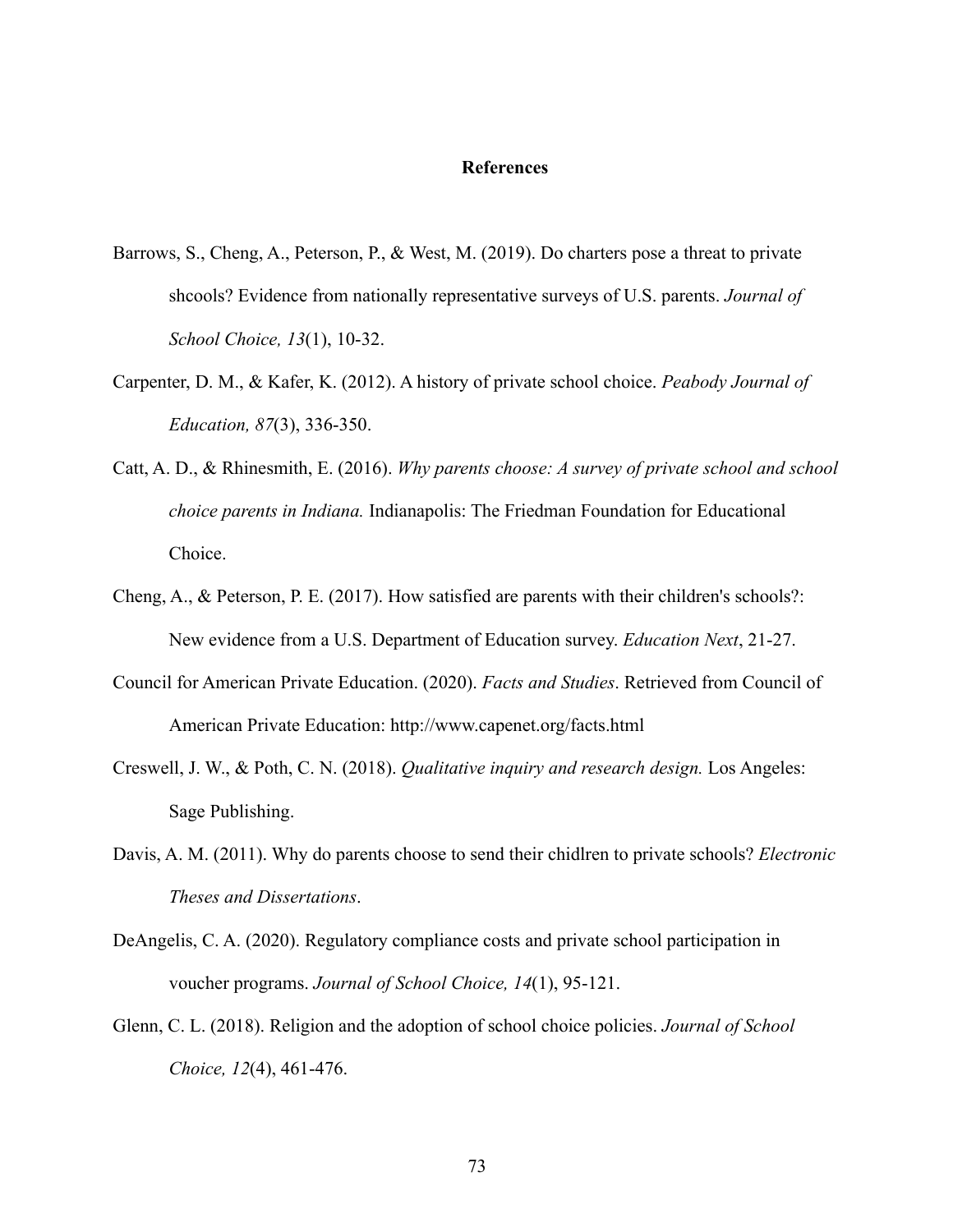# References

Barrows, S., Cheng, A., Peterson, P., & West, M. (2019). Do charters pose a threat to private shcools? Evidence from nationally representative surveys of U.S. parents. *Journal of School Choice, 13*(1), 10-32.

Carpenter, D. M., & Kafer, K. (2012). A history of private school choice. *Peabody Journal of Education, 87*(3), 336-350.

Catt, A. D., & Rhinesmith, E. (2016). *Why parents choose: A survey of private school and school choice parents in Indiana.* Indianapolis: The Friedman Foundation for Educational Choice.

Cheng, A., & Peterson, P. E. (2017). How satisfied are parents with their children's schools?: New evidence from a U.S. Department of Education survey. *Education Next*, 21-27.

Council for American Private Education. (2020). *Facts and Studies*. Retrieved from Council of American Private Education: http://www.capenet.org/facts.html

Creswell, J. W., & Poth, C. N. (2018). *Qualitative inquiry and research design.* Los Angeles: Sage Publishing.

Davis, A. M. (2011). Why do parents choose to send their chidlren to private schools? *Electronic Theses and Dissertations*.

DeAngelis, C. A. (2020). Regulatory compliance costs and private school participation in voucher programs. *Journal of School Choice, 14*(1), 95-121.

Glenn, C. L. (2018). Religion and the adoption of school choice policies. *Journal of School Choice, 12*(4), 461-476.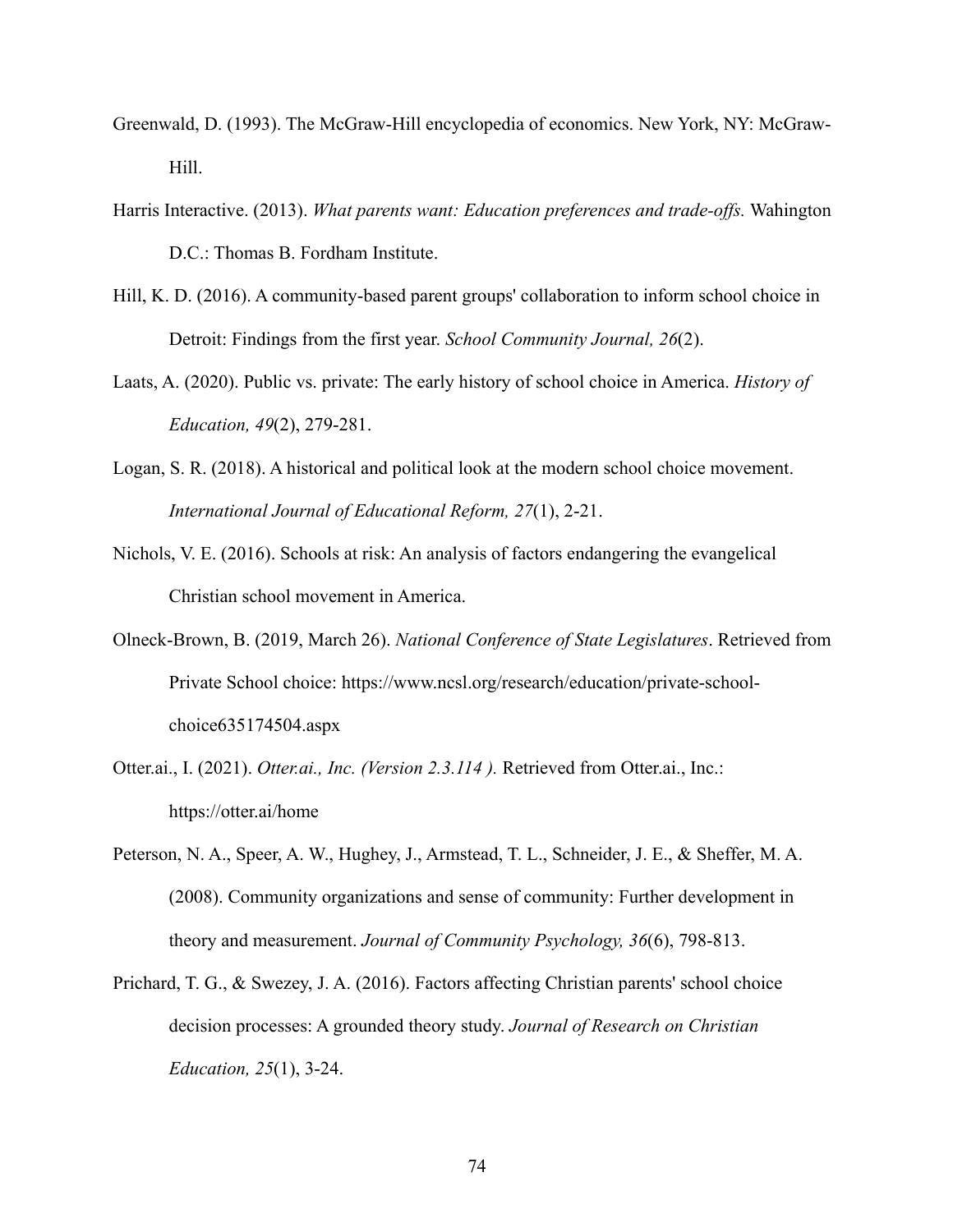Greenwald, D. (1993). The McGraw-Hill encyclopedia of economics. New York, NY: McGraw-Hill.

Harris Interactive. (2013). *What parents want: Education preferences and trade-offs.* Wahington D.C.: Thomas B. Fordham Institute.

Hill, K. D. (2016). A community-based parent groups' collaboration to inform school choice in Detroit: Findings from the first year. *School Community Journal, 26*(2).

Laats, A. (2020). Public vs. private: The early history of school choice in America. *History of Education, 49*(2), 279-281.

Logan, S. R. (2018). A historical and political look at the modern school choice movement. *International Journal of Educational Reform, 27*(1), 2-21.

Nichols, V. E. (2016). Schools at risk: An analysis of factors endangering the evangelical Christian school movement in America.

Olneck-Brown, B. (2019, March 26). *National Conference of State Legislatures*. Retrieved from Private School choice: https://www.ncsl.org/research/education/private-school-choice635174504.aspx

Otter.ai., I. (2021). *Otter.ai., Inc. (Version 2.3.114 ).* Retrieved from Otter.ai., Inc.: https://otter.ai/home

Peterson, N. A., Speer, A. W., Hughey, J., Armstead, T. L., Schneider, J. E., & Sheffer, M. A. (2008). Community organizations and sense of community: Further development in theory and measurement. *Journal of Community Psychology, 36*(6), 798-813.

Prichard, T. G., & Swezey, J. A. (2016). Factors affecting Christian parents' school choice decision processes: A grounded theory study. *Journal of Research on Christian Education, 25*(1), 3-24.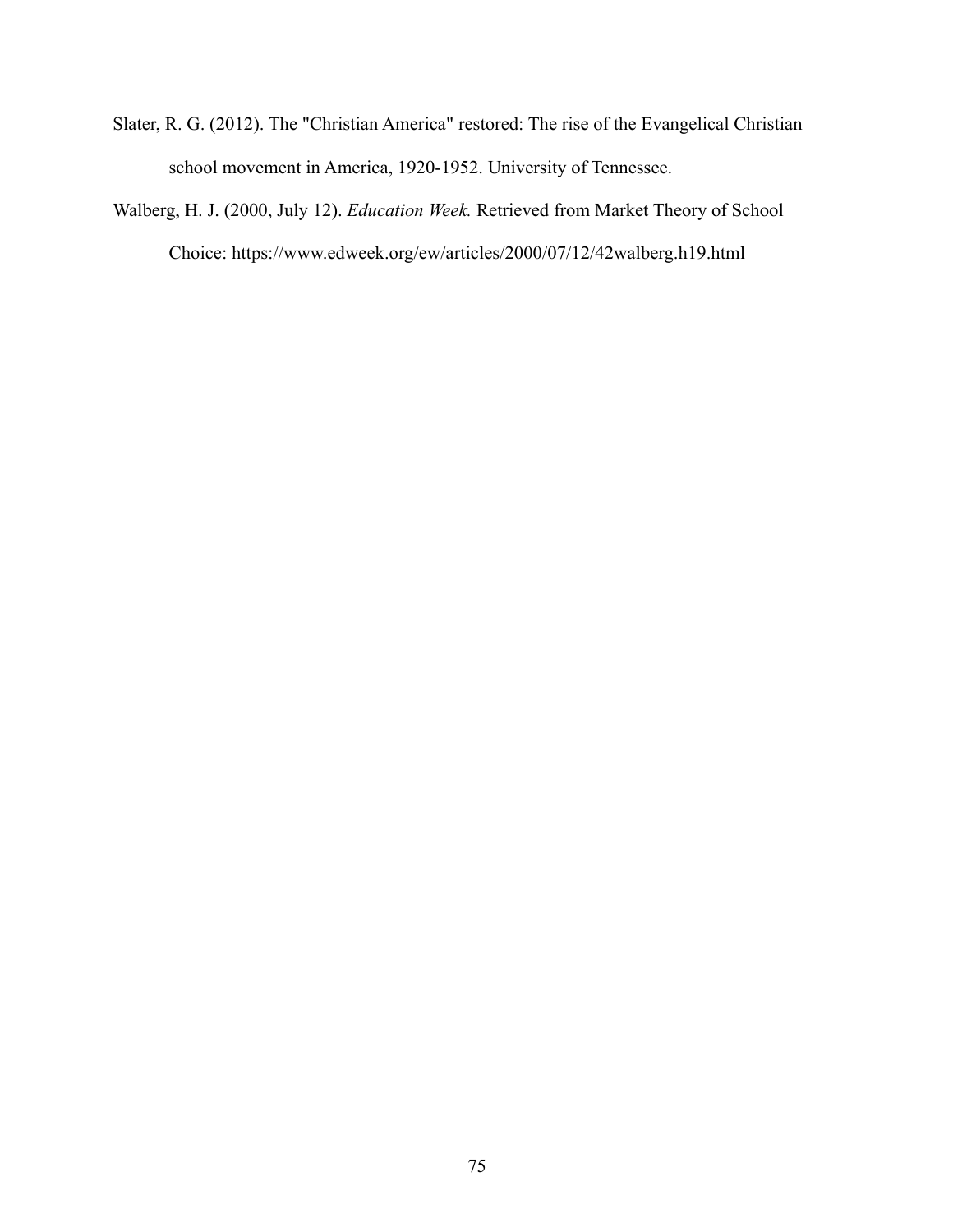Slater, R. G. (2012). The "Christian America" restored: The rise of the Evangelical Christian school movement in America, 1920-1952. University of Tennessee.

Walberg, H. J. (2000, July 12). *Education Week.* Retrieved from Market Theory of School Choice: https://www.edweek.org/ew/articles/2000/07/12/42walberg.h19.html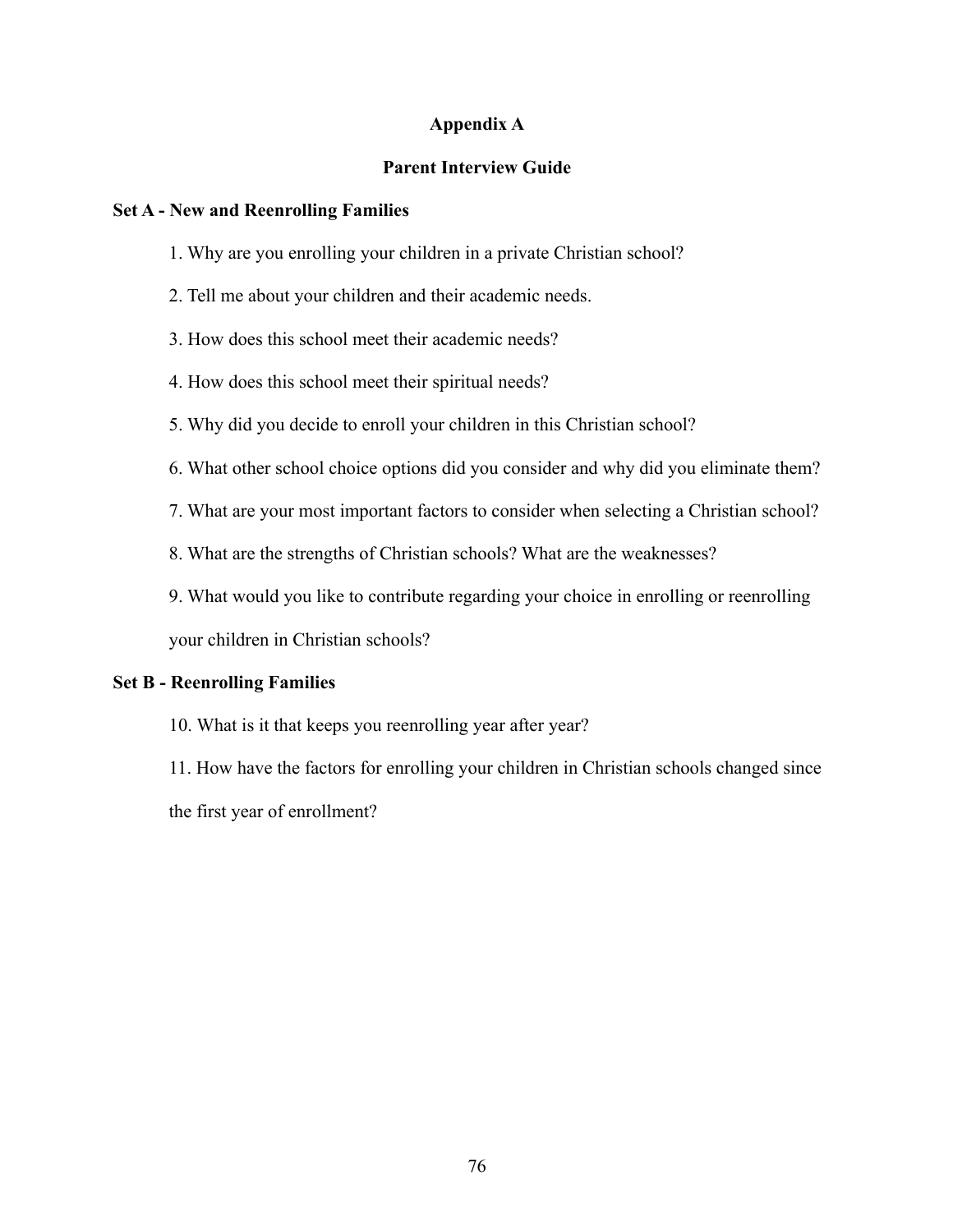# Appendix A

## Parent Interview Guide

### Set A - New and Reenrolling Families

1. Why are you enrolling your children in a private Christian school?

2. Tell me about your children and their academic needs.

3. How does this school meet their academic needs?

4. How does this school meet their spiritual needs?

5. Why did you decide to enroll your children in this Christian school?

6. What other school choice options did you consider and why did you eliminate them?

7. What are your most important factors to consider when selecting a Christian school?

8. What are the strengths of Christian schools? What are the weaknesses?

9. What would you like to contribute regarding your choice in enrolling or reenrolling your children in Christian schools?

### Set B - Reenrolling Families

10. What is it that keeps you reenrolling year after year?

11. How have the factors for enrolling your children in Christian schools changed since the first year of enrollment?